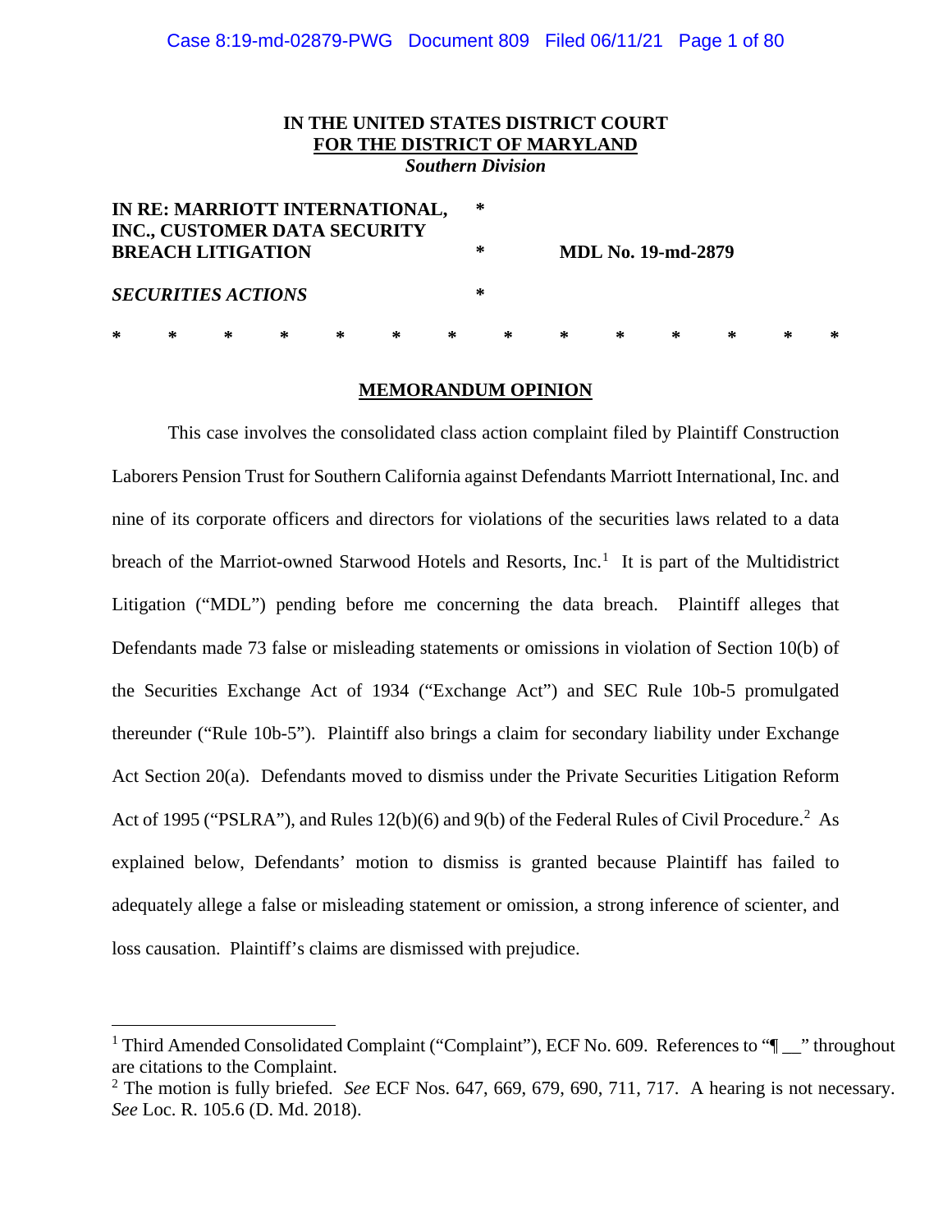**IN THE UNITED STATES DISTRICT COURT**
**FOR THE DISTRICT OF MARYLAND**
***Southern Division***

| | | |
|---|---|---|
| **IN RE: MARRIOTT INTERNATIONAL, INC., CUSTOMER DATA SECURITY BREACH LITIGATION** | * | **MDL No. 19-md-2879** |
| | * | |
| ***SECURITIES ACTIONS*** | * | |

\* \* \* \* \* \* \* \* \* \* \* \* \* \*

## MEMORANDUM OPINION

This case involves the consolidated class action complaint filed by Plaintiff Construction Laborers Pension Trust for Southern California against Defendants Marriott International, Inc. and nine of its corporate officers and directors for violations of the securities laws related to a data breach of the Marriot-owned Starwood Hotels and Resorts, Inc.[1] It is part of the Multidistrict Litigation ("MDL") pending before me concerning the data breach. Plaintiff alleges that Defendants made 73 false or misleading statements or omissions in violation of Section 10(b) of the Securities Exchange Act of 1934 ("Exchange Act") and SEC Rule 10b-5 promulgated thereunder ("Rule 10b-5"). Plaintiff also brings a claim for secondary liability under Exchange Act Section 20(a). Defendants moved to dismiss under the Private Securities Litigation Reform Act of 1995 ("PSLRA"), and Rules 12(b)(6) and 9(b) of the Federal Rules of Civil Procedure.[2] As explained below, Defendants' motion to dismiss is granted because Plaintiff has failed to adequately allege a false or misleading statement or omission, a strong inference of scienter, and loss causation. Plaintiff's claims are dismissed with prejudice.

---

[1] Third Amended Consolidated Complaint ("Complaint"), ECF No. 609. References to "¶ __" throughout are citations to the Complaint.

[2] The motion is fully briefed. *See* ECF Nos. 647, 669, 679, 690, 711, 717. A hearing is not necessary. *See* Loc. R. 105.6 (D. Md. 2018).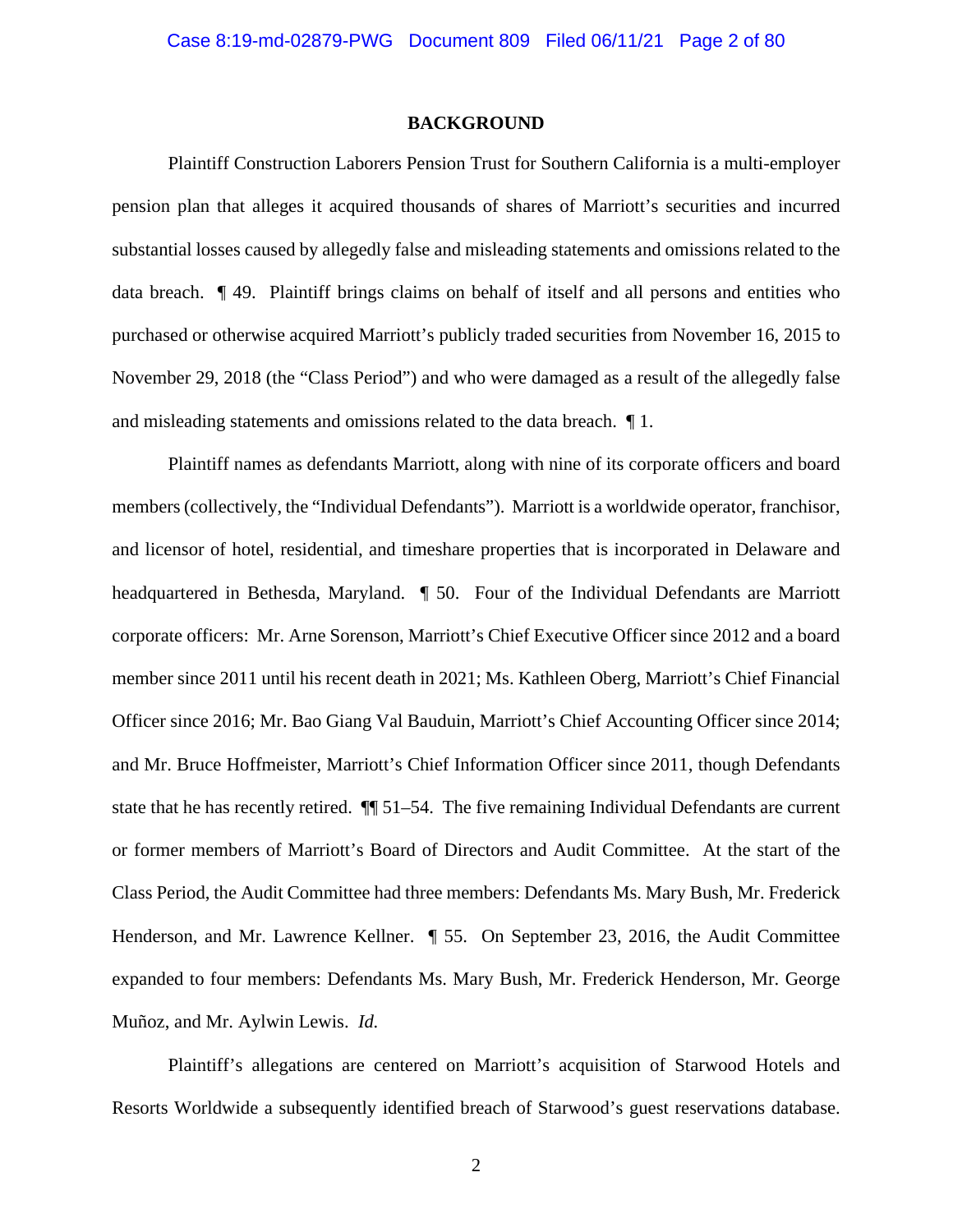## BACKGROUND

Plaintiff Construction Laborers Pension Trust for Southern California is a multi-employer pension plan that alleges it acquired thousands of shares of Marriott's securities and incurred substantial losses caused by allegedly false and misleading statements and omissions related to the data breach. ¶ 49. Plaintiff brings claims on behalf of itself and all persons and entities who purchased or otherwise acquired Marriott's publicly traded securities from November 16, 2015 to November 29, 2018 (the "Class Period") and who were damaged as a result of the allegedly false and misleading statements and omissions related to the data breach. ¶ 1.

Plaintiff names as defendants Marriott, along with nine of its corporate officers and board members (collectively, the "Individual Defendants"). Marriott is a worldwide operator, franchisor, and licensor of hotel, residential, and timeshare properties that is incorporated in Delaware and headquartered in Bethesda, Maryland. ¶ 50. Four of the Individual Defendants are Marriott corporate officers: Mr. Arne Sorenson, Marriott's Chief Executive Officer since 2012 and a board member since 2011 until his recent death in 2021; Ms. Kathleen Oberg, Marriott's Chief Financial Officer since 2016; Mr. Bao Giang Val Bauduin, Marriott's Chief Accounting Officer since 2014; and Mr. Bruce Hoffmeister, Marriott's Chief Information Officer since 2011, though Defendants state that he has recently retired. ¶¶ 51–54. The five remaining Individual Defendants are current or former members of Marriott's Board of Directors and Audit Committee. At the start of the Class Period, the Audit Committee had three members: Defendants Ms. Mary Bush, Mr. Frederick Henderson, and Mr. Lawrence Kellner. ¶ 55. On September 23, 2016, the Audit Committee expanded to four members: Defendants Ms. Mary Bush, Mr. Frederick Henderson, Mr. George Muñoz, and Mr. Aylwin Lewis. *Id.*

Plaintiff's allegations are centered on Marriott's acquisition of Starwood Hotels and Resorts Worldwide a subsequently identified breach of Starwood's guest reservations database.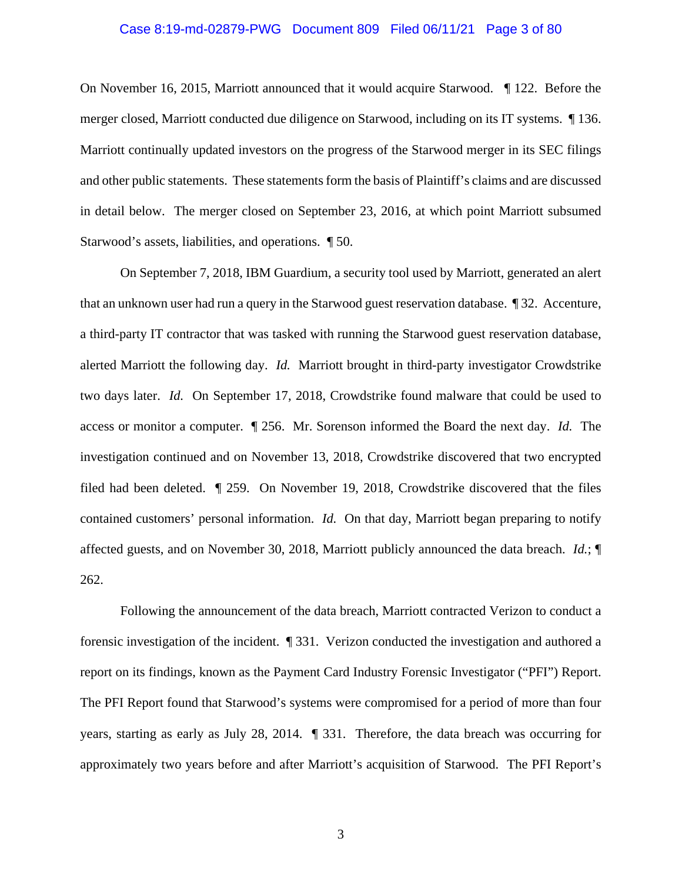On November 16, 2015, Marriott announced that it would acquire Starwood. ¶ 122. Before the merger closed, Marriott conducted due diligence on Starwood, including on its IT systems. ¶ 136. Marriott continually updated investors on the progress of the Starwood merger in its SEC filings and other public statements. These statements form the basis of Plaintiff's claims and are discussed in detail below. The merger closed on September 23, 2016, at which point Marriott subsumed Starwood's assets, liabilities, and operations. ¶ 50.

On September 7, 2018, IBM Guardium, a security tool used by Marriott, generated an alert that an unknown user had run a query in the Starwood guest reservation database. ¶ 32. Accenture, a third-party IT contractor that was tasked with running the Starwood guest reservation database, alerted Marriott the following day. *Id.* Marriott brought in third-party investigator Crowdstrike two days later. *Id.* On September 17, 2018, Crowdstrike found malware that could be used to access or monitor a computer. ¶ 256. Mr. Sorenson informed the Board the next day. *Id.* The investigation continued and on November 13, 2018, Crowdstrike discovered that two encrypted filed had been deleted. ¶ 259. On November 19, 2018, Crowdstrike discovered that the files contained customers' personal information. *Id.* On that day, Marriott began preparing to notify affected guests, and on November 30, 2018, Marriott publicly announced the data breach. *Id.*; ¶ 262.

Following the announcement of the data breach, Marriott contracted Verizon to conduct a forensic investigation of the incident. ¶ 331. Verizon conducted the investigation and authored a report on its findings, known as the Payment Card Industry Forensic Investigator ("PFI") Report. The PFI Report found that Starwood's systems were compromised for a period of more than four years, starting as early as July 28, 2014. ¶ 331. Therefore, the data breach was occurring for approximately two years before and after Marriott's acquisition of Starwood. The PFI Report's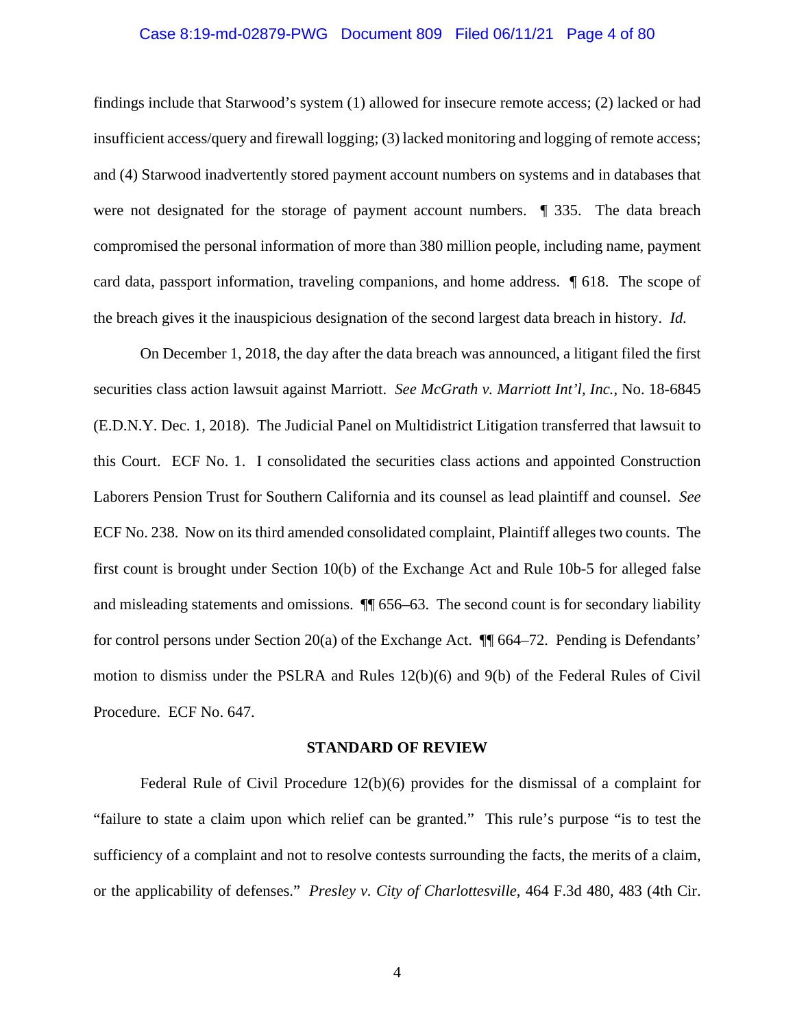findings include that Starwood's system (1) allowed for insecure remote access; (2) lacked or had insufficient access/query and firewall logging; (3) lacked monitoring and logging of remote access; and (4) Starwood inadvertently stored payment account numbers on systems and in databases that were not designated for the storage of payment account numbers. ¶ 335. The data breach compromised the personal information of more than 380 million people, including name, payment card data, passport information, traveling companions, and home address. ¶ 618. The scope of the breach gives it the inauspicious designation of the second largest data breach in history. *Id.*

On December 1, 2018, the day after the data breach was announced, a litigant filed the first securities class action lawsuit against Marriott. *See McGrath v. Marriott Int'l, Inc.*, No. 18-6845 (E.D.N.Y. Dec. 1, 2018). The Judicial Panel on Multidistrict Litigation transferred that lawsuit to this Court. ECF No. 1. I consolidated the securities class actions and appointed Construction Laborers Pension Trust for Southern California and its counsel as lead plaintiff and counsel. *See* ECF No. 238. Now on its third amended consolidated complaint, Plaintiff alleges two counts. The first count is brought under Section 10(b) of the Exchange Act and Rule 10b-5 for alleged false and misleading statements and omissions. ¶¶ 656–63. The second count is for secondary liability for control persons under Section 20(a) of the Exchange Act. ¶¶ 664–72. Pending is Defendants' motion to dismiss under the PSLRA and Rules 12(b)(6) and 9(b) of the Federal Rules of Civil Procedure. ECF No. 647.

## STANDARD OF REVIEW

Federal Rule of Civil Procedure 12(b)(6) provides for the dismissal of a complaint for "failure to state a claim upon which relief can be granted." This rule's purpose "is to test the sufficiency of a complaint and not to resolve contests surrounding the facts, the merits of a claim, or the applicability of defenses." *Presley v. City of Charlottesville*, 464 F.3d 480, 483 (4th Cir.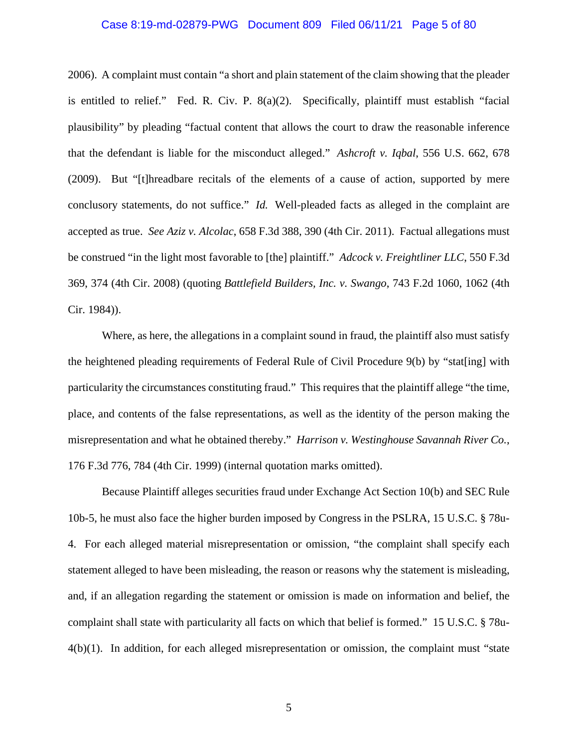2006). A complaint must contain "a short and plain statement of the claim showing that the pleader is entitled to relief." Fed. R. Civ. P. 8(a)(2). Specifically, plaintiff must establish "facial plausibility" by pleading "factual content that allows the court to draw the reasonable inference that the defendant is liable for the misconduct alleged." *Ashcroft v. Iqbal*, 556 U.S. 662, 678 (2009). But "[t]hreadbare recitals of the elements of a cause of action, supported by mere conclusory statements, do not suffice." *Id.* Well-pleaded facts as alleged in the complaint are accepted as true. *See Aziz v. Alcolac*, 658 F.3d 388, 390 (4th Cir. 2011). Factual allegations must be construed "in the light most favorable to [the] plaintiff." *Adcock v. Freightliner LLC*, 550 F.3d 369, 374 (4th Cir. 2008) (quoting *Battlefield Builders, Inc. v. Swango*, 743 F.2d 1060, 1062 (4th Cir. 1984)).

Where, as here, the allegations in a complaint sound in fraud, the plaintiff also must satisfy the heightened pleading requirements of Federal Rule of Civil Procedure 9(b) by "stat[ing] with particularity the circumstances constituting fraud." This requires that the plaintiff allege "the time, place, and contents of the false representations, as well as the identity of the person making the misrepresentation and what he obtained thereby." *Harrison v. Westinghouse Savannah River Co.*, 176 F.3d 776, 784 (4th Cir. 1999) (internal quotation marks omitted).

Because Plaintiff alleges securities fraud under Exchange Act Section 10(b) and SEC Rule 10b-5, he must also face the higher burden imposed by Congress in the PSLRA, 15 U.S.C. § 78u-4. For each alleged material misrepresentation or omission, "the complaint shall specify each statement alleged to have been misleading, the reason or reasons why the statement is misleading, and, if an allegation regarding the statement or omission is made on information and belief, the complaint shall state with particularity all facts on which that belief is formed." 15 U.S.C. § 78u-4(b)(1). In addition, for each alleged misrepresentation or omission, the complaint must "state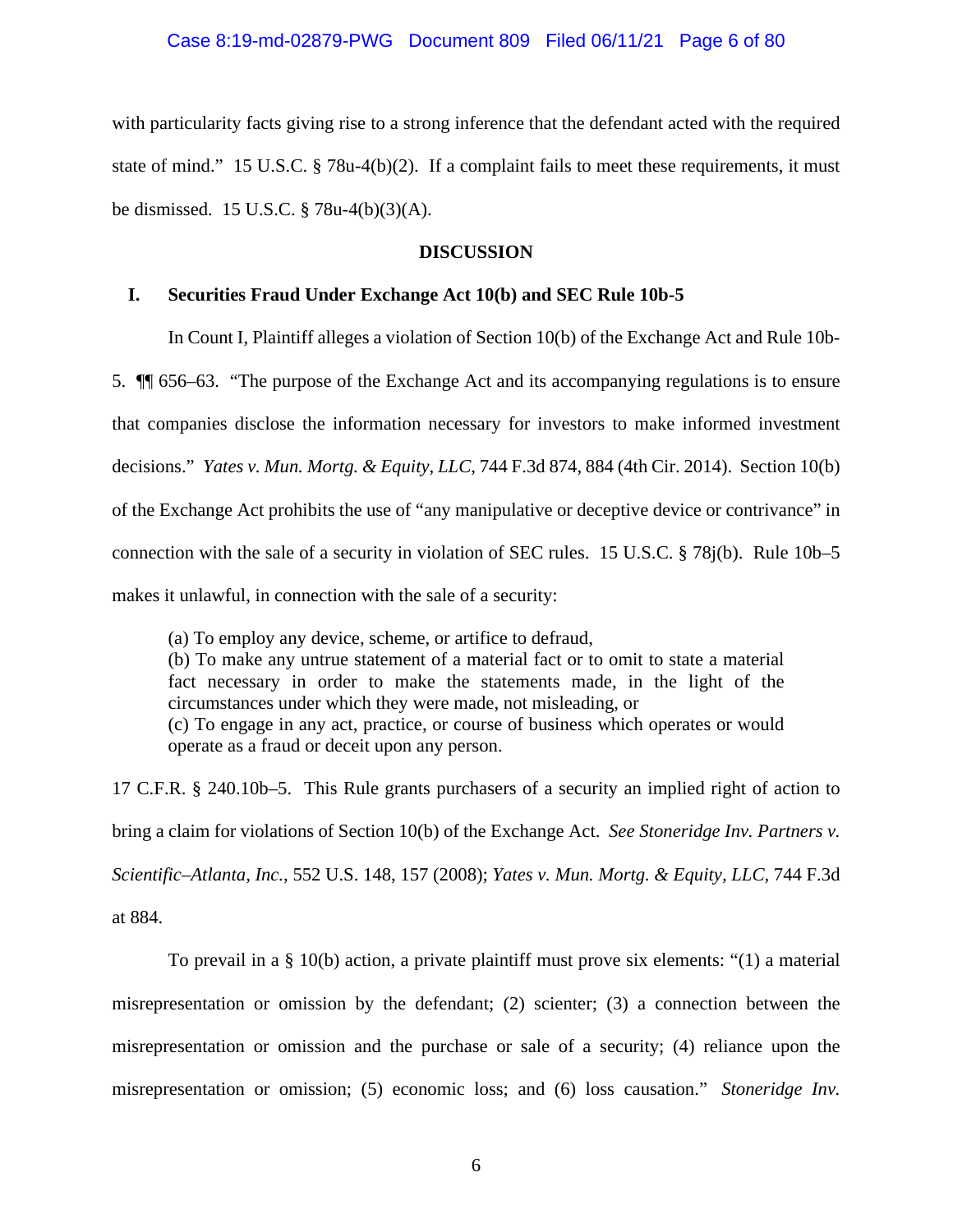with particularity facts giving rise to a strong inference that the defendant acted with the required state of mind." 15 U.S.C. § 78u-4(b)(2). If a complaint fails to meet these requirements, it must be dismissed. 15 U.S.C. § 78u-4(b)(3)(A).

## DISCUSSION

### I. Securities Fraud Under Exchange Act 10(b) and SEC Rule 10b-5

In Count I, Plaintiff alleges a violation of Section 10(b) of the Exchange Act and Rule 10b-5. ¶¶ 656–63. "The purpose of the Exchange Act and its accompanying regulations is to ensure that companies disclose the information necessary for investors to make informed investment decisions." *Yates v. Mun. Mortg. & Equity, LLC*, 744 F.3d 874, 884 (4th Cir. 2014). Section 10(b) of the Exchange Act prohibits the use of "any manipulative or deceptive device or contrivance" in connection with the sale of a security in violation of SEC rules. 15 U.S.C. § 78j(b). Rule 10b–5 makes it unlawful, in connection with the sale of a security:

> (a) To employ any device, scheme, or artifice to defraud,
> (b) To make any untrue statement of a material fact or to omit to state a material fact necessary in order to make the statements made, in the light of the circumstances under which they were made, not misleading, or
> (c) To engage in any act, practice, or course of business which operates or would operate as a fraud or deceit upon any person.

17 C.F.R. § 240.10b–5. This Rule grants purchasers of a security an implied right of action to bring a claim for violations of Section 10(b) of the Exchange Act. *See Stoneridge Inv. Partners v. Scientific–Atlanta, Inc.*, 552 U.S. 148, 157 (2008); *Yates v. Mun. Mortg. & Equity, LLC*, 744 F.3d at 884.

To prevail in a § 10(b) action, a private plaintiff must prove six elements: "(1) a material misrepresentation or omission by the defendant; (2) scienter; (3) a connection between the misrepresentation or omission and the purchase or sale of a security; (4) reliance upon the misrepresentation or omission; (5) economic loss; and (6) loss causation." *Stoneridge Inv.*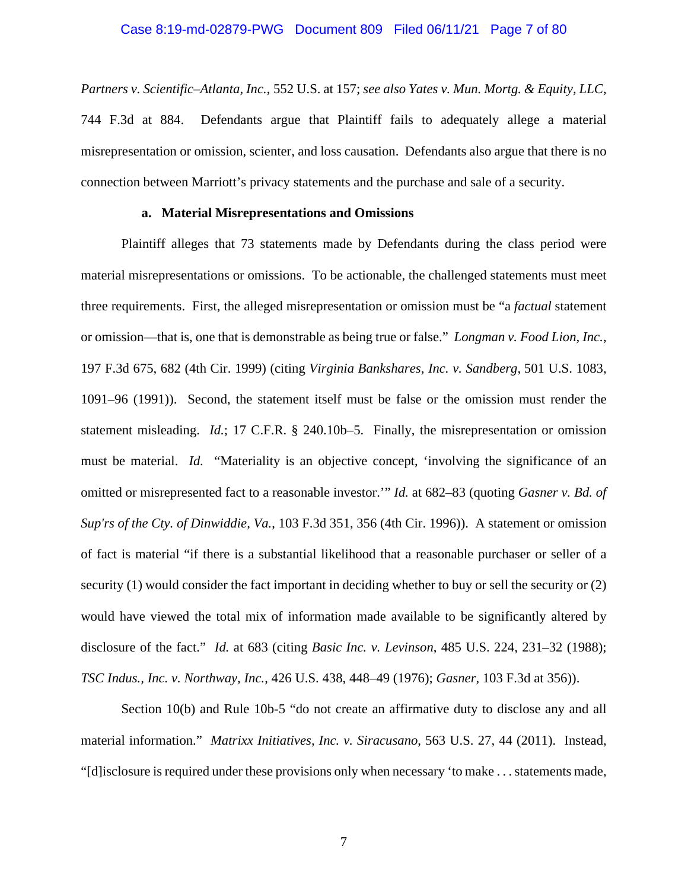*Partners v. Scientific–Atlanta, Inc.*, 552 U.S. at 157; *see also Yates v. Mun. Mortg. & Equity, LLC*, 744 F.3d at 884. Defendants argue that Plaintiff fails to adequately allege a material misrepresentation or omission, scienter, and loss causation. Defendants also argue that there is no connection between Marriott's privacy statements and the purchase and sale of a security.

**a. Material Misrepresentations and Omissions**

Plaintiff alleges that 73 statements made by Defendants during the class period were material misrepresentations or omissions. To be actionable, the challenged statements must meet three requirements. First, the alleged misrepresentation or omission must be "a *factual* statement or omission—that is, one that is demonstrable as being true or false." *Longman v. Food Lion, Inc.*, 197 F.3d 675, 682 (4th Cir. 1999) (citing *Virginia Bankshares, Inc. v. Sandberg*, 501 U.S. 1083, 1091–96 (1991)). Second, the statement itself must be false or the omission must render the statement misleading. *Id.*; 17 C.F.R. § 240.10b–5. Finally, the misrepresentation or omission must be material. *Id.* "Materiality is an objective concept, 'involving the significance of an omitted or misrepresented fact to a reasonable investor.'" *Id.* at 682–83 (quoting *Gasner v. Bd. of Sup'rs of the Cty. of Dinwiddie, Va.*, 103 F.3d 351, 356 (4th Cir. 1996)). A statement or omission of fact is material "if there is a substantial likelihood that a reasonable purchaser or seller of a security (1) would consider the fact important in deciding whether to buy or sell the security or (2) would have viewed the total mix of information made available to be significantly altered by disclosure of the fact." *Id.* at 683 (citing *Basic Inc. v. Levinson*, 485 U.S. 224, 231–32 (1988); *TSC Indus., Inc. v. Northway, Inc.*, 426 U.S. 438, 448–49 (1976); *Gasner*, 103 F.3d at 356)).

Section 10(b) and Rule 10b-5 "do not create an affirmative duty to disclose any and all material information." *Matrixx Initiatives, Inc. v. Siracusano*, 563 U.S. 27, 44 (2011). Instead, "[d]isclosure is required under these provisions only when necessary 'to make . . . statements made,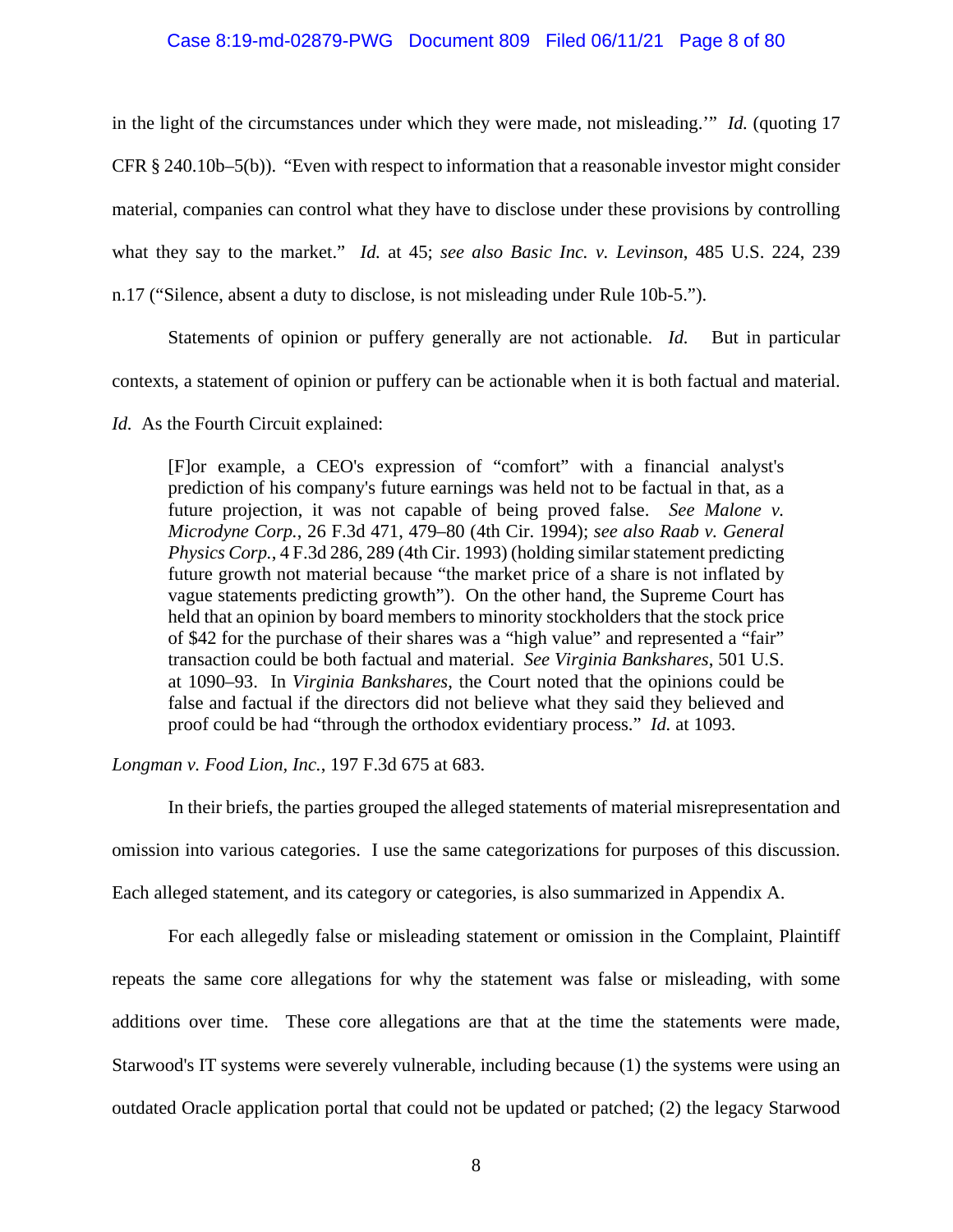in the light of the circumstances under which they were made, not misleading.'" *Id.* (quoting 17 CFR § 240.10b–5(b)). "Even with respect to information that a reasonable investor might consider material, companies can control what they have to disclose under these provisions by controlling what they say to the market." *Id.* at 45; *see also Basic Inc. v. Levinson*, 485 U.S. 224, 239 n.17 ("Silence, absent a duty to disclose, is not misleading under Rule 10b-5.").

Statements of opinion or puffery generally are not actionable. *Id.* But in particular contexts, a statement of opinion or puffery can be actionable when it is both factual and material. *Id.* As the Fourth Circuit explained:

> [F]or example, a CEO's expression of "comfort" with a financial analyst's prediction of his company's future earnings was held not to be factual in that, as a future projection, it was not capable of being proved false. *See Malone v. Microdyne Corp.*, 26 F.3d 471, 479–80 (4th Cir. 1994); *see also Raab v. General Physics Corp.*, 4 F.3d 286, 289 (4th Cir. 1993) (holding similar statement predicting future growth not material because "the market price of a share is not inflated by vague statements predicting growth"). On the other hand, the Supreme Court has held that an opinion by board members to minority stockholders that the stock price of $42 for the purchase of their shares was a "high value" and represented a "fair" transaction could be both factual and material. *See Virginia Bankshares*, 501 U.S. at 1090–93. In *Virginia Bankshares*, the Court noted that the opinions could be false and factual if the directors did not believe what they said they believed and proof could be had "through the orthodox evidentiary process." *Id.* at 1093.

*Longman v. Food Lion, Inc.*, 197 F.3d 675 at 683.

In their briefs, the parties grouped the alleged statements of material misrepresentation and omission into various categories. I use the same categorizations for purposes of this discussion. Each alleged statement, and its category or categories, is also summarized in Appendix A.

For each allegedly false or misleading statement or omission in the Complaint, Plaintiff repeats the same core allegations for why the statement was false or misleading, with some additions over time. These core allegations are that at the time the statements were made, Starwood's IT systems were severely vulnerable, including because (1) the systems were using an outdated Oracle application portal that could not be updated or patched; (2) the legacy Starwood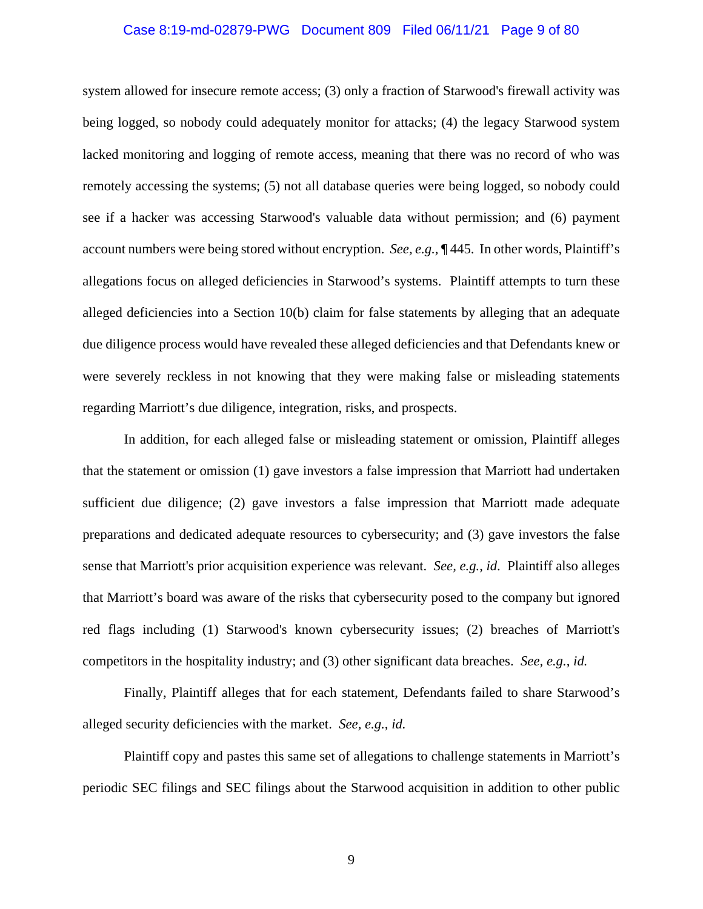system allowed for insecure remote access; (3) only a fraction of Starwood's firewall activity was being logged, so nobody could adequately monitor for attacks; (4) the legacy Starwood system lacked monitoring and logging of remote access, meaning that there was no record of who was remotely accessing the systems; (5) not all database queries were being logged, so nobody could see if a hacker was accessing Starwood's valuable data without permission; and (6) payment account numbers were being stored without encryption. *See, e.g.*, ¶ 445. In other words, Plaintiff's allegations focus on alleged deficiencies in Starwood's systems. Plaintiff attempts to turn these alleged deficiencies into a Section 10(b) claim for false statements by alleging that an adequate due diligence process would have revealed these alleged deficiencies and that Defendants knew or were severely reckless in not knowing that they were making false or misleading statements regarding Marriott's due diligence, integration, risks, and prospects.

In addition, for each alleged false or misleading statement or omission, Plaintiff alleges that the statement or omission (1) gave investors a false impression that Marriott had undertaken sufficient due diligence; (2) gave investors a false impression that Marriott made adequate preparations and dedicated adequate resources to cybersecurity; and (3) gave investors the false sense that Marriott's prior acquisition experience was relevant. *See, e.g.*, *id*. Plaintiff also alleges that Marriott's board was aware of the risks that cybersecurity posed to the company but ignored red flags including (1) Starwood's known cybersecurity issues; (2) breaches of Marriott's competitors in the hospitality industry; and (3) other significant data breaches. *See, e.g.*, *id.*

Finally, Plaintiff alleges that for each statement, Defendants failed to share Starwood's alleged security deficiencies with the market. *See, e.g.*, *id.*

Plaintiff copy and pastes this same set of allegations to challenge statements in Marriott's periodic SEC filings and SEC filings about the Starwood acquisition in addition to other public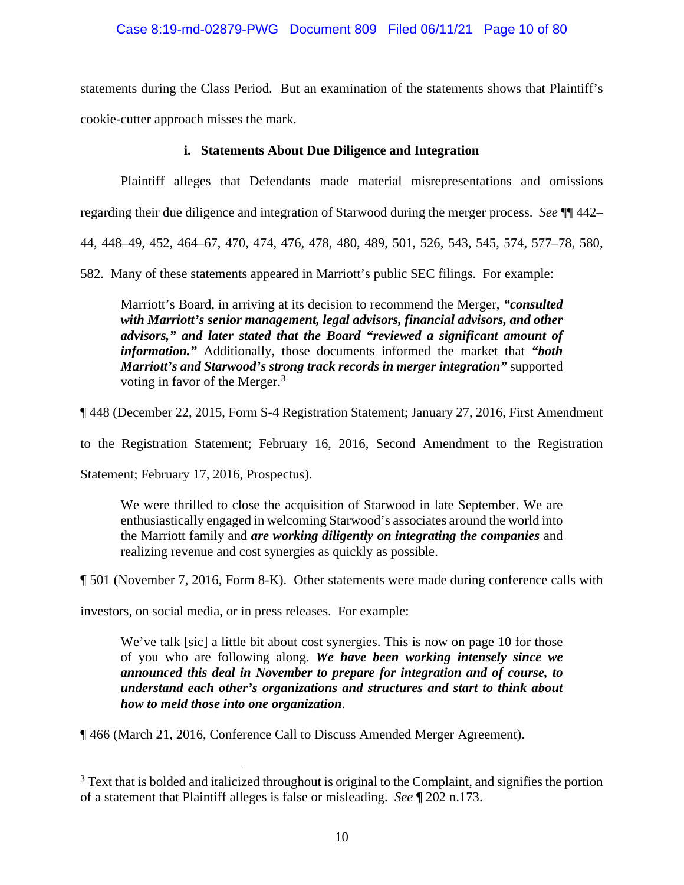statements during the Class Period. But an examination of the statements shows that Plaintiff's cookie-cutter approach misses the mark.

### i. Statements About Due Diligence and Integration

Plaintiff alleges that Defendants made material misrepresentations and omissions regarding their due diligence and integration of Starwood during the merger process. *See* ¶¶ 442–44, 448–49, 452, 464–67, 470, 474, 476, 478, 480, 489, 501, 526, 543, 545, 574, 577–78, 580, 582. Many of these statements appeared in Marriott's public SEC filings. For example:

> Marriott's Board, in arriving at its decision to recommend the Merger, ***"consulted with Marriott's senior management, legal advisors, financial advisors, and other advisors," and later stated that the Board "reviewed a significant amount of information."*** Additionally, those documents informed the market that ***"both Marriott's and Starwood's strong track records in merger integration"*** supported voting in favor of the Merger.[3]

¶ 448 (December 22, 2015, Form S-4 Registration Statement; January 27, 2016, First Amendment to the Registration Statement; February 16, 2016, Second Amendment to the Registration Statement; February 17, 2016, Prospectus).

> We were thrilled to close the acquisition of Starwood in late September. We are enthusiastically engaged in welcoming Starwood's associates around the world into the Marriott family and ***are working diligently on integrating the companies*** and realizing revenue and cost synergies as quickly as possible.

¶ 501 (November 7, 2016, Form 8-K). Other statements were made during conference calls with investors, on social media, or in press releases. For example:

> We've talk [sic] a little bit about cost synergies. This is now on page 10 for those of you who are following along. ***We have been working intensely since we announced this deal in November to prepare for integration and of course, to understand each other's organizations and structures and start to think about how to meld those into one organization***.

¶ 466 (March 21, 2016, Conference Call to Discuss Amended Merger Agreement).

---

[3] Text that is bolded and italicized throughout is original to the Complaint, and signifies the portion of a statement that Plaintiff alleges is false or misleading. *See* ¶ 202 n.173.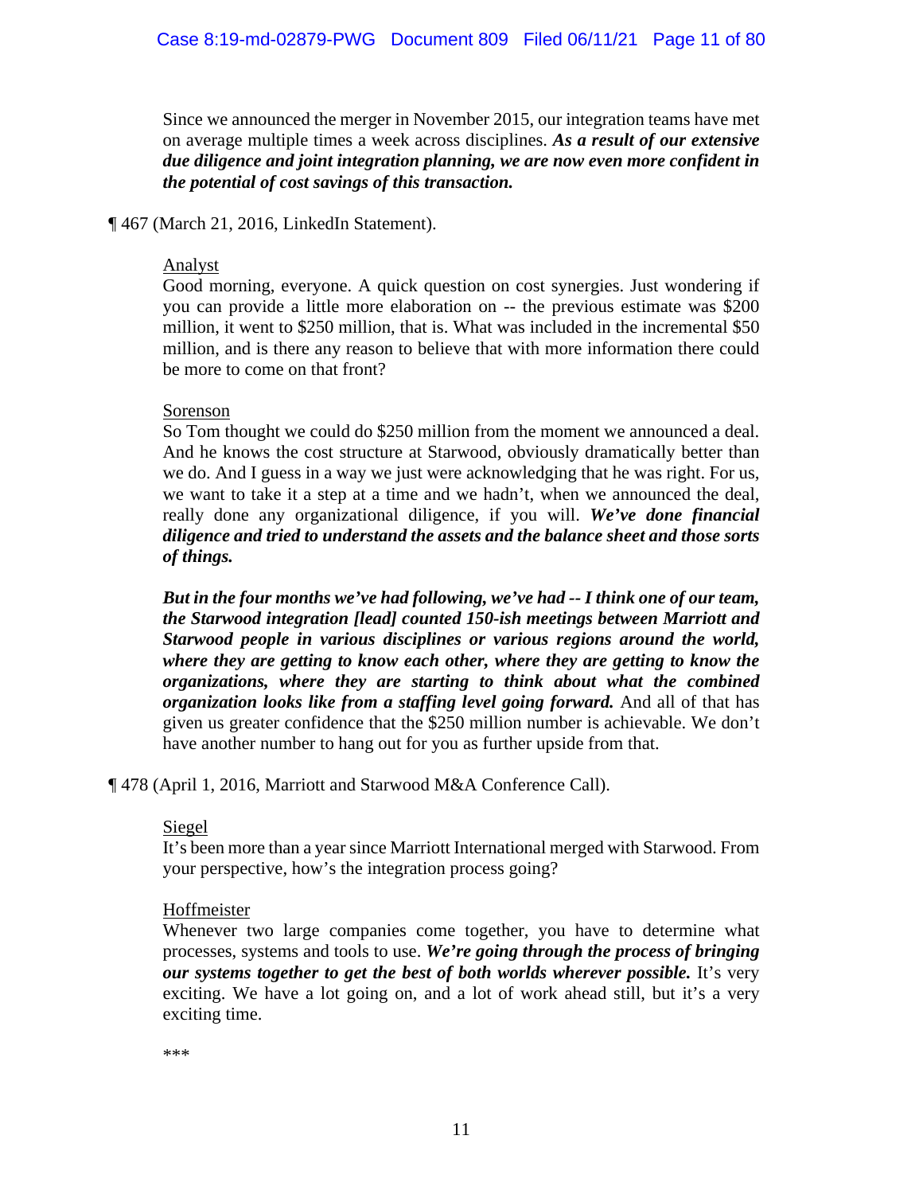> Since we announced the merger in November 2015, our integration teams have met on average multiple times a week across disciplines. ***As a result of our extensive due diligence and joint integration planning, we are now even more confident in the potential of cost savings of this transaction.***

¶ 467 (March 21, 2016, LinkedIn Statement).

> Analyst
> Good morning, everyone. A quick question on cost synergies. Just wondering if you can provide a little more elaboration on -- the previous estimate was $200 million, it went to $250 million, that is. What was included in the incremental $50 million, and is there any reason to believe that with more information there could be more to come on that front?
>
> Sorenson
> So Tom thought we could do $250 million from the moment we announced a deal. And he knows the cost structure at Starwood, obviously dramatically better than we do. And I guess in a way we just were acknowledging that he was right. For us, we want to take it a step at a time and we hadn't, when we announced the deal, really done any organizational diligence, if you will. ***We've done financial diligence and tried to understand the assets and the balance sheet and those sorts of things.***
>
> ***But in the four months we've had following, we've had -- I think one of our team, the Starwood integration [lead] counted 150-ish meetings between Marriott and Starwood people in various disciplines or various regions around the world, where they are getting to know each other, where they are getting to know the organizations, where they are starting to think about what the combined organization looks like from a staffing level going forward.*** And all of that has given us greater confidence that the $250 million number is achievable. We don't have another number to hang out for you as further upside from that.

¶ 478 (April 1, 2016, Marriott and Starwood M&A Conference Call).

> Siegel
> It's been more than a year since Marriott International merged with Starwood. From your perspective, how's the integration process going?
>
> Hoffmeister
> Whenever two large companies come together, you have to determine what processes, systems and tools to use. ***We're going through the process of bringing our systems together to get the best of both worlds wherever possible.*** It's very exciting. We have a lot going on, and a lot of work ahead still, but it's a very exciting time.
>
> ***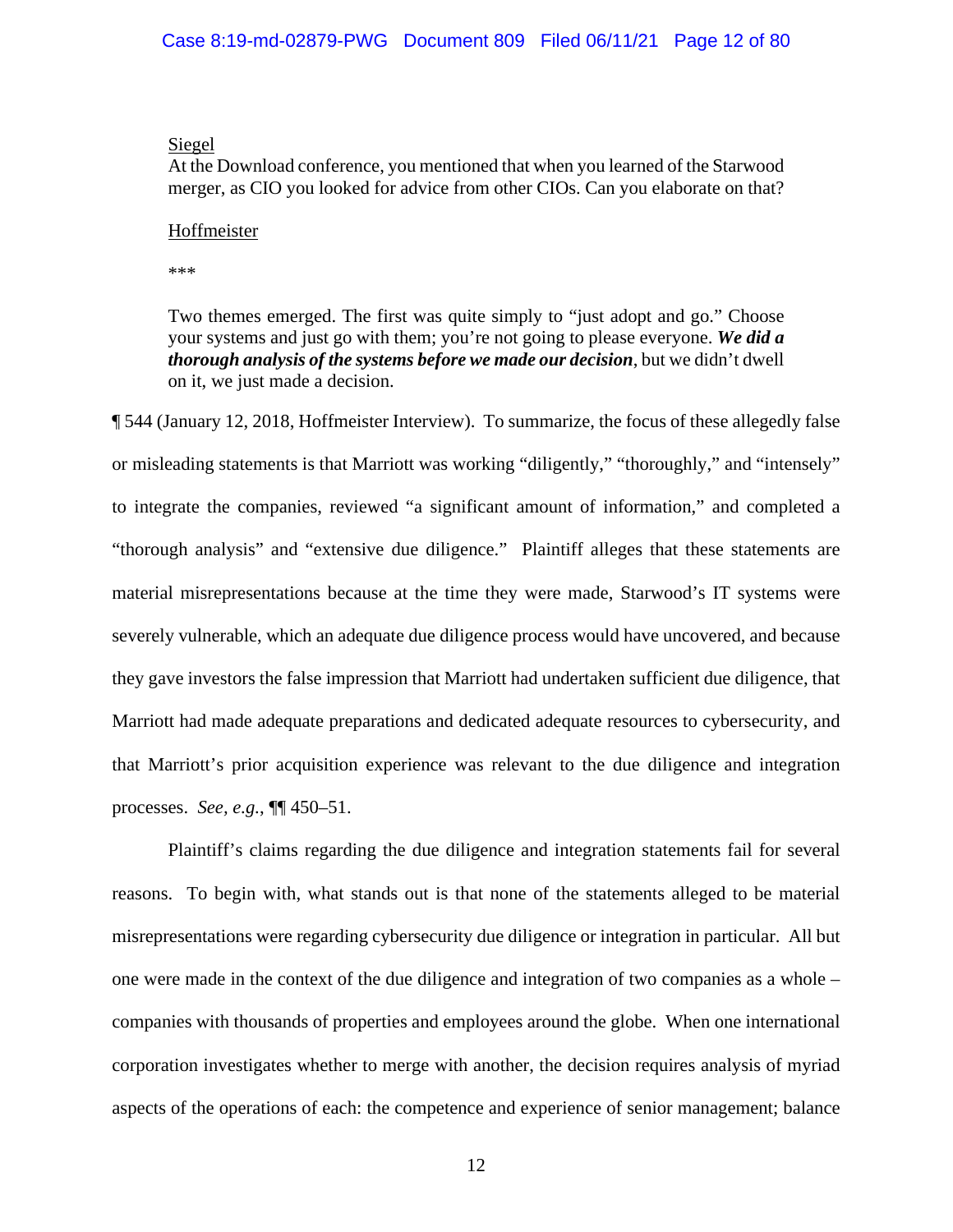> Siegel
>
> At the Download conference, you mentioned that when you learned of the Starwood merger, as CIO you looked for advice from other CIOs. Can you elaborate on that?
>
> Hoffmeister
>
> ***
>
> Two themes emerged. The first was quite simply to "just adopt and go." Choose your systems and just go with them; you're not going to please everyone. ***We did a thorough analysis of the systems before we made our decision***, but we didn't dwell on it, we just made a decision.

¶ 544 (January 12, 2018, Hoffmeister Interview). To summarize, the focus of these allegedly false or misleading statements is that Marriott was working "diligently," "thoroughly," and "intensely" to integrate the companies, reviewed "a significant amount of information," and completed a "thorough analysis" and "extensive due diligence." Plaintiff alleges that these statements are material misrepresentations because at the time they were made, Starwood's IT systems were severely vulnerable, which an adequate due diligence process would have uncovered, and because they gave investors the false impression that Marriott had undertaken sufficient due diligence, that Marriott had made adequate preparations and dedicated adequate resources to cybersecurity, and that Marriott's prior acquisition experience was relevant to the due diligence and integration processes. *See, e.g.*, ¶¶ 450–51.

Plaintiff's claims regarding the due diligence and integration statements fail for several reasons. To begin with, what stands out is that none of the statements alleged to be material misrepresentations were regarding cybersecurity due diligence or integration in particular. All but one were made in the context of the due diligence and integration of two companies as a whole – companies with thousands of properties and employees around the globe. When one international corporation investigates whether to merge with another, the decision requires analysis of myriad aspects of the operations of each: the competence and experience of senior management; balance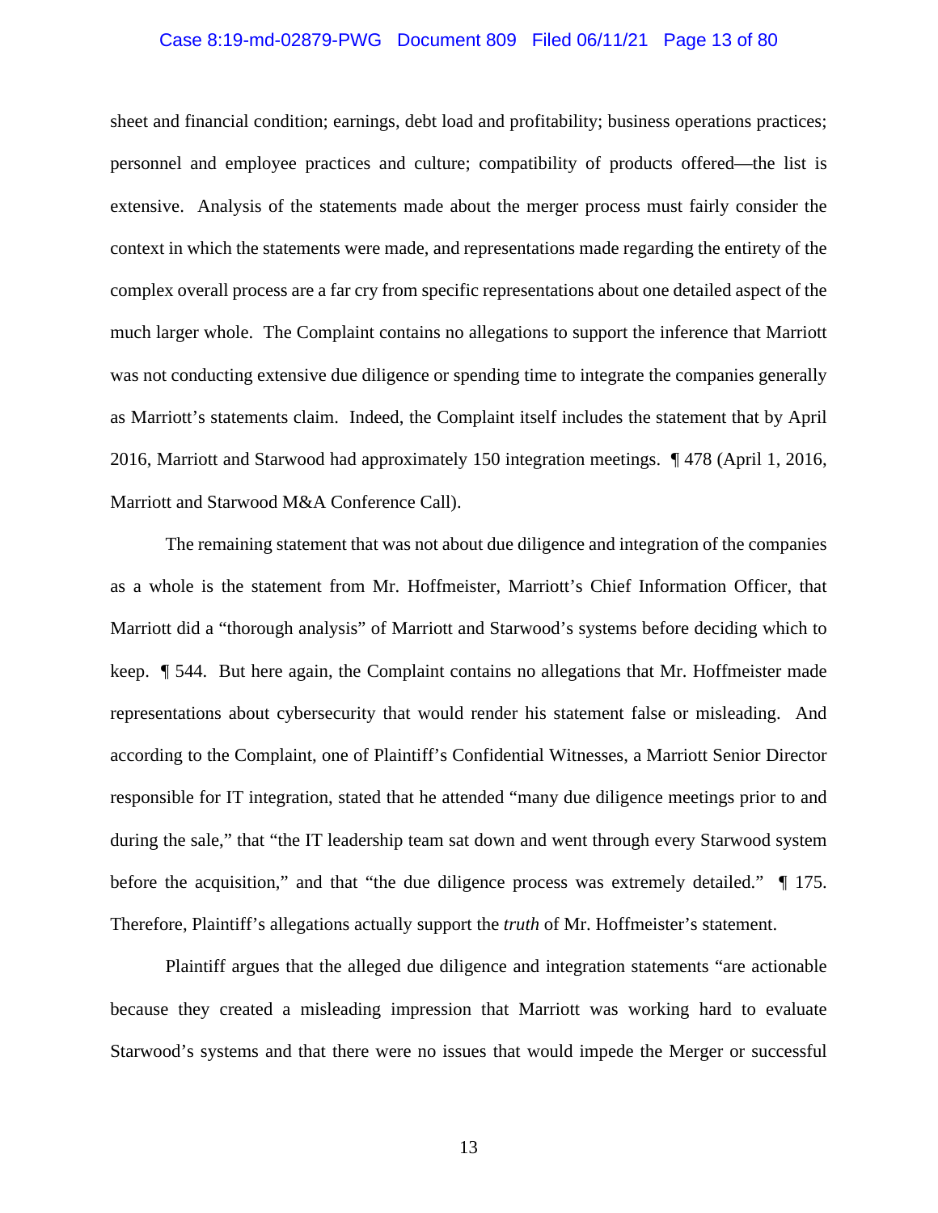sheet and financial condition; earnings, debt load and profitability; business operations practices; personnel and employee practices and culture; compatibility of products offered—the list is extensive. Analysis of the statements made about the merger process must fairly consider the context in which the statements were made, and representations made regarding the entirety of the complex overall process are a far cry from specific representations about one detailed aspect of the much larger whole. The Complaint contains no allegations to support the inference that Marriott was not conducting extensive due diligence or spending time to integrate the companies generally as Marriott's statements claim. Indeed, the Complaint itself includes the statement that by April 2016, Marriott and Starwood had approximately 150 integration meetings. ¶ 478 (April 1, 2016, Marriott and Starwood M&A Conference Call).

The remaining statement that was not about due diligence and integration of the companies as a whole is the statement from Mr. Hoffmeister, Marriott's Chief Information Officer, that Marriott did a "thorough analysis" of Marriott and Starwood's systems before deciding which to keep. ¶ 544. But here again, the Complaint contains no allegations that Mr. Hoffmeister made representations about cybersecurity that would render his statement false or misleading. And according to the Complaint, one of Plaintiff's Confidential Witnesses, a Marriott Senior Director responsible for IT integration, stated that he attended "many due diligence meetings prior to and during the sale," that "the IT leadership team sat down and went through every Starwood system before the acquisition," and that "the due diligence process was extremely detailed." ¶ 175. Therefore, Plaintiff's allegations actually support the *truth* of Mr. Hoffmeister's statement.

Plaintiff argues that the alleged due diligence and integration statements "are actionable because they created a misleading impression that Marriott was working hard to evaluate Starwood's systems and that there were no issues that would impede the Merger or successful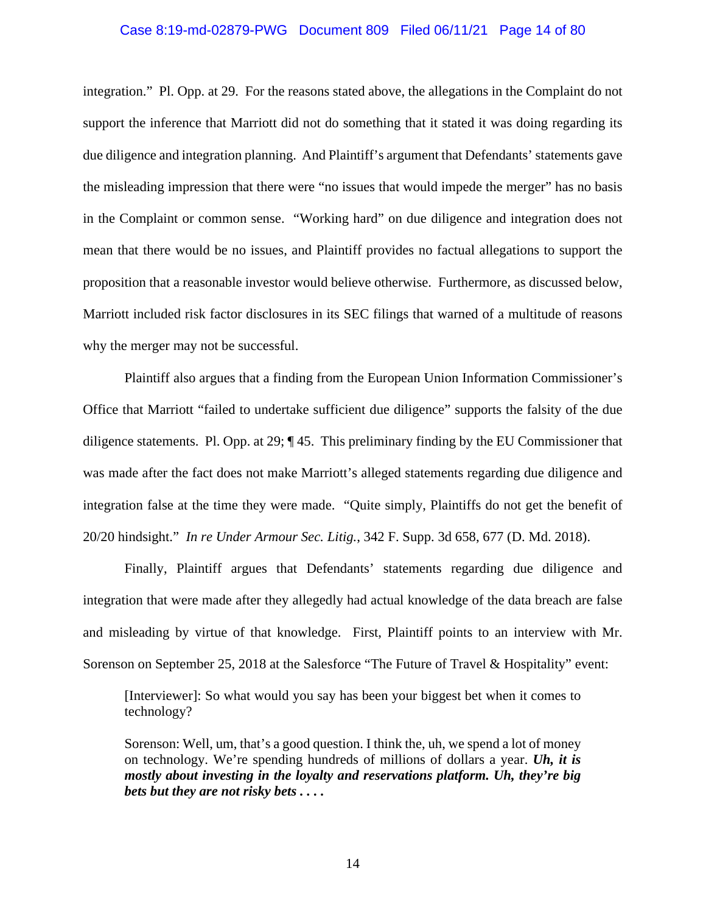integration." Pl. Opp. at 29. For the reasons stated above, the allegations in the Complaint do not support the inference that Marriott did not do something that it stated it was doing regarding its due diligence and integration planning. And Plaintiff's argument that Defendants' statements gave the misleading impression that there were "no issues that would impede the merger" has no basis in the Complaint or common sense. "Working hard" on due diligence and integration does not mean that there would be no issues, and Plaintiff provides no factual allegations to support the proposition that a reasonable investor would believe otherwise. Furthermore, as discussed below, Marriott included risk factor disclosures in its SEC filings that warned of a multitude of reasons why the merger may not be successful.

Plaintiff also argues that a finding from the European Union Information Commissioner's Office that Marriott "failed to undertake sufficient due diligence" supports the falsity of the due diligence statements. Pl. Opp. at 29; ¶ 45. This preliminary finding by the EU Commissioner that was made after the fact does not make Marriott's alleged statements regarding due diligence and integration false at the time they were made. "Quite simply, Plaintiffs do not get the benefit of 20/20 hindsight." *In re Under Armour Sec. Litig.*, 342 F. Supp. 3d 658, 677 (D. Md. 2018).

Finally, Plaintiff argues that Defendants' statements regarding due diligence and integration that were made after they allegedly had actual knowledge of the data breach are false and misleading by virtue of that knowledge. First, Plaintiff points to an interview with Mr. Sorenson on September 25, 2018 at the Salesforce "The Future of Travel & Hospitality" event:

> [Interviewer]: So what would you say has been your biggest bet when it comes to technology?
>
> Sorenson: Well, um, that's a good question. I think the, uh, we spend a lot of money on technology. We're spending hundreds of millions of dollars a year. ***Uh, it is mostly about investing in the loyalty and reservations platform. Uh, they're big bets but they are not risky bets . . . .***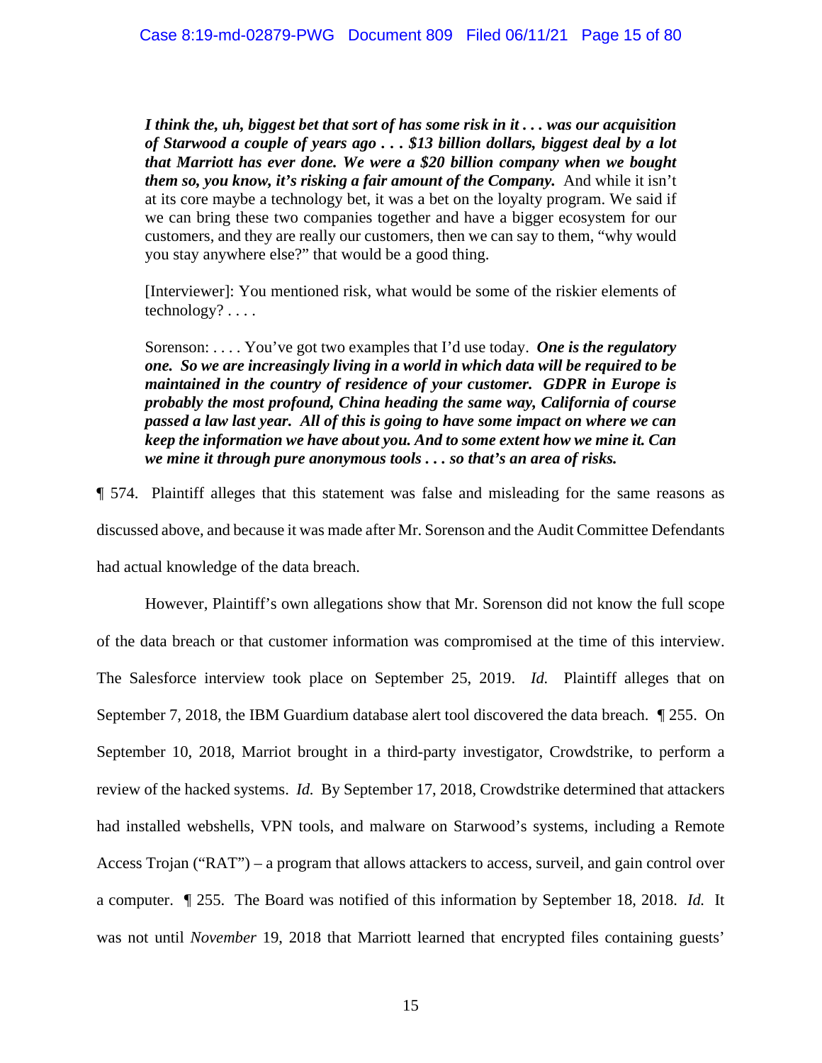> ***I think the, uh, biggest bet that sort of has some risk in it . . . was our acquisition of Starwood a couple of years ago . . . $13 billion dollars, biggest deal by a lot that Marriott has ever done. We were a $20 billion company when we bought them so, you know, it's risking a fair amount of the Company.*** And while it isn't at its core maybe a technology bet, it was a bet on the loyalty program. We said if we can bring these two companies together and have a bigger ecosystem for our customers, and they are really our customers, then we can say to them, "why would you stay anywhere else?" that would be a good thing.
>
> [Interviewer]: You mentioned risk, what would be some of the riskier elements of technology? . . . .
>
> Sorenson: . . . . You've got two examples that I'd use today. ***One is the regulatory one. So we are increasingly living in a world in which data will be required to be maintained in the country of residence of your customer. GDPR in Europe is probably the most profound, China heading the same way, California of course passed a law last year. All of this is going to have some impact on where we can keep the information we have about you. And to some extent how we mine it. Can we mine it through pure anonymous tools . . . so that's an area of risks.***

¶ 574. Plaintiff alleges that this statement was false and misleading for the same reasons as discussed above, and because it was made after Mr. Sorenson and the Audit Committee Defendants had actual knowledge of the data breach.

However, Plaintiff's own allegations show that Mr. Sorenson did not know the full scope of the data breach or that customer information was compromised at the time of this interview. The Salesforce interview took place on September 25, 2019. *Id.* Plaintiff alleges that on September 7, 2018, the IBM Guardium database alert tool discovered the data breach. ¶ 255. On September 10, 2018, Marriot brought in a third-party investigator, Crowdstrike, to perform a review of the hacked systems. *Id.* By September 17, 2018, Crowdstrike determined that attackers had installed webshells, VPN tools, and malware on Starwood's systems, including a Remote Access Trojan ("RAT") – a program that allows attackers to access, surveil, and gain control over a computer. ¶ 255. The Board was notified of this information by September 18, 2018. *Id.* It was not until *November* 19, 2018 that Marriott learned that encrypted files containing guests'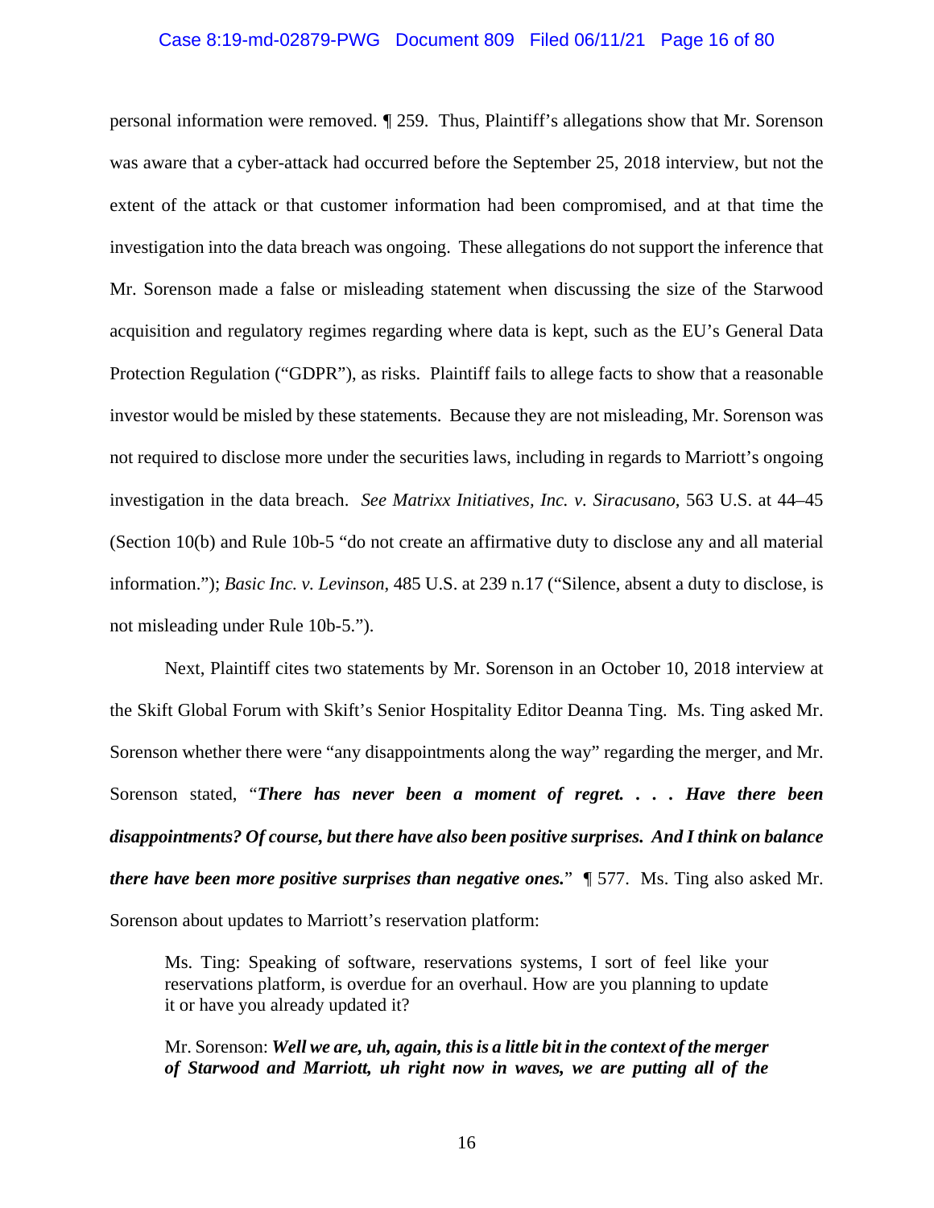personal information were removed. ¶ 259. Thus, Plaintiff's allegations show that Mr. Sorenson was aware that a cyber-attack had occurred before the September 25, 2018 interview, but not the extent of the attack or that customer information had been compromised, and at that time the investigation into the data breach was ongoing. These allegations do not support the inference that Mr. Sorenson made a false or misleading statement when discussing the size of the Starwood acquisition and regulatory regimes regarding where data is kept, such as the EU's General Data Protection Regulation ("GDPR"), as risks. Plaintiff fails to allege facts to show that a reasonable investor would be misled by these statements. Because they are not misleading, Mr. Sorenson was not required to disclose more under the securities laws, including in regards to Marriott's ongoing investigation in the data breach. *See Matrixx Initiatives, Inc. v. Siracusano*, 563 U.S. at 44–45 (Section 10(b) and Rule 10b-5 "do not create an affirmative duty to disclose any and all material information."); *Basic Inc. v. Levinson*, 485 U.S. at 239 n.17 ("Silence, absent a duty to disclose, is not misleading under Rule 10b-5.").

Next, Plaintiff cites two statements by Mr. Sorenson in an October 10, 2018 interview at the Skift Global Forum with Skift's Senior Hospitality Editor Deanna Ting. Ms. Ting asked Mr. Sorenson whether there were "any disappointments along the way" regarding the merger, and Mr. Sorenson stated, "***There has never been a moment of regret. . . . Have there been disappointments? Of course, but there have also been positive surprises. And I think on balance there have been more positive surprises than negative ones.***" ¶ 577. Ms. Ting also asked Mr. Sorenson about updates to Marriott's reservation platform:

> Ms. Ting: Speaking of software, reservations systems, I sort of feel like your reservations platform, is overdue for an overhaul. How are you planning to update it or have you already updated it?
>
> Mr. Sorenson: ***Well we are, uh, again, this is a little bit in the context of the merger of Starwood and Marriott, uh right now in waves, we are putting all of the***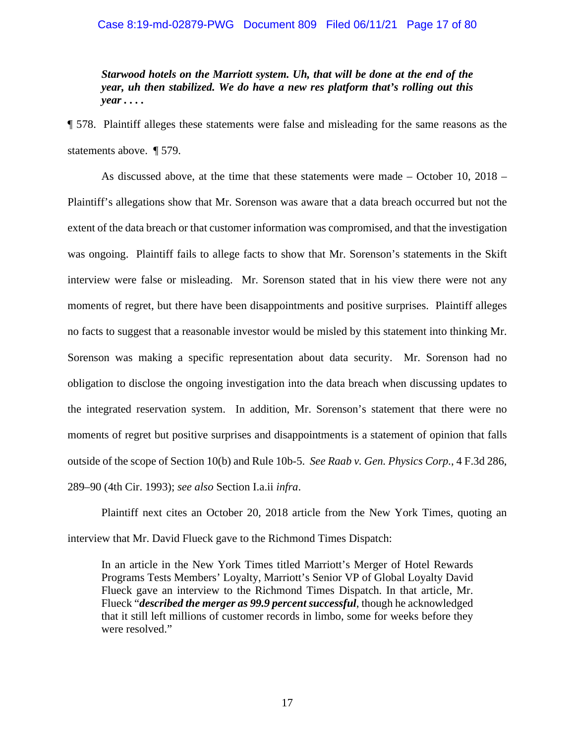> ***Starwood hotels on the Marriott system. Uh, that will be done at the end of the year, uh then stabilized. We do have a new res platform that's rolling out this year . . . .***

¶ 578. Plaintiff alleges these statements were false and misleading for the same reasons as the statements above. ¶ 579.

As discussed above, at the time that these statements were made – October 10, 2018 – Plaintiff's allegations show that Mr. Sorenson was aware that a data breach occurred but not the extent of the data breach or that customer information was compromised, and that the investigation was ongoing. Plaintiff fails to allege facts to show that Mr. Sorenson's statements in the Skift interview were false or misleading. Mr. Sorenson stated that in his view there were not any moments of regret, but there have been disappointments and positive surprises. Plaintiff alleges no facts to suggest that a reasonable investor would be misled by this statement into thinking Mr. Sorenson was making a specific representation about data security. Mr. Sorenson had no obligation to disclose the ongoing investigation into the data breach when discussing updates to the integrated reservation system. In addition, Mr. Sorenson's statement that there were no moments of regret but positive surprises and disappointments is a statement of opinion that falls outside of the scope of Section 10(b) and Rule 10b-5. *See Raab v. Gen. Physics Corp.*, 4 F.3d 286, 289–90 (4th Cir. 1993); *see also* Section I.a.ii *infra*.

Plaintiff next cites an October 20, 2018 article from the New York Times, quoting an interview that Mr. David Flueck gave to the Richmond Times Dispatch:

> In an article in the New York Times titled Marriott's Merger of Hotel Rewards Programs Tests Members' Loyalty, Marriott's Senior VP of Global Loyalty David Flueck gave an interview to the Richmond Times Dispatch. In that article, Mr. Flueck "***described the merger as 99.9 percent successful***, though he acknowledged that it still left millions of customer records in limbo, some for weeks before they were resolved."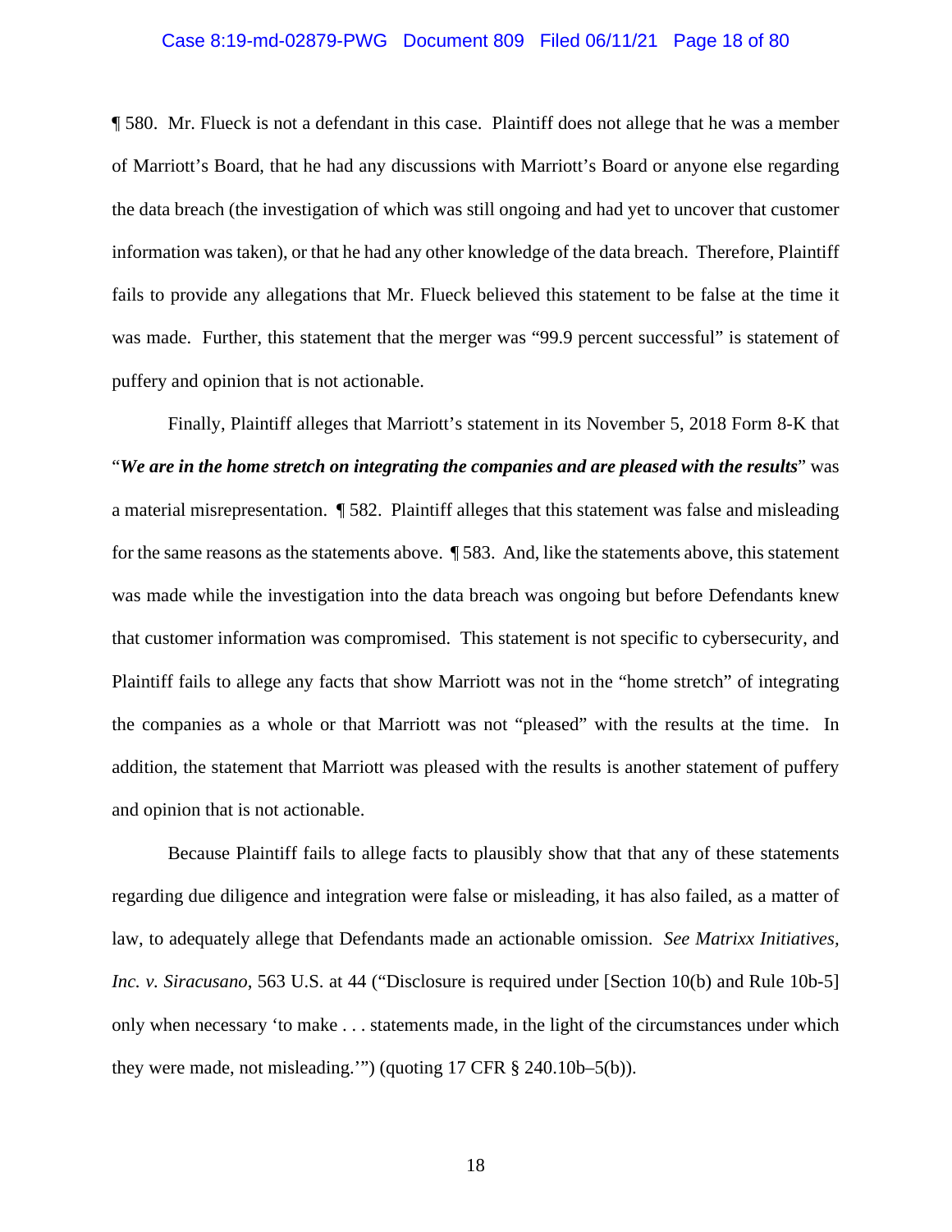¶ 580. Mr. Flueck is not a defendant in this case. Plaintiff does not allege that he was a member of Marriott's Board, that he had any discussions with Marriott's Board or anyone else regarding the data breach (the investigation of which was still ongoing and had yet to uncover that customer information was taken), or that he had any other knowledge of the data breach. Therefore, Plaintiff fails to provide any allegations that Mr. Flueck believed this statement to be false at the time it was made. Further, this statement that the merger was "99.9 percent successful" is statement of puffery and opinion that is not actionable.

Finally, Plaintiff alleges that Marriott's statement in its November 5, 2018 Form 8-K that "***We are in the home stretch on integrating the companies and are pleased with the results***" was a material misrepresentation. ¶ 582. Plaintiff alleges that this statement was false and misleading for the same reasons as the statements above. ¶ 583. And, like the statements above, this statement was made while the investigation into the data breach was ongoing but before Defendants knew that customer information was compromised. This statement is not specific to cybersecurity, and Plaintiff fails to allege any facts that show Marriott was not in the "home stretch" of integrating the companies as a whole or that Marriott was not "pleased" with the results at the time. In addition, the statement that Marriott was pleased with the results is another statement of puffery and opinion that is not actionable.

Because Plaintiff fails to allege facts to plausibly show that that any of these statements regarding due diligence and integration were false or misleading, it has also failed, as a matter of law, to adequately allege that Defendants made an actionable omission. *See Matrixx Initiatives, Inc. v. Siracusano*, 563 U.S. at 44 ("Disclosure is required under [Section 10(b) and Rule 10b-5] only when necessary 'to make . . . statements made, in the light of the circumstances under which they were made, not misleading.'") (quoting 17 CFR § 240.10b–5(b)).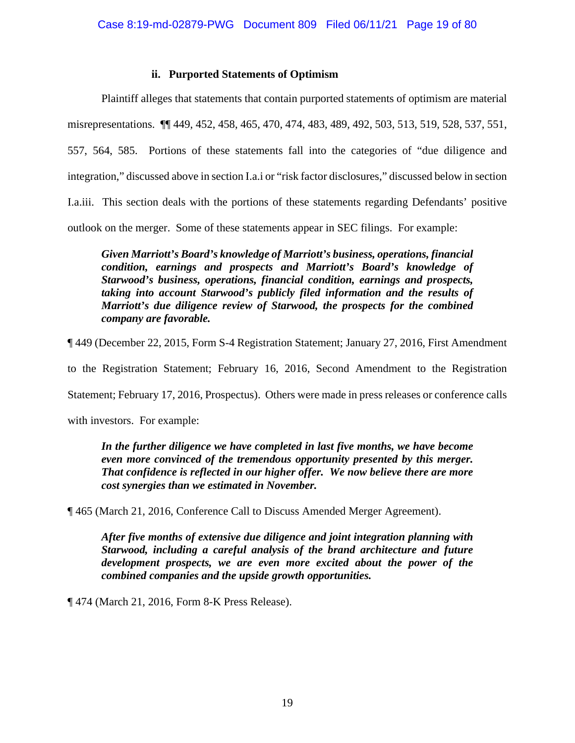#### ii. Purported Statements of Optimism

Plaintiff alleges that statements that contain purported statements of optimism are material misrepresentations. ¶¶ 449, 452, 458, 465, 470, 474, 483, 489, 492, 503, 513, 519, 528, 537, 551, 557, 564, 585. Portions of these statements fall into the categories of "due diligence and integration," discussed above in section I.a.i or "risk factor disclosures," discussed below in section I.a.iii. This section deals with the portions of these statements regarding Defendants' positive outlook on the merger. Some of these statements appear in SEC filings. For example:

> ***Given Marriott's Board's knowledge of Marriott's business, operations, financial condition, earnings and prospects and Marriott's Board's knowledge of Starwood's business, operations, financial condition, earnings and prospects, taking into account Starwood's publicly filed information and the results of Marriott's due diligence review of Starwood, the prospects for the combined company are favorable.***

¶ 449 (December 22, 2015, Form S-4 Registration Statement; January 27, 2016, First Amendment to the Registration Statement; February 16, 2016, Second Amendment to the Registration Statement; February 17, 2016, Prospectus). Others were made in press releases or conference calls with investors. For example:

> ***In the further diligence we have completed in last five months, we have become even more convinced of the tremendous opportunity presented by this merger. That confidence is reflected in our higher offer. We now believe there are more cost synergies than we estimated in November.***

¶ 465 (March 21, 2016, Conference Call to Discuss Amended Merger Agreement).

> ***After five months of extensive due diligence and joint integration planning with Starwood, including a careful analysis of the brand architecture and future development prospects, we are even more excited about the power of the combined companies and the upside growth opportunities.***

¶ 474 (March 21, 2016, Form 8-K Press Release).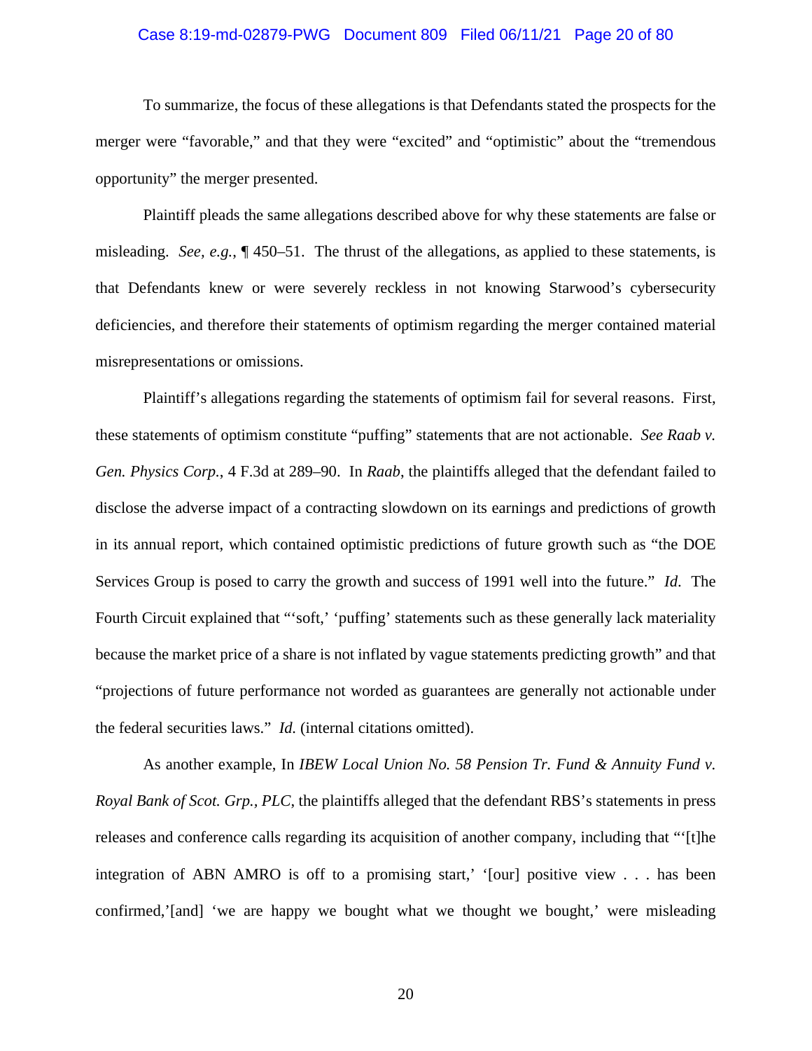To summarize, the focus of these allegations is that Defendants stated the prospects for the merger were "favorable," and that they were "excited" and "optimistic" about the "tremendous opportunity" the merger presented.

Plaintiff pleads the same allegations described above for why these statements are false or misleading. *See, e.g.*, ¶ 450–51. The thrust of the allegations, as applied to these statements, is that Defendants knew or were severely reckless in not knowing Starwood's cybersecurity deficiencies, and therefore their statements of optimism regarding the merger contained material misrepresentations or omissions.

Plaintiff's allegations regarding the statements of optimism fail for several reasons. First, these statements of optimism constitute "puffing" statements that are not actionable. *See Raab v. Gen. Physics Corp.*, 4 F.3d at 289–90. In *Raab*, the plaintiffs alleged that the defendant failed to disclose the adverse impact of a contracting slowdown on its earnings and predictions of growth in its annual report, which contained optimistic predictions of future growth such as "the DOE Services Group is posed to carry the growth and success of 1991 well into the future." *Id.* The Fourth Circuit explained that "'soft,' 'puffing' statements such as these generally lack materiality because the market price of a share is not inflated by vague statements predicting growth" and that "projections of future performance not worded as guarantees are generally not actionable under the federal securities laws." *Id.* (internal citations omitted).

As another example, In *IBEW Local Union No. 58 Pension Tr. Fund & Annuity Fund v. Royal Bank of Scot. Grp., PLC*, the plaintiffs alleged that the defendant RBS's statements in press releases and conference calls regarding its acquisition of another company, including that "'[t]he integration of ABN AMRO is off to a promising start,' '[our] positive view . . . has been confirmed,'[and] 'we are happy we bought what we thought we bought,' were misleading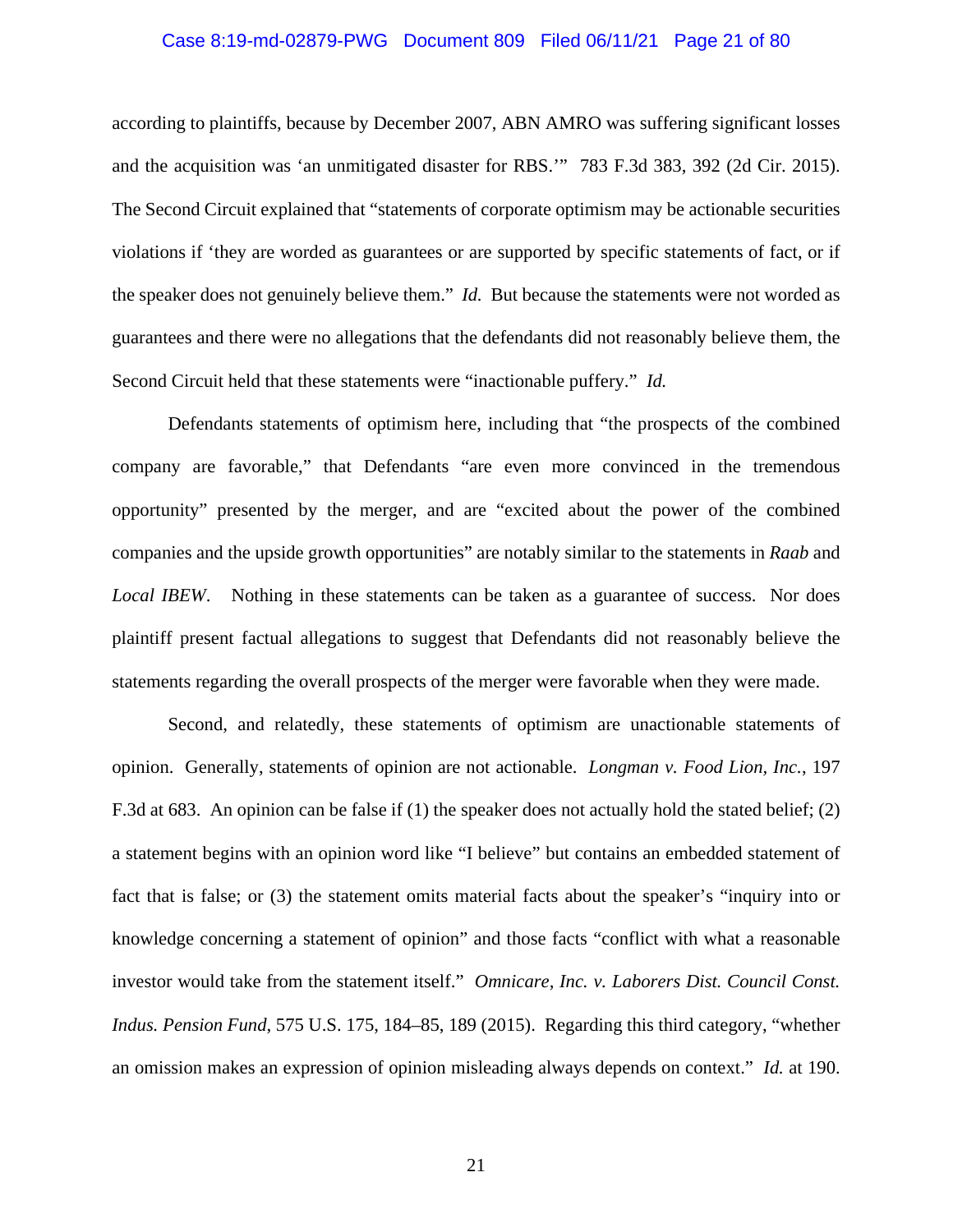according to plaintiffs, because by December 2007, ABN AMRO was suffering significant losses and the acquisition was 'an unmitigated disaster for RBS.'" 783 F.3d 383, 392 (2d Cir. 2015). The Second Circuit explained that "statements of corporate optimism may be actionable securities violations if 'they are worded as guarantees or are supported by specific statements of fact, or if the speaker does not genuinely believe them." *Id.* But because the statements were not worded as guarantees and there were no allegations that the defendants did not reasonably believe them, the Second Circuit held that these statements were "inactionable puffery." *Id.*

Defendants statements of optimism here, including that "the prospects of the combined company are favorable," that Defendants "are even more convinced in the tremendous opportunity" presented by the merger, and are "excited about the power of the combined companies and the upside growth opportunities" are notably similar to the statements in *Raab* and *Local IBEW*. Nothing in these statements can be taken as a guarantee of success. Nor does plaintiff present factual allegations to suggest that Defendants did not reasonably believe the statements regarding the overall prospects of the merger were favorable when they were made.

Second, and relatedly, these statements of optimism are unactionable statements of opinion. Generally, statements of opinion are not actionable. *Longman v. Food Lion, Inc.*, 197 F.3d at 683. An opinion can be false if (1) the speaker does not actually hold the stated belief; (2) a statement begins with an opinion word like "I believe" but contains an embedded statement of fact that is false; or (3) the statement omits material facts about the speaker's "inquiry into or knowledge concerning a statement of opinion" and those facts "conflict with what a reasonable investor would take from the statement itself." *Omnicare, Inc. v. Laborers Dist. Council Const. Indus. Pension Fund*, 575 U.S. 175, 184–85, 189 (2015). Regarding this third category, "whether an omission makes an expression of opinion misleading always depends on context." *Id.* at 190.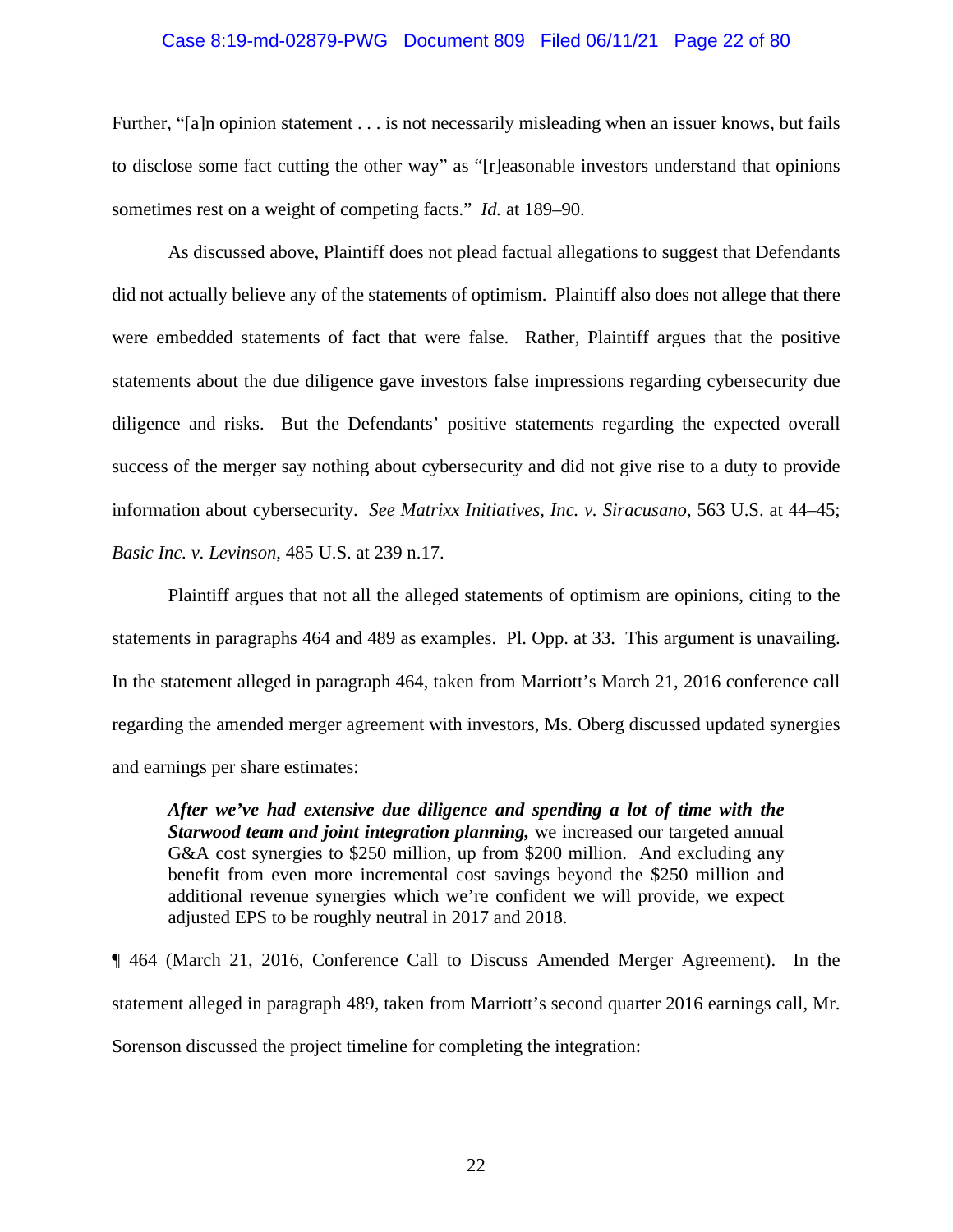Further, "[a]n opinion statement . . . is not necessarily misleading when an issuer knows, but fails to disclose some fact cutting the other way" as "[r]easonable investors understand that opinions sometimes rest on a weight of competing facts." *Id.* at 189–90.

As discussed above, Plaintiff does not plead factual allegations to suggest that Defendants did not actually believe any of the statements of optimism. Plaintiff also does not allege that there were embedded statements of fact that were false. Rather, Plaintiff argues that the positive statements about the due diligence gave investors false impressions regarding cybersecurity due diligence and risks. But the Defendants' positive statements regarding the expected overall success of the merger say nothing about cybersecurity and did not give rise to a duty to provide information about cybersecurity. *See Matrixx Initiatives, Inc. v. Siracusano*, 563 U.S. at 44–45; *Basic Inc. v. Levinson*, 485 U.S. at 239 n.17.

Plaintiff argues that not all the alleged statements of optimism are opinions, citing to the statements in paragraphs 464 and 489 as examples. Pl. Opp. at 33. This argument is unavailing. In the statement alleged in paragraph 464, taken from Marriott's March 21, 2016 conference call regarding the amended merger agreement with investors, Ms. Oberg discussed updated synergies and earnings per share estimates:

> ***After we've had extensive due diligence and spending a lot of time with the Starwood team and joint integration planning,*** we increased our targeted annual G&A cost synergies to $250 million, up from $200 million. And excluding any benefit from even more incremental cost savings beyond the $250 million and additional revenue synergies which we're confident we will provide, we expect adjusted EPS to be roughly neutral in 2017 and 2018.

¶ 464 (March 21, 2016, Conference Call to Discuss Amended Merger Agreement). In the statement alleged in paragraph 489, taken from Marriott's second quarter 2016 earnings call, Mr. Sorenson discussed the project timeline for completing the integration: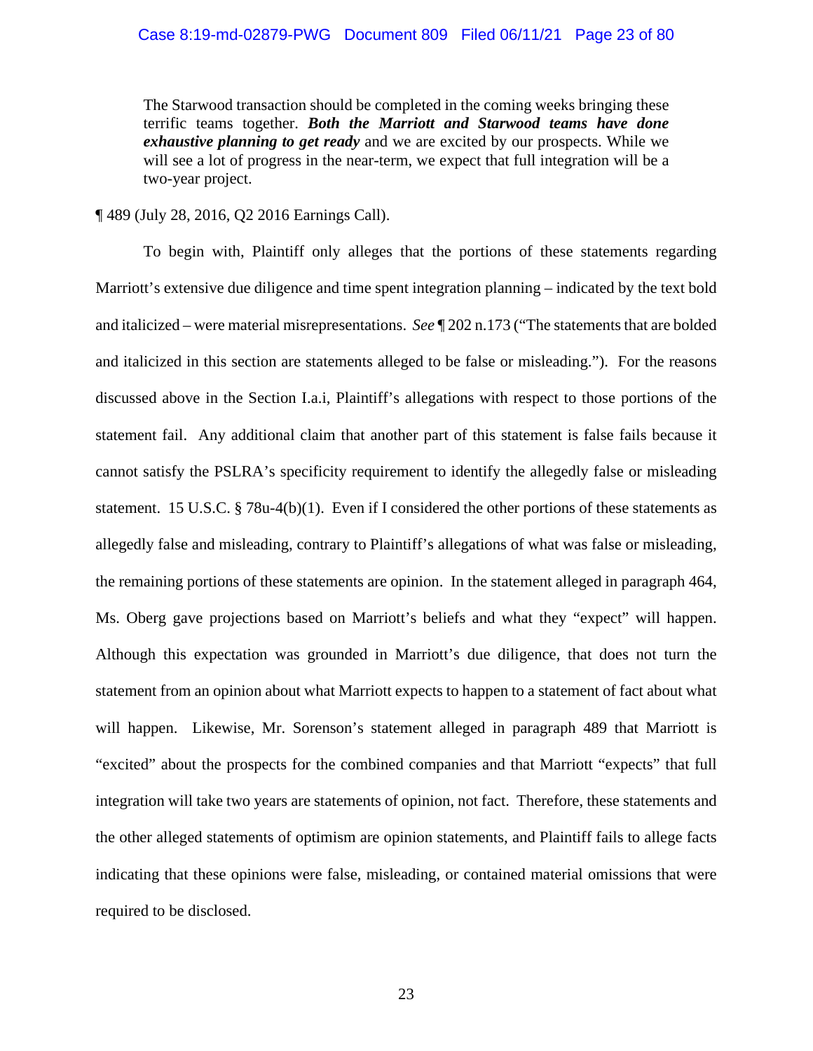> The Starwood transaction should be completed in the coming weeks bringing these terrific teams together. ***Both the Marriott and Starwood teams have done exhaustive planning to get ready*** and we are excited by our prospects. While we will see a lot of progress in the near-term, we expect that full integration will be a two-year project.

¶ 489 (July 28, 2016, Q2 2016 Earnings Call).

To begin with, Plaintiff only alleges that the portions of these statements regarding Marriott's extensive due diligence and time spent integration planning – indicated by the text bold and italicized – were material misrepresentations. *See* ¶ 202 n.173 ("The statements that are bolded and italicized in this section are statements alleged to be false or misleading."). For the reasons discussed above in the Section I.a.i, Plaintiff's allegations with respect to those portions of the statement fail. Any additional claim that another part of this statement is false fails because it cannot satisfy the PSLRA's specificity requirement to identify the allegedly false or misleading statement. 15 U.S.C. § 78u-4(b)(1). Even if I considered the other portions of these statements as allegedly false and misleading, contrary to Plaintiff's allegations of what was false or misleading, the remaining portions of these statements are opinion. In the statement alleged in paragraph 464, Ms. Oberg gave projections based on Marriott's beliefs and what they "expect" will happen. Although this expectation was grounded in Marriott's due diligence, that does not turn the statement from an opinion about what Marriott expects to happen to a statement of fact about what will happen. Likewise, Mr. Sorenson's statement alleged in paragraph 489 that Marriott is "excited" about the prospects for the combined companies and that Marriott "expects" that full integration will take two years are statements of opinion, not fact. Therefore, these statements and the other alleged statements of optimism are opinion statements, and Plaintiff fails to allege facts indicating that these opinions were false, misleading, or contained material omissions that were required to be disclosed.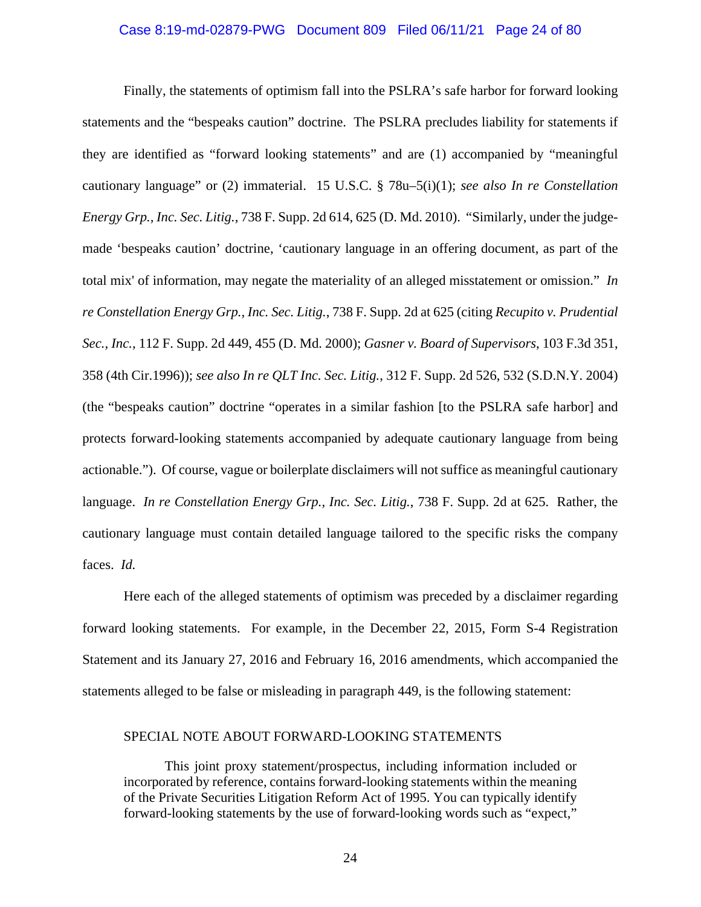Finally, the statements of optimism fall into the PSLRA's safe harbor for forward looking statements and the "bespeaks caution" doctrine. The PSLRA precludes liability for statements if they are identified as "forward looking statements" and are (1) accompanied by "meaningful cautionary language" or (2) immaterial. 15 U.S.C. § 78u–5(i)(1); *see also In re Constellation Energy Grp., Inc. Sec. Litig.*, 738 F. Supp. 2d 614, 625 (D. Md. 2010). "Similarly, under the judge-made 'bespeaks caution' doctrine, 'cautionary language in an offering document, as part of the total mix' of information, may negate the materiality of an alleged misstatement or omission." *In re Constellation Energy Grp., Inc. Sec. Litig.*, 738 F. Supp. 2d at 625 (citing *Recupito v. Prudential Sec., Inc.*, 112 F. Supp. 2d 449, 455 (D. Md. 2000); *Gasner v. Board of Supervisors*, 103 F.3d 351, 358 (4th Cir.1996)); *see also In re QLT Inc. Sec. Litig.*, 312 F. Supp. 2d 526, 532 (S.D.N.Y. 2004) (the "bespeaks caution" doctrine "operates in a similar fashion [to the PSLRA safe harbor] and protects forward-looking statements accompanied by adequate cautionary language from being actionable."). Of course, vague or boilerplate disclaimers will not suffice as meaningful cautionary language. *In re Constellation Energy Grp., Inc. Sec. Litig.*, 738 F. Supp. 2d at 625. Rather, the cautionary language must contain detailed language tailored to the specific risks the company faces. *Id.*

Here each of the alleged statements of optimism was preceded by a disclaimer regarding forward looking statements. For example, in the December 22, 2015, Form S-4 Registration Statement and its January 27, 2016 and February 16, 2016 amendments, which accompanied the statements alleged to be false or misleading in paragraph 449, is the following statement:

> SPECIAL NOTE ABOUT FORWARD-LOOKING STATEMENTS
>
> This joint proxy statement/prospectus, including information included or incorporated by reference, contains forward-looking statements within the meaning of the Private Securities Litigation Reform Act of 1995. You can typically identify forward-looking statements by the use of forward-looking words such as "expect,"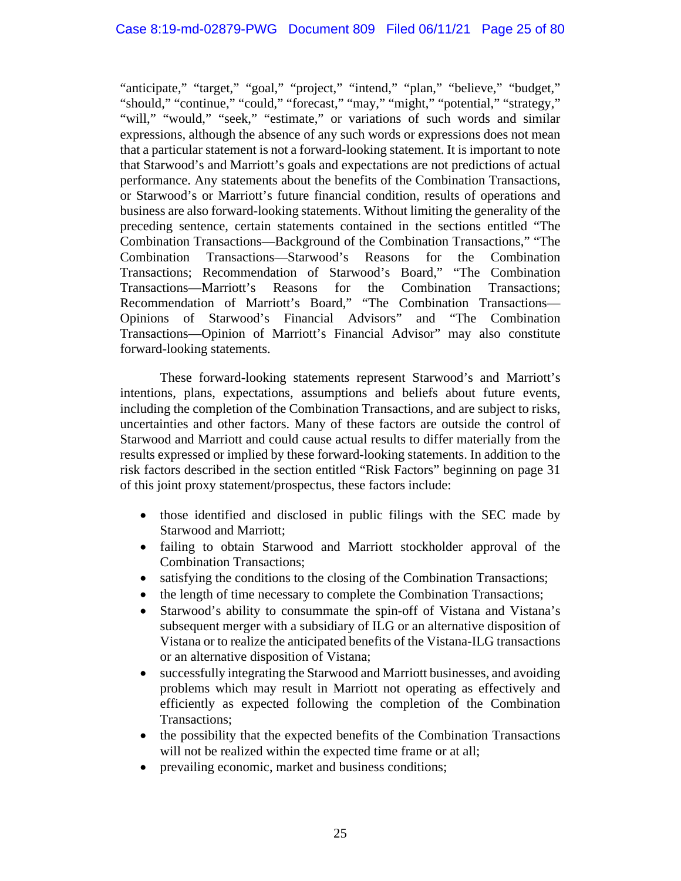"anticipate," "target," "goal," "project," "intend," "plan," "believe," "budget," "should," "continue," "could," "forecast," "may," "might," "potential," "strategy," "will," "would," "seek," "estimate," or variations of such words and similar expressions, although the absence of any such words or expressions does not mean that a particular statement is not a forward-looking statement. It is important to note that Starwood's and Marriott's goals and expectations are not predictions of actual performance. Any statements about the benefits of the Combination Transactions, or Starwood's or Marriott's future financial condition, results of operations and business are also forward-looking statements. Without limiting the generality of the preceding sentence, certain statements contained in the sections entitled "The Combination Transactions—Background of the Combination Transactions," "The Combination Transactions—Starwood's Reasons for the Combination Transactions; Recommendation of Starwood's Board," "The Combination Transactions—Marriott's Reasons for the Combination Transactions; Recommendation of Marriott's Board," "The Combination Transactions—Opinions of Starwood's Financial Advisors" and "The Combination Transactions—Opinion of Marriott's Financial Advisor" may also constitute forward-looking statements.

These forward-looking statements represent Starwood's and Marriott's intentions, plans, expectations, assumptions and beliefs about future events, including the completion of the Combination Transactions, and are subject to risks, uncertainties and other factors. Many of these factors are outside the control of Starwood and Marriott and could cause actual results to differ materially from the results expressed or implied by these forward-looking statements. In addition to the risk factors described in the section entitled "Risk Factors" beginning on page 31 of this joint proxy statement/prospectus, these factors include:

- those identified and disclosed in public filings with the SEC made by Starwood and Marriott;
- failing to obtain Starwood and Marriott stockholder approval of the Combination Transactions;
- satisfying the conditions to the closing of the Combination Transactions;
- the length of time necessary to complete the Combination Transactions;
- Starwood's ability to consummate the spin-off of Vistana and Vistana's subsequent merger with a subsidiary of ILG or an alternative disposition of Vistana or to realize the anticipated benefits of the Vistana-ILG transactions or an alternative disposition of Vistana;
- successfully integrating the Starwood and Marriott businesses, and avoiding problems which may result in Marriott not operating as effectively and efficiently as expected following the completion of the Combination Transactions;
- the possibility that the expected benefits of the Combination Transactions will not be realized within the expected time frame or at all;
- prevailing economic, market and business conditions;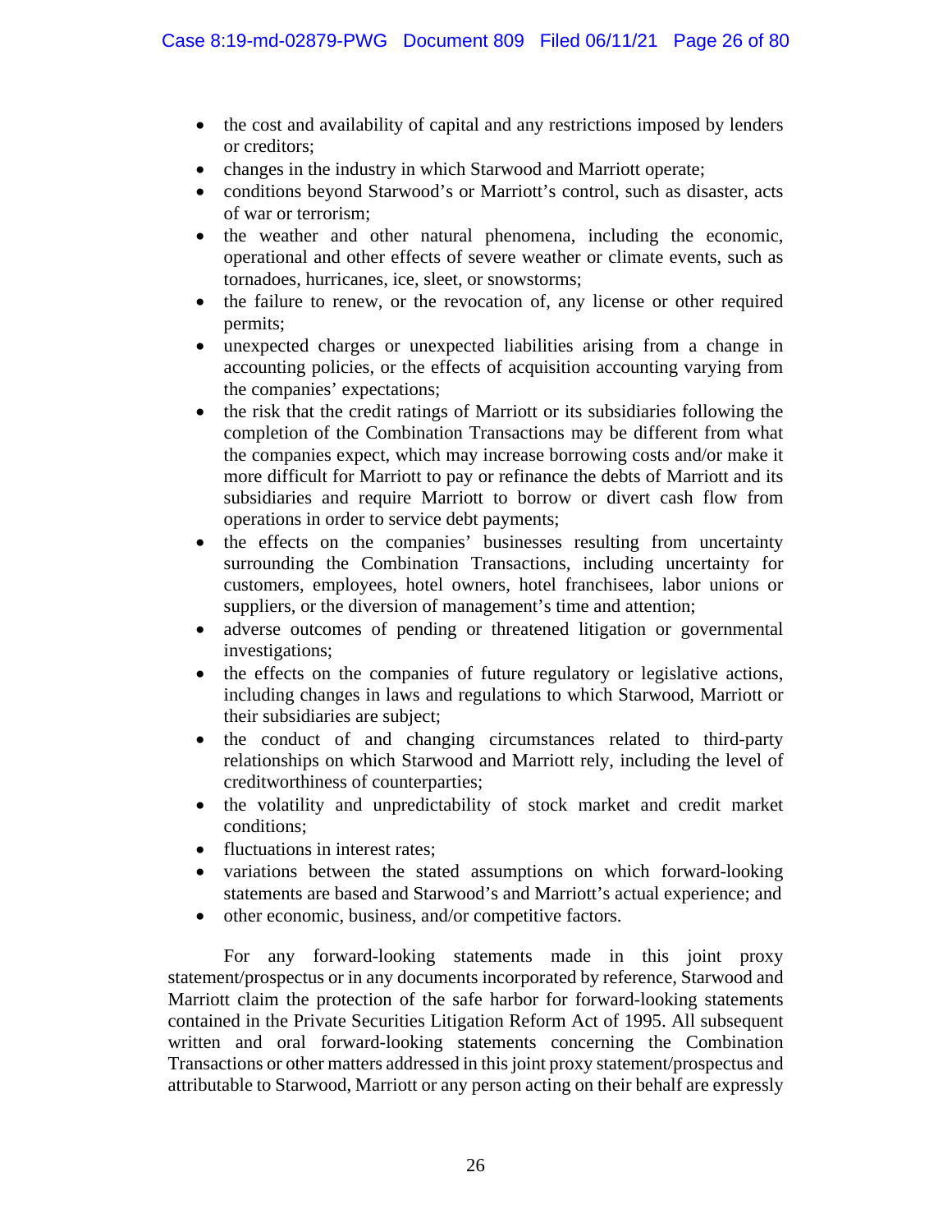- the cost and availability of capital and any restrictions imposed by lenders or creditors;
- changes in the industry in which Starwood and Marriott operate;
- conditions beyond Starwood's or Marriott's control, such as disaster, acts of war or terrorism;
- the weather and other natural phenomena, including the economic, operational and other effects of severe weather or climate events, such as tornadoes, hurricanes, ice, sleet, or snowstorms;
- the failure to renew, or the revocation of, any license or other required permits;
- unexpected charges or unexpected liabilities arising from a change in accounting policies, or the effects of acquisition accounting varying from the companies' expectations;
- the risk that the credit ratings of Marriott or its subsidiaries following the completion of the Combination Transactions may be different from what the companies expect, which may increase borrowing costs and/or make it more difficult for Marriott to pay or refinance the debts of Marriott and its subsidiaries and require Marriott to borrow or divert cash flow from operations in order to service debt payments;
- the effects on the companies' businesses resulting from uncertainty surrounding the Combination Transactions, including uncertainty for customers, employees, hotel owners, hotel franchisees, labor unions or suppliers, or the diversion of management's time and attention;
- adverse outcomes of pending or threatened litigation or governmental investigations;
- the effects on the companies of future regulatory or legislative actions, including changes in laws and regulations to which Starwood, Marriott or their subsidiaries are subject;
- the conduct of and changing circumstances related to third-party relationships on which Starwood and Marriott rely, including the level of creditworthiness of counterparties;
- the volatility and unpredictability of stock market and credit market conditions;
- fluctuations in interest rates;
- variations between the stated assumptions on which forward-looking statements are based and Starwood's and Marriott's actual experience; and
- other economic, business, and/or competitive factors.

For any forward-looking statements made in this joint proxy statement/prospectus or in any documents incorporated by reference, Starwood and Marriott claim the protection of the safe harbor for forward-looking statements contained in the Private Securities Litigation Reform Act of 1995. All subsequent written and oral forward-looking statements concerning the Combination Transactions or other matters addressed in this joint proxy statement/prospectus and attributable to Starwood, Marriott or any person acting on their behalf are expressly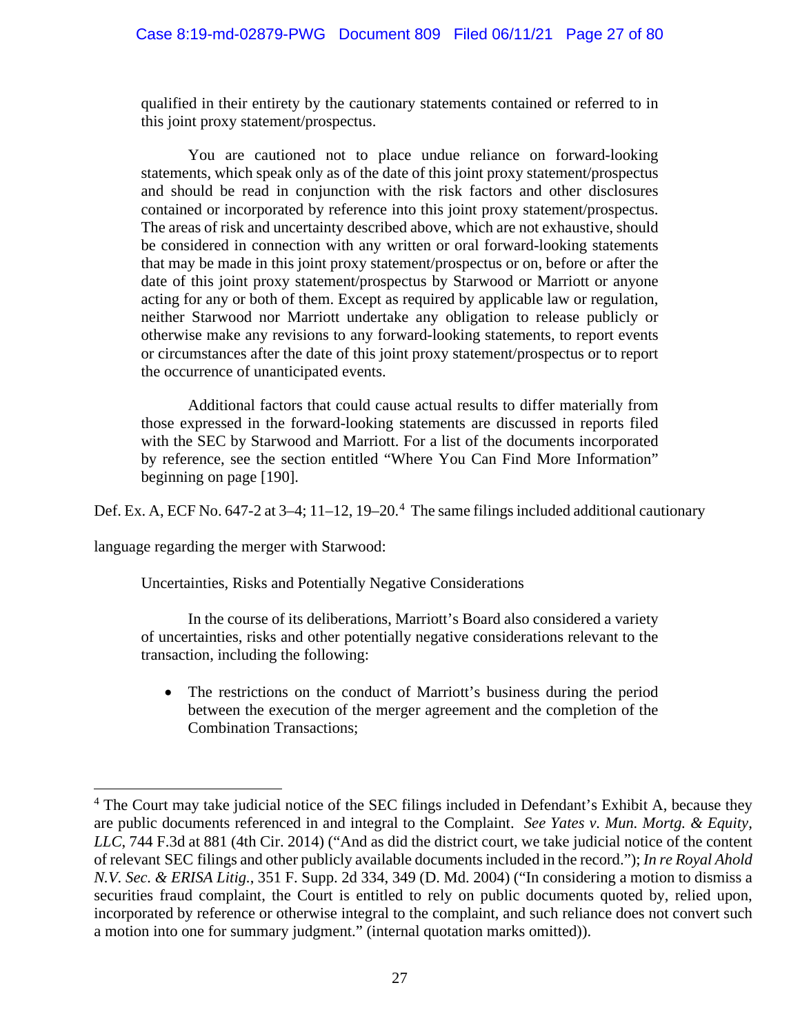> qualified in their entirety by the cautionary statements contained or referred to in this joint proxy statement/prospectus.
>
> You are cautioned not to place undue reliance on forward-looking statements, which speak only as of the date of this joint proxy statement/prospectus and should be read in conjunction with the risk factors and other disclosures contained or incorporated by reference into this joint proxy statement/prospectus. The areas of risk and uncertainty described above, which are not exhaustive, should be considered in connection with any written or oral forward-looking statements that may be made in this joint proxy statement/prospectus or on, before or after the date of this joint proxy statement/prospectus by Starwood or Marriott or anyone acting for any or both of them. Except as required by applicable law or regulation, neither Starwood nor Marriott undertake any obligation to release publicly or otherwise make any revisions to any forward-looking statements, to report events or circumstances after the date of this joint proxy statement/prospectus or to report the occurrence of unanticipated events.
>
> Additional factors that could cause actual results to differ materially from those expressed in the forward-looking statements are discussed in reports filed with the SEC by Starwood and Marriott. For a list of the documents incorporated by reference, see the section entitled "Where You Can Find More Information" beginning on page [190].

Def. Ex. A, ECF No. 647-2 at 3–4; 11–12, 19–20.[4] The same filings included additional cautionary language regarding the merger with Starwood:

> Uncertainties, Risks and Potentially Negative Considerations
>
> In the course of its deliberations, Marriott's Board also considered a variety of uncertainties, risks and other potentially negative considerations relevant to the transaction, including the following:
>
> - The restrictions on the conduct of Marriott's business during the period between the execution of the merger agreement and the completion of the Combination Transactions;

---

[4] The Court may take judicial notice of the SEC filings included in Defendant's Exhibit A, because they are public documents referenced in and integral to the Complaint. *See Yates v. Mun. Mortg. & Equity, LLC*, 744 F.3d at 881 (4th Cir. 2014) ("And as did the district court, we take judicial notice of the content of relevant SEC filings and other publicly available documents included in the record."); *In re Royal Ahold N.V. Sec. & ERISA Litig.*, 351 F. Supp. 2d 334, 349 (D. Md. 2004) ("In considering a motion to dismiss a securities fraud complaint, the Court is entitled to rely on public documents quoted by, relied upon, incorporated by reference or otherwise integral to the complaint, and such reliance does not convert such a motion into one for summary judgment." (internal quotation marks omitted)).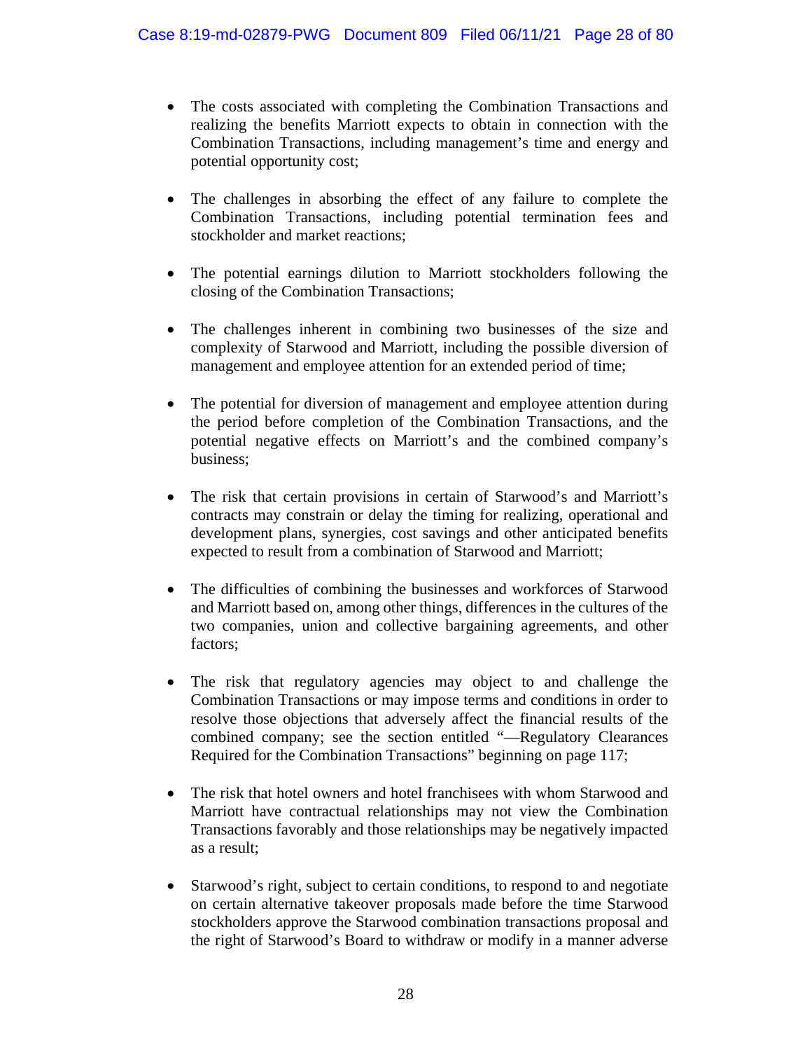- The costs associated with completing the Combination Transactions and realizing the benefits Marriott expects to obtain in connection with the Combination Transactions, including management's time and energy and potential opportunity cost;

- The challenges in absorbing the effect of any failure to complete the Combination Transactions, including potential termination fees and stockholder and market reactions;

- The potential earnings dilution to Marriott stockholders following the closing of the Combination Transactions;

- The challenges inherent in combining two businesses of the size and complexity of Starwood and Marriott, including the possible diversion of management and employee attention for an extended period of time;

- The potential for diversion of management and employee attention during the period before completion of the Combination Transactions, and the potential negative effects on Marriott's and the combined company's business;

- The risk that certain provisions in certain of Starwood's and Marriott's contracts may constrain or delay the timing for realizing, operational and development plans, synergies, cost savings and other anticipated benefits expected to result from a combination of Starwood and Marriott;

- The difficulties of combining the businesses and workforces of Starwood and Marriott based on, among other things, differences in the cultures of the two companies, union and collective bargaining agreements, and other factors;

- The risk that regulatory agencies may object to and challenge the Combination Transactions or may impose terms and conditions in order to resolve those objections that adversely affect the financial results of the combined company; see the section entitled "—Regulatory Clearances Required for the Combination Transactions" beginning on page 117;

- The risk that hotel owners and hotel franchisees with whom Starwood and Marriott have contractual relationships may not view the Combination Transactions favorably and those relationships may be negatively impacted as a result;

- Starwood's right, subject to certain conditions, to respond to and negotiate on certain alternative takeover proposals made before the time Starwood stockholders approve the Starwood combination transactions proposal and the right of Starwood's Board to withdraw or modify in a manner adverse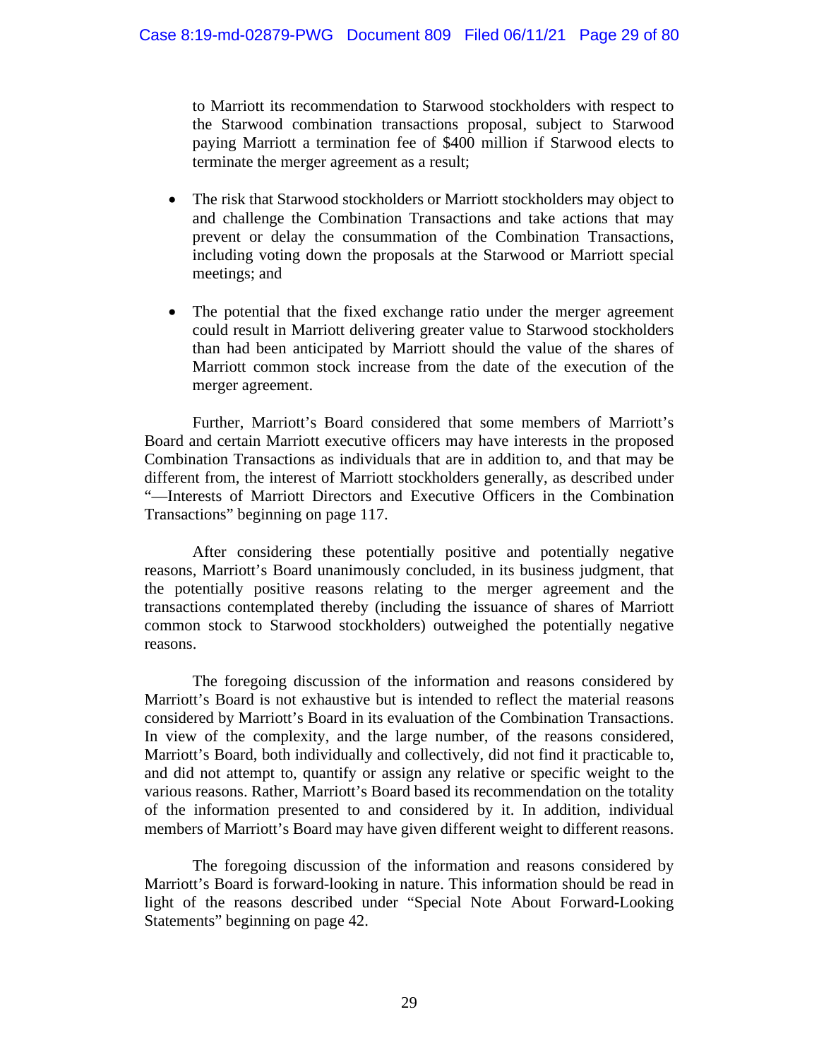to Marriott its recommendation to Starwood stockholders with respect to the Starwood combination transactions proposal, subject to Starwood paying Marriott a termination fee of $400 million if Starwood elects to terminate the merger agreement as a result;

- The risk that Starwood stockholders or Marriott stockholders may object to and challenge the Combination Transactions and take actions that may prevent or delay the consummation of the Combination Transactions, including voting down the proposals at the Starwood or Marriott special meetings; and

- The potential that the fixed exchange ratio under the merger agreement could result in Marriott delivering greater value to Starwood stockholders than had been anticipated by Marriott should the value of the shares of Marriott common stock increase from the date of the execution of the merger agreement.

Further, Marriott's Board considered that some members of Marriott's Board and certain Marriott executive officers may have interests in the proposed Combination Transactions as individuals that are in addition to, and that may be different from, the interest of Marriott stockholders generally, as described under "—Interests of Marriott Directors and Executive Officers in the Combination Transactions" beginning on page 117.

After considering these potentially positive and potentially negative reasons, Marriott's Board unanimously concluded, in its business judgment, that the potentially positive reasons relating to the merger agreement and the transactions contemplated thereby (including the issuance of shares of Marriott common stock to Starwood stockholders) outweighed the potentially negative reasons.

The foregoing discussion of the information and reasons considered by Marriott's Board is not exhaustive but is intended to reflect the material reasons considered by Marriott's Board in its evaluation of the Combination Transactions. In view of the complexity, and the large number, of the reasons considered, Marriott's Board, both individually and collectively, did not find it practicable to, and did not attempt to, quantify or assign any relative or specific weight to the various reasons. Rather, Marriott's Board based its recommendation on the totality of the information presented to and considered by it. In addition, individual members of Marriott's Board may have given different weight to different reasons.

The foregoing discussion of the information and reasons considered by Marriott's Board is forward-looking in nature. This information should be read in light of the reasons described under "Special Note About Forward-Looking Statements" beginning on page 42.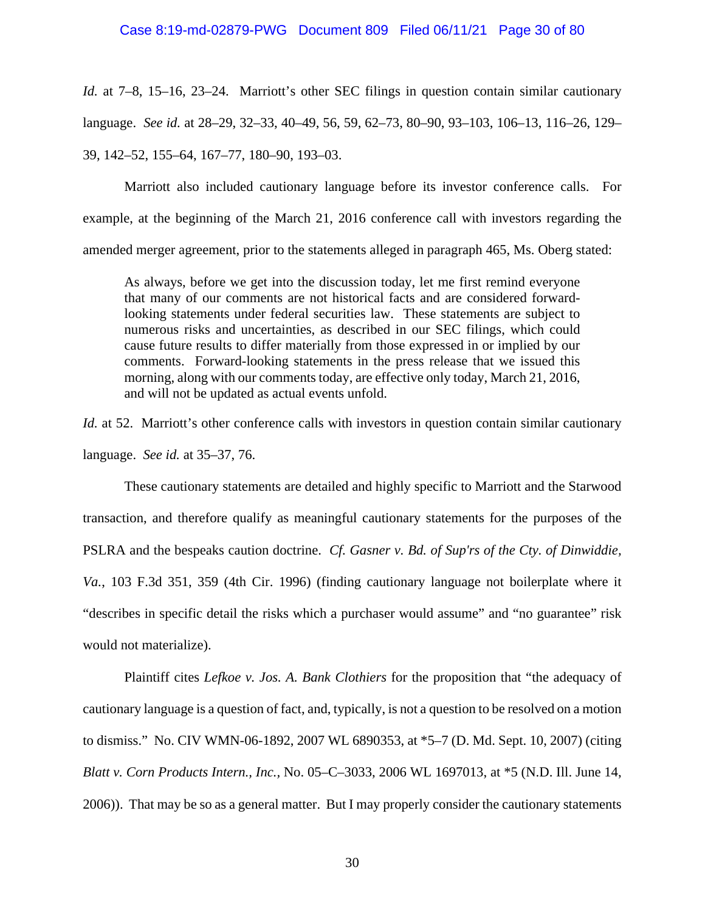*Id.* at 7–8, 15–16, 23–24. Marriott's other SEC filings in question contain similar cautionary language. *See id.* at 28–29, 32–33, 40–49, 56, 59, 62–73, 80–90, 93–103, 106–13, 116–26, 129–39, 142–52, 155–64, 167–77, 180–90, 193–03.

Marriott also included cautionary language before its investor conference calls. For example, at the beginning of the March 21, 2016 conference call with investors regarding the amended merger agreement, prior to the statements alleged in paragraph 465, Ms. Oberg stated:

> As always, before we get into the discussion today, let me first remind everyone that many of our comments are not historical facts and are considered forward-looking statements under federal securities law. These statements are subject to numerous risks and uncertainties, as described in our SEC filings, which could cause future results to differ materially from those expressed in or implied by our comments. Forward-looking statements in the press release that we issued this morning, along with our comments today, are effective only today, March 21, 2016, and will not be updated as actual events unfold.

*Id.* at 52. Marriott's other conference calls with investors in question contain similar cautionary language. *See id.* at 35–37, 76.

These cautionary statements are detailed and highly specific to Marriott and the Starwood transaction, and therefore qualify as meaningful cautionary statements for the purposes of the PSLRA and the bespeaks caution doctrine. *Cf. Gasner v. Bd. of Sup'rs of the Cty. of Dinwiddie, Va.*, 103 F.3d 351, 359 (4th Cir. 1996) (finding cautionary language not boilerplate where it "describes in specific detail the risks which a purchaser would assume" and "no guarantee" risk would not materialize).

Plaintiff cites *Lefkoe v. Jos. A. Bank Clothiers* for the proposition that "the adequacy of cautionary language is a question of fact, and, typically, is not a question to be resolved on a motion to dismiss." No. CIV WMN-06-1892, 2007 WL 6890353, at *5–7 (D. Md. Sept. 10, 2007) (citing *Blatt v. Corn Products Intern., Inc.*, No. 05–C–3033, 2006 WL 1697013, at *5 (N.D. Ill. June 14, 2006)). That may be so as a general matter. But I may properly consider the cautionary statements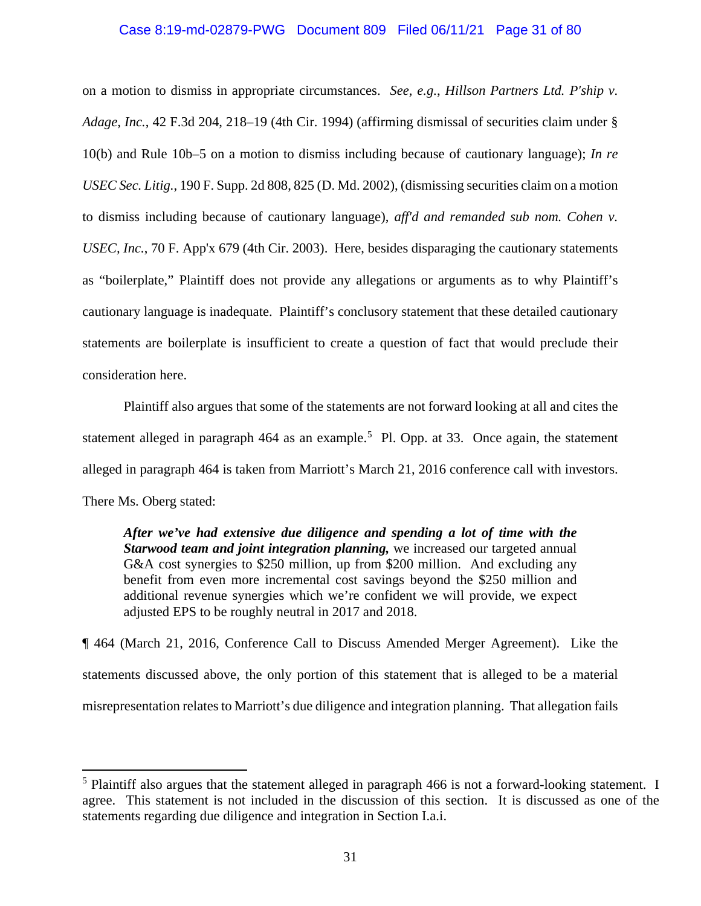on a motion to dismiss in appropriate circumstances. *See, e.g.*, *Hillson Partners Ltd. P'ship v. Adage, Inc.*, 42 F.3d 204, 218–19 (4th Cir. 1994) (affirming dismissal of securities claim under § 10(b) and Rule 10b–5 on a motion to dismiss including because of cautionary language); *In re USEC Sec. Litig.*, 190 F. Supp. 2d 808, 825 (D. Md. 2002), (dismissing securities claim on a motion to dismiss including because of cautionary language), *aff'd and remanded sub nom. Cohen v. USEC, Inc.*, 70 F. App'x 679 (4th Cir. 2003). Here, besides disparaging the cautionary statements as "boilerplate," Plaintiff does not provide any allegations or arguments as to why Plaintiff's cautionary language is inadequate. Plaintiff's conclusory statement that these detailed cautionary statements are boilerplate is insufficient to create a question of fact that would preclude their consideration here.

Plaintiff also argues that some of the statements are not forward looking at all and cites the statement alleged in paragraph 464 as an example.[5] Pl. Opp. at 33. Once again, the statement alleged in paragraph 464 is taken from Marriott's March 21, 2016 conference call with investors. There Ms. Oberg stated:

> ***After we've had extensive due diligence and spending a lot of time with the Starwood team and joint integration planning,*** we increased our targeted annual G&A cost synergies to $250 million, up from $200 million. And excluding any benefit from even more incremental cost savings beyond the $250 million and additional revenue synergies which we're confident we will provide, we expect adjusted EPS to be roughly neutral in 2017 and 2018.

¶ 464 (March 21, 2016, Conference Call to Discuss Amended Merger Agreement). Like the statements discussed above, the only portion of this statement that is alleged to be a material misrepresentation relates to Marriott's due diligence and integration planning. That allegation fails

[5] Plaintiff also argues that the statement alleged in paragraph 466 is not a forward-looking statement. I agree. This statement is not included in the discussion of this section. It is discussed as one of the statements regarding due diligence and integration in Section I.a.i.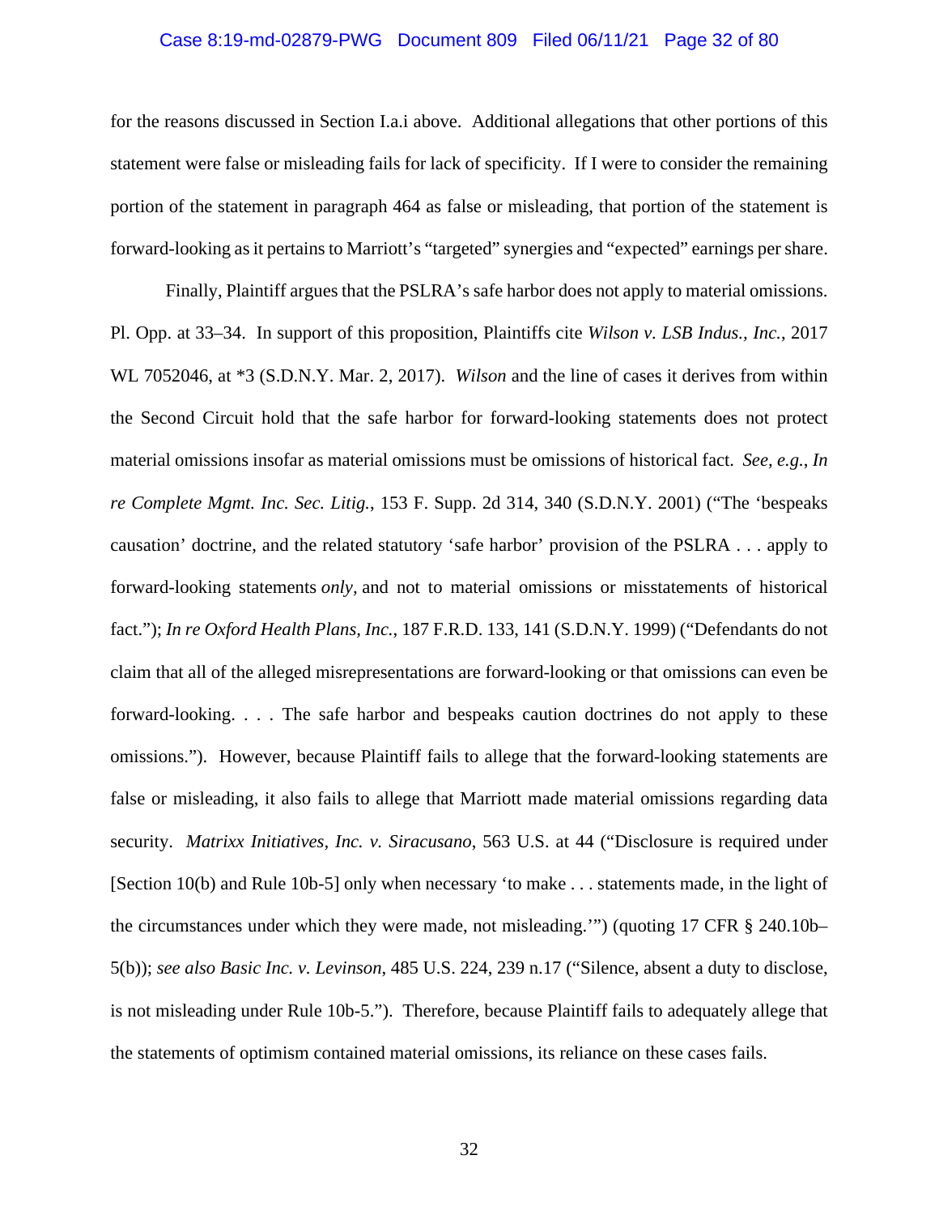for the reasons discussed in Section I.a.i above. Additional allegations that other portions of this statement were false or misleading fails for lack of specificity. If I were to consider the remaining portion of the statement in paragraph 464 as false or misleading, that portion of the statement is forward-looking as it pertains to Marriott's "targeted" synergies and "expected" earnings per share.

Finally, Plaintiff argues that the PSLRA's safe harbor does not apply to material omissions. Pl. Opp. at 33–34. In support of this proposition, Plaintiffs cite *Wilson v. LSB Indus., Inc.*, 2017 WL 7052046, at *3 (S.D.N.Y. Mar. 2, 2017). *Wilson* and the line of cases it derives from within the Second Circuit hold that the safe harbor for forward-looking statements does not protect material omissions insofar as material omissions must be omissions of historical fact. *See, e.g.*, *In re Complete Mgmt. Inc. Sec. Litig.*, 153 F. Supp. 2d 314, 340 (S.D.N.Y. 2001) ("The 'bespeaks causation' doctrine, and the related statutory 'safe harbor' provision of the PSLRA . . . apply to forward-looking statements *only*, and not to material omissions or misstatements of historical fact."); *In re Oxford Health Plans, Inc.*, 187 F.R.D. 133, 141 (S.D.N.Y. 1999) ("Defendants do not claim that all of the alleged misrepresentations are forward-looking or that omissions can even be forward-looking. . . . The safe harbor and bespeaks caution doctrines do not apply to these omissions."). However, because Plaintiff fails to allege that the forward-looking statements are false or misleading, it also fails to allege that Marriott made material omissions regarding data security. *Matrixx Initiatives, Inc. v. Siracusano*, 563 U.S. at 44 ("Disclosure is required under [Section 10(b) and Rule 10b-5] only when necessary 'to make . . . statements made, in the light of the circumstances under which they were made, not misleading.'") (quoting 17 CFR § 240.10b–5(b)); *see also Basic Inc. v. Levinson*, 485 U.S. 224, 239 n.17 ("Silence, absent a duty to disclose, is not misleading under Rule 10b-5."). Therefore, because Plaintiff fails to adequately allege that the statements of optimism contained material omissions, its reliance on these cases fails.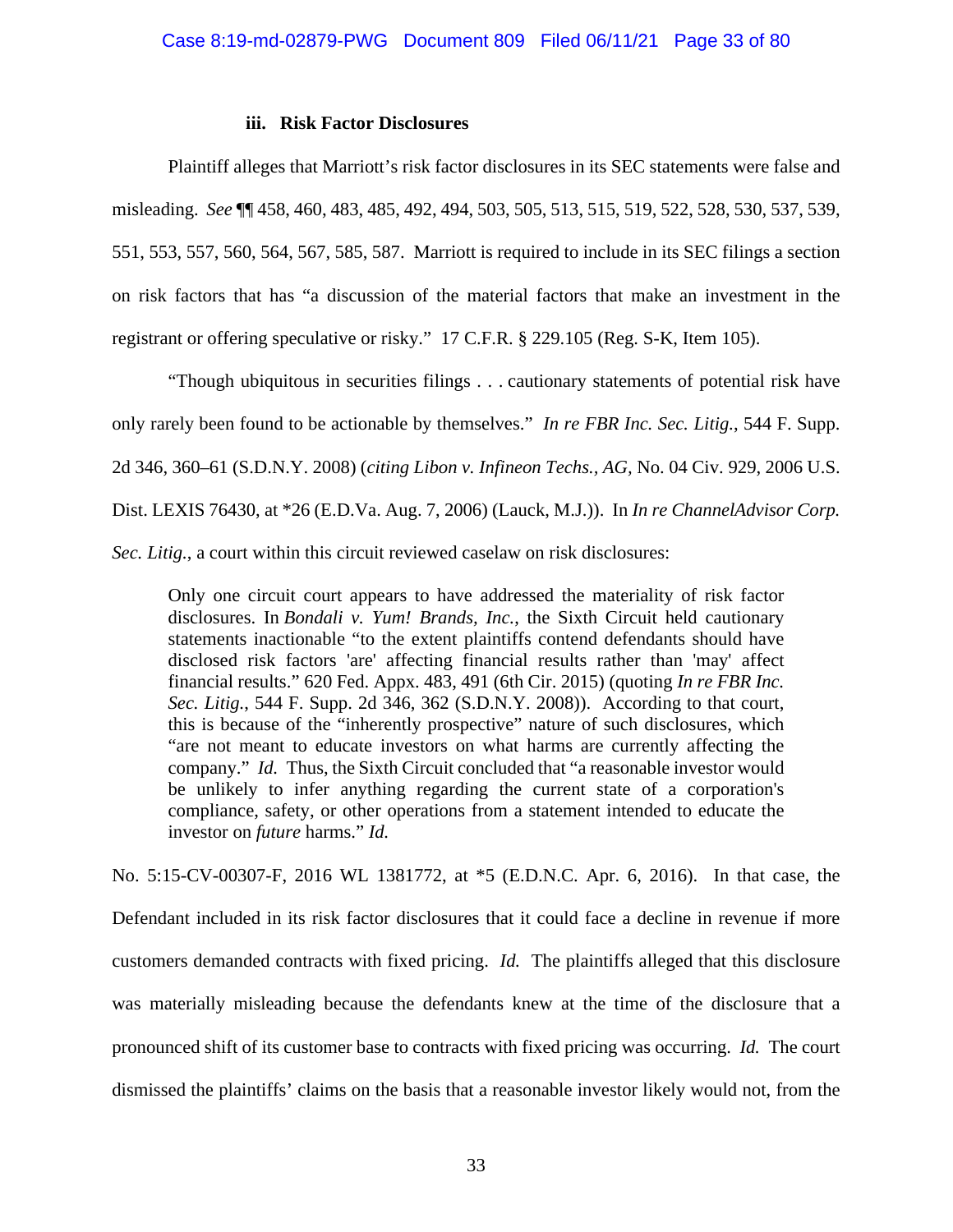### iii. Risk Factor Disclosures

Plaintiff alleges that Marriott's risk factor disclosures in its SEC statements were false and misleading. *See* ¶¶ 458, 460, 483, 485, 492, 494, 503, 505, 513, 515, 519, 522, 528, 530, 537, 539, 551, 553, 557, 560, 564, 567, 585, 587. Marriott is required to include in its SEC filings a section on risk factors that has "a discussion of the material factors that make an investment in the registrant or offering speculative or risky." 17 C.F.R. § 229.105 (Reg. S-K, Item 105).

"Though ubiquitous in securities filings . . . cautionary statements of potential risk have only rarely been found to be actionable by themselves." *In re FBR Inc. Sec. Litig.*, 544 F. Supp. 2d 346, 360–61 (S.D.N.Y. 2008) (*citing Libon v. Infineon Techs., AG*, No. 04 Civ. 929, 2006 U.S. Dist. LEXIS 76430, at *26 (E.D.Va. Aug. 7, 2006) (Lauck, M.J.)). In *In re ChannelAdvisor Corp. Sec. Litig.*, a court within this circuit reviewed caselaw on risk disclosures:

> Only one circuit court appears to have addressed the materiality of risk factor disclosures. In *Bondali v. Yum! Brands, Inc.*, the Sixth Circuit held cautionary statements inactionable "to the extent plaintiffs contend defendants should have disclosed risk factors 'are' affecting financial results rather than 'may' affect financial results." 620 Fed. Appx. 483, 491 (6th Cir. 2015) (quoting *In re FBR Inc. Sec. Litig.*, 544 F. Supp. 2d 346, 362 (S.D.N.Y. 2008)). According to that court, this is because of the "inherently prospective" nature of such disclosures, which "are not meant to educate investors on what harms are currently affecting the company." *Id.* Thus, the Sixth Circuit concluded that "a reasonable investor would be unlikely to infer anything regarding the current state of a corporation's compliance, safety, or other operations from a statement intended to educate the investor on *future* harms." *Id.*

No. 5:15-CV-00307-F, 2016 WL 1381772, at *5 (E.D.N.C. Apr. 6, 2016). In that case, the Defendant included in its risk factor disclosures that it could face a decline in revenue if more customers demanded contracts with fixed pricing. *Id.* The plaintiffs alleged that this disclosure was materially misleading because the defendants knew at the time of the disclosure that a pronounced shift of its customer base to contracts with fixed pricing was occurring. *Id.* The court dismissed the plaintiffs' claims on the basis that a reasonable investor likely would not, from the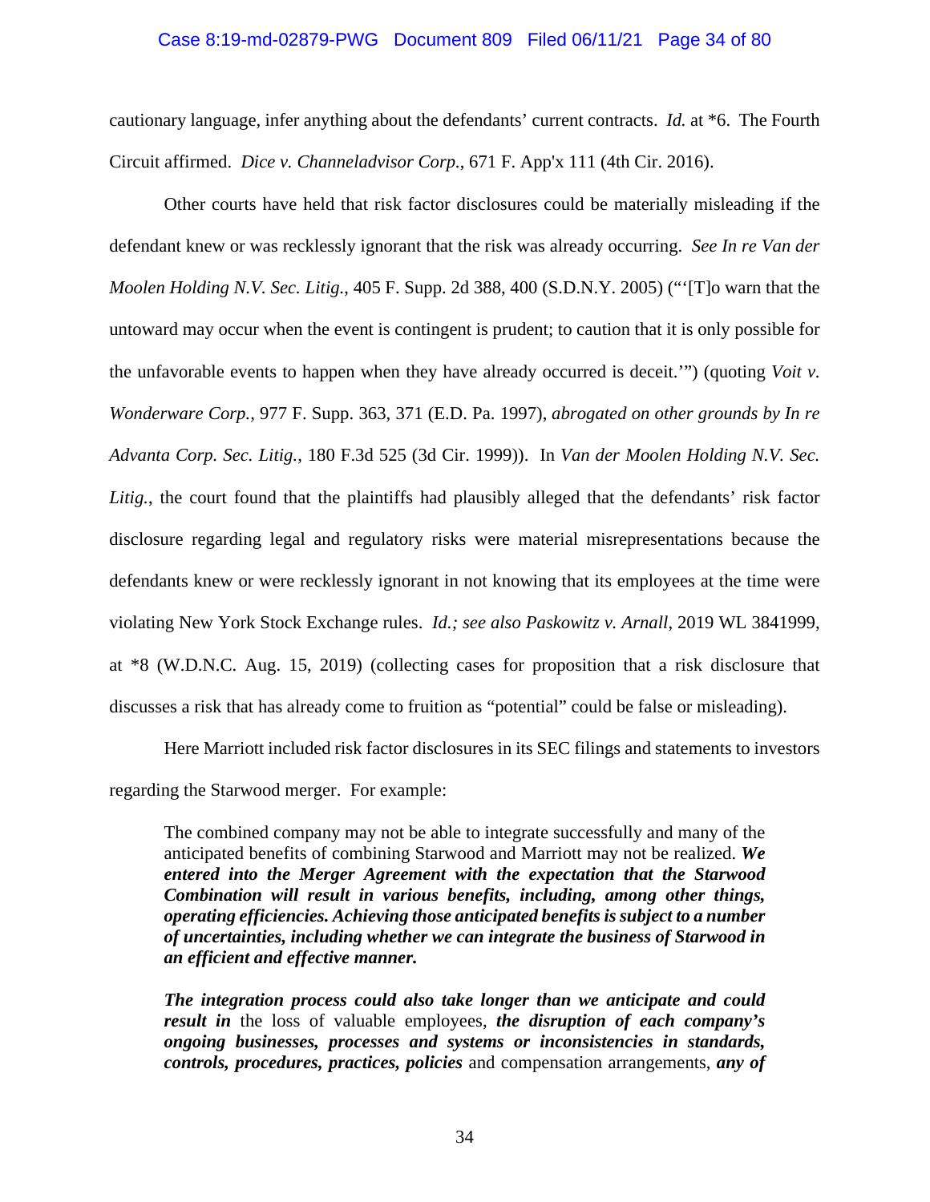cautionary language, infer anything about the defendants' current contracts. *Id.* at *6. The Fourth Circuit affirmed. *Dice v. Channeladvisor Corp.*, 671 F. App'x 111 (4th Cir. 2016).

Other courts have held that risk factor disclosures could be materially misleading if the defendant knew or was recklessly ignorant that the risk was already occurring. *See In re Van der Moolen Holding N.V. Sec. Litig.*, 405 F. Supp. 2d 388, 400 (S.D.N.Y. 2005) ("'[T]o warn that the untoward may occur when the event is contingent is prudent; to caution that it is only possible for the unfavorable events to happen when they have already occurred is deceit.'") (quoting *Voit v. Wonderware Corp.*, 977 F. Supp. 363, 371 (E.D. Pa. 1997), *abrogated on other grounds by In re Advanta Corp. Sec. Litig.*, 180 F.3d 525 (3d Cir. 1999)). In *Van der Moolen Holding N.V. Sec. Litig.*, the court found that the plaintiffs had plausibly alleged that the defendants' risk factor disclosure regarding legal and regulatory risks were material misrepresentations because the defendants knew or were recklessly ignorant in not knowing that its employees at the time were violating New York Stock Exchange rules. *Id.; see also Paskowitz v. Arnall*, 2019 WL 3841999, at *8 (W.D.N.C. Aug. 15, 2019) (collecting cases for proposition that a risk disclosure that discusses a risk that has already come to fruition as "potential" could be false or misleading).

Here Marriott included risk factor disclosures in its SEC filings and statements to investors regarding the Starwood merger. For example:

> The combined company may not be able to integrate successfully and many of the anticipated benefits of combining Starwood and Marriott may not be realized. ***We entered into the Merger Agreement with the expectation that the Starwood Combination will result in various benefits, including, among other things, operating efficiencies. Achieving those anticipated benefits is subject to a number of uncertainties, including whether we can integrate the business of Starwood in an efficient and effective manner.***
>
> ***The integration process could also take longer than we anticipate and could result in*** the loss of valuable employees, ***the disruption of each company's ongoing businesses, processes and systems or inconsistencies in standards, controls, procedures, practices, policies*** and compensation arrangements, ***any of***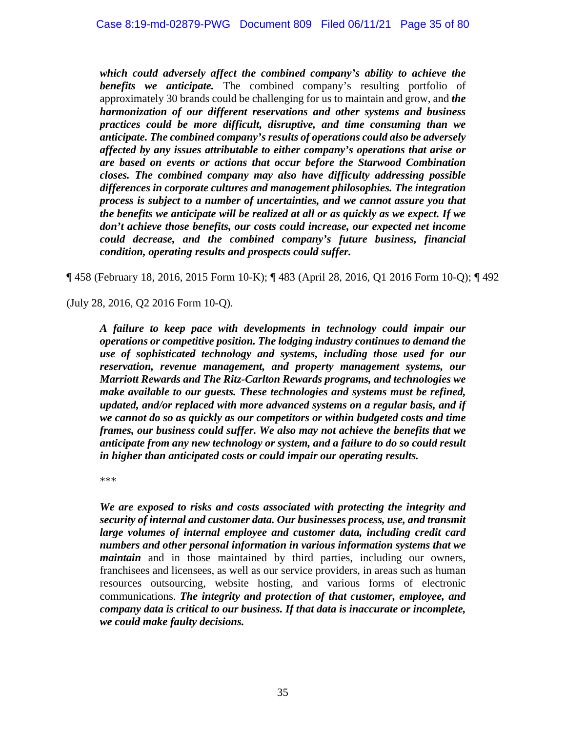> ***which could adversely affect the combined company's ability to achieve the benefits we anticipate.*** The combined company's resulting portfolio of approximately 30 brands could be challenging for us to maintain and grow, and ***the harmonization of our different reservations and other systems and business practices could be more difficult, disruptive, and time consuming than we anticipate. The combined company's results of operations could also be adversely affected by any issues attributable to either company's operations that arise or are based on events or actions that occur before the Starwood Combination closes. The combined company may also have difficulty addressing possible differences in corporate cultures and management philosophies. The integration process is subject to a number of uncertainties, and we cannot assure you that the benefits we anticipate will be realized at all or as quickly as we expect. If we don't achieve those benefits, our costs could increase, our expected net income could decrease, and the combined company's future business, financial condition, operating results and prospects could suffer.***

¶ 458 (February 18, 2016, 2015 Form 10-K); ¶ 483 (April 28, 2016, Q1 2016 Form 10-Q); ¶ 492 (July 28, 2016, Q2 2016 Form 10-Q).

> ***A failure to keep pace with developments in technology could impair our operations or competitive position. The lodging industry continues to demand the use of sophisticated technology and systems, including those used for our reservation, revenue management, and property management systems, our Marriott Rewards and The Ritz-Carlton Rewards programs, and technologies we make available to our guests. These technologies and systems must be refined, updated, and/or replaced with more advanced systems on a regular basis, and if we cannot do so as quickly as our competitors or within budgeted costs and time frames, our business could suffer. We also may not achieve the benefits that we anticipate from any new technology or system, and a failure to do so could result in higher than anticipated costs or could impair our operating results.***
>
> \*\*\*
>
> ***We are exposed to risks and costs associated with protecting the integrity and security of internal and customer data. Our businesses process, use, and transmit large volumes of internal employee and customer data, including credit card numbers and other personal information in various information systems that we maintain*** and in those maintained by third parties, including our owners, franchisees and licensees, as well as our service providers, in areas such as human resources outsourcing, website hosting, and various forms of electronic communications. ***The integrity and protection of that customer, employee, and company data is critical to our business. If that data is inaccurate or incomplete, we could make faulty decisions.***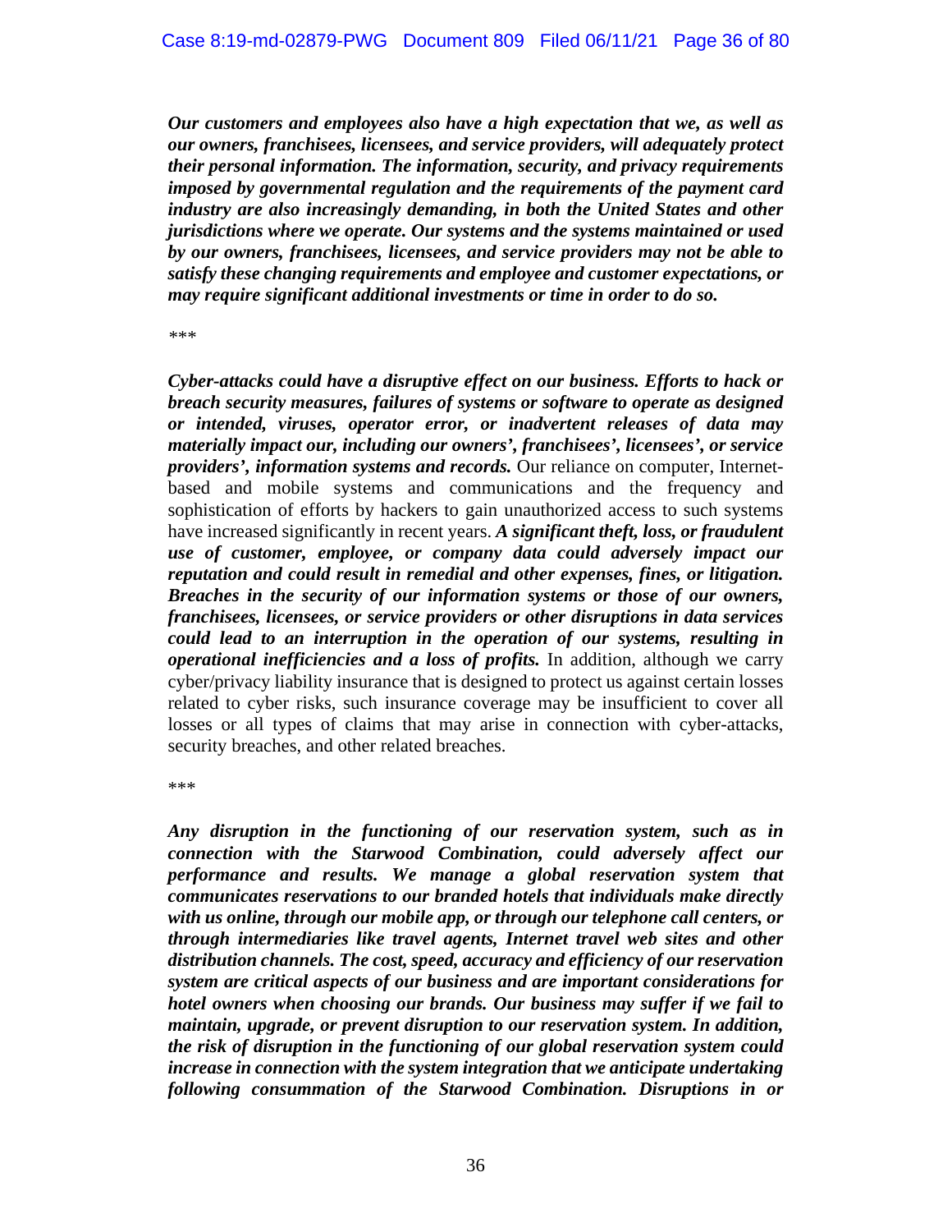***Our customers and employees also have a high expectation that we, as well as our owners, franchisees, licensees, and service providers, will adequately protect their personal information. The information, security, and privacy requirements imposed by governmental regulation and the requirements of the payment card industry are also increasingly demanding, in both the United States and other jurisdictions where we operate. Our systems and the systems maintained or used by our owners, franchisees, licensees, and service providers may not be able to satisfy these changing requirements and employee and customer expectations, or may require significant additional investments or time in order to do so.***

*\*\*\**

***Cyber-attacks could have a disruptive effect on our business. Efforts to hack or breach security measures, failures of systems or software to operate as designed or intended, viruses, operator error, or inadvertent releases of data may materially impact our, including our owners', franchisees', licensees', or service providers', information systems and records.*** Our reliance on computer, Internet-based and mobile systems and communications and the frequency and sophistication of efforts by hackers to gain unauthorized access to such systems have increased significantly in recent years. ***A significant theft, loss, or fraudulent use of customer, employee, or company data could adversely impact our reputation and could result in remedial and other expenses, fines, or litigation. Breaches in the security of our information systems or those of our owners, franchisees, licensees, or service providers or other disruptions in data services could lead to an interruption in the operation of our systems, resulting in operational inefficiencies and a loss of profits.*** In addition, although we carry cyber/privacy liability insurance that is designed to protect us against certain losses related to cyber risks, such insurance coverage may be insufficient to cover all losses or all types of claims that may arise in connection with cyber-attacks, security breaches, and other related breaches.

*\*\*\**

***Any disruption in the functioning of our reservation system, such as in connection with the Starwood Combination, could adversely affect our performance and results. We manage a global reservation system that communicates reservations to our branded hotels that individuals make directly with us online, through our mobile app, or through our telephone call centers, or through intermediaries like travel agents, Internet travel web sites and other distribution channels. The cost, speed, accuracy and efficiency of our reservation system are critical aspects of our business and are important considerations for hotel owners when choosing our brands. Our business may suffer if we fail to maintain, upgrade, or prevent disruption to our reservation system. In addition, the risk of disruption in the functioning of our global reservation system could increase in connection with the system integration that we anticipate undertaking following consummation of the Starwood Combination. Disruptions in or***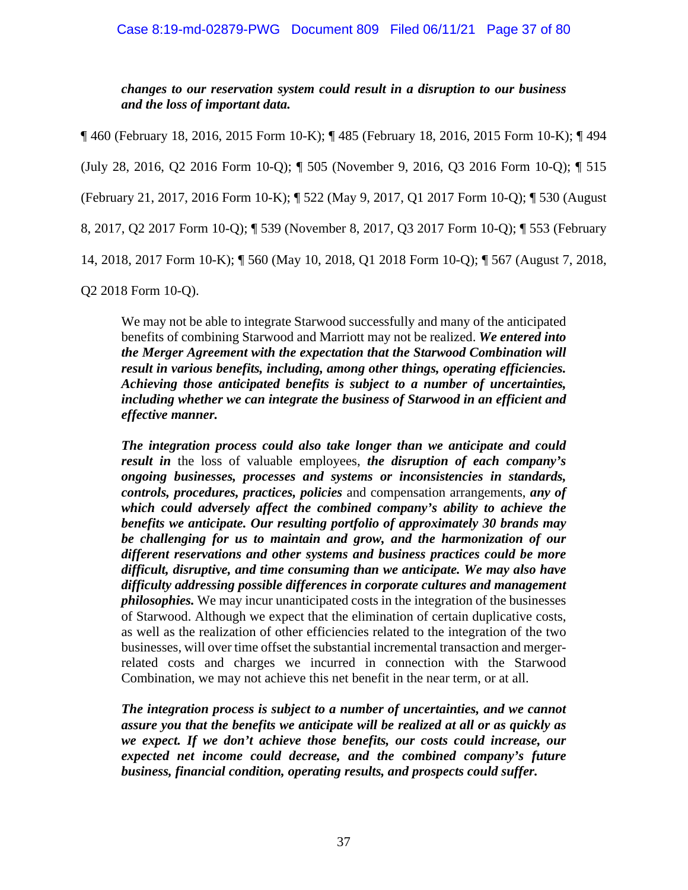> ***changes to our reservation system could result in a disruption to our business and the loss of important data.***

¶ 460 (February 18, 2016, 2015 Form 10-K); ¶ 485 (February 18, 2016, 2015 Form 10-K); ¶ 494 (July 28, 2016, Q2 2016 Form 10-Q); ¶ 505 (November 9, 2016, Q3 2016 Form 10-Q); ¶ 515 (February 21, 2017, 2016 Form 10-K); ¶ 522 (May 9, 2017, Q1 2017 Form 10-Q); ¶ 530 (August 8, 2017, Q2 2017 Form 10-Q); ¶ 539 (November 8, 2017, Q3 2017 Form 10-Q); ¶ 553 (February 14, 2018, 2017 Form 10-K); ¶ 560 (May 10, 2018, Q1 2018 Form 10-Q); ¶ 567 (August 7, 2018, Q2 2018 Form 10-Q).

> We may not be able to integrate Starwood successfully and many of the anticipated benefits of combining Starwood and Marriott may not be realized. ***We entered into the Merger Agreement with the expectation that the Starwood Combination will result in various benefits, including, among other things, operating efficiencies. Achieving those anticipated benefits is subject to a number of uncertainties, including whether we can integrate the business of Starwood in an efficient and effective manner.***
>
> ***The integration process could also take longer than we anticipate and could result in*** the loss of valuable employees, ***the disruption of each company's ongoing businesses, processes and systems or inconsistencies in standards, controls, procedures, practices, policies*** and compensation arrangements, ***any of which could adversely affect the combined company's ability to achieve the benefits we anticipate. Our resulting portfolio of approximately 30 brands may be challenging for us to maintain and grow, and the harmonization of our different reservations and other systems and business practices could be more difficult, disruptive, and time consuming than we anticipate. We may also have difficulty addressing possible differences in corporate cultures and management philosophies.*** We may incur unanticipated costs in the integration of the businesses of Starwood. Although we expect that the elimination of certain duplicative costs, as well as the realization of other efficiencies related to the integration of the two businesses, will over time offset the substantial incremental transaction and merger-related costs and charges we incurred in connection with the Starwood Combination, we may not achieve this net benefit in the near term, or at all.
>
> ***The integration process is subject to a number of uncertainties, and we cannot assure you that the benefits we anticipate will be realized at all or as quickly as we expect. If we don't achieve those benefits, our costs could increase, our expected net income could decrease, and the combined company's future business, financial condition, operating results, and prospects could suffer.***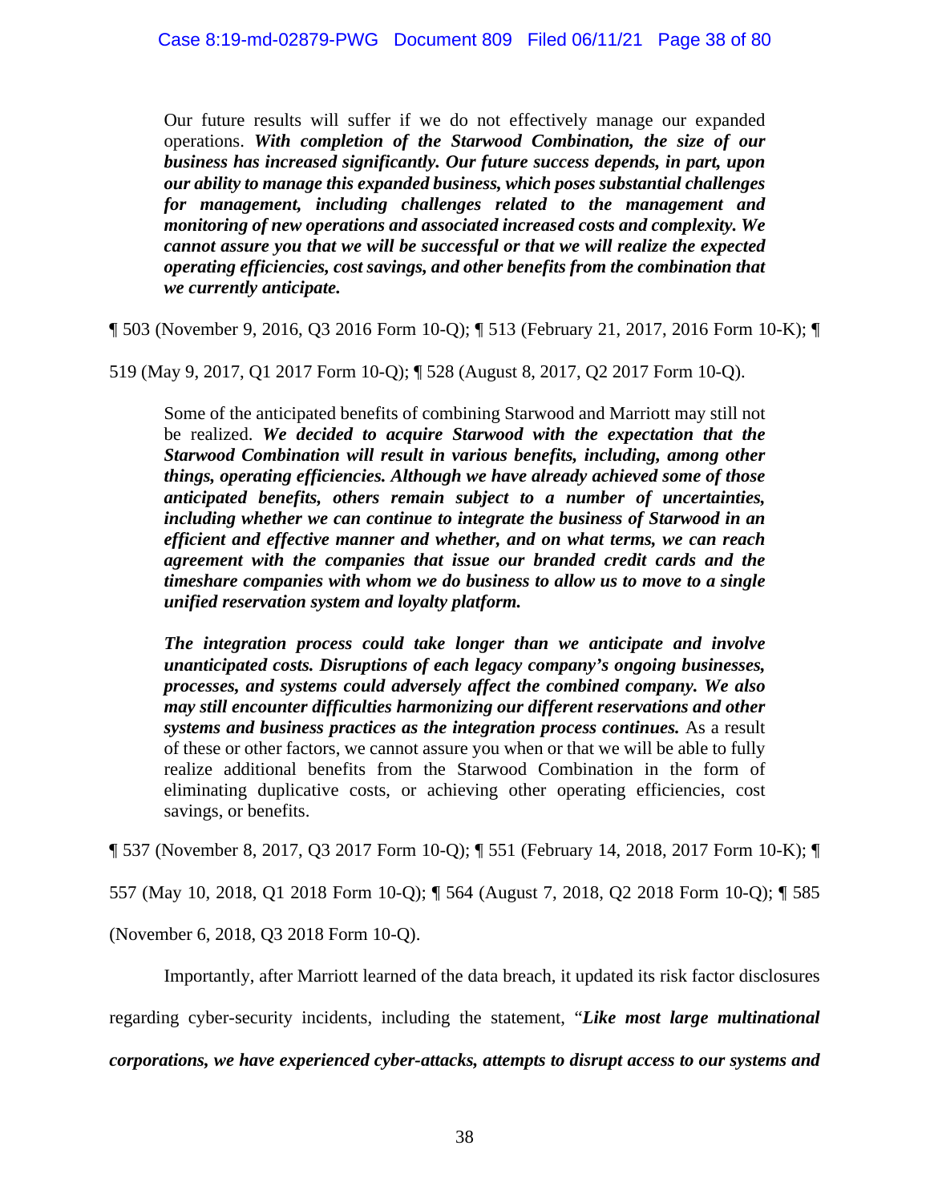> Our future results will suffer if we do not effectively manage our expanded operations. ***With completion of the Starwood Combination, the size of our business has increased significantly. Our future success depends, in part, upon our ability to manage this expanded business, which poses substantial challenges for management, including challenges related to the management and monitoring of new operations and associated increased costs and complexity. We cannot assure you that we will be successful or that we will realize the expected operating efficiencies, cost savings, and other benefits from the combination that we currently anticipate.***

¶ 503 (November 9, 2016, Q3 2016 Form 10-Q); ¶ 513 (February 21, 2017, 2016 Form 10-K); ¶ 519 (May 9, 2017, Q1 2017 Form 10-Q); ¶ 528 (August 8, 2017, Q2 2017 Form 10-Q).

> Some of the anticipated benefits of combining Starwood and Marriott may still not be realized. ***We decided to acquire Starwood with the expectation that the Starwood Combination will result in various benefits, including, among other things, operating efficiencies. Although we have already achieved some of those anticipated benefits, others remain subject to a number of uncertainties, including whether we can continue to integrate the business of Starwood in an efficient and effective manner and whether, and on what terms, we can reach agreement with the companies that issue our branded credit cards and the timeshare companies with whom we do business to allow us to move to a single unified reservation system and loyalty platform.***
>
> ***The integration process could take longer than we anticipate and involve unanticipated costs. Disruptions of each legacy company's ongoing businesses, processes, and systems could adversely affect the combined company. We also may still encounter difficulties harmonizing our different reservations and other systems and business practices as the integration process continues.*** As a result of these or other factors, we cannot assure you when or that we will be able to fully realize additional benefits from the Starwood Combination in the form of eliminating duplicative costs, or achieving other operating efficiencies, cost savings, or benefits.

¶ 537 (November 8, 2017, Q3 2017 Form 10-Q); ¶ 551 (February 14, 2018, 2017 Form 10-K); ¶ 557 (May 10, 2018, Q1 2018 Form 10-Q); ¶ 564 (August 7, 2018, Q2 2018 Form 10-Q); ¶ 585 (November 6, 2018, Q3 2018 Form 10-Q).

Importantly, after Marriott learned of the data breach, it updated its risk factor disclosures regarding cyber-security incidents, including the statement, "***Like most large multinational corporations, we have experienced cyber-attacks, attempts to disrupt access to our systems and***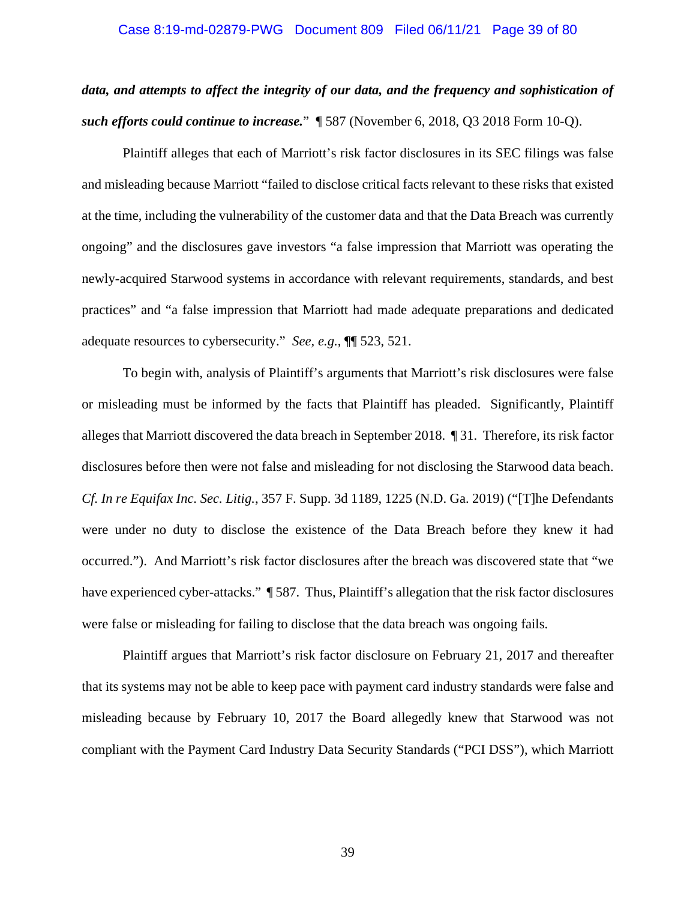***data, and attempts to affect the integrity of our data, and the frequency and sophistication of such efforts could continue to increase.*"  ¶ 587 (November 6, 2018, Q3 2018 Form 10-Q).

Plaintiff alleges that each of Marriott's risk factor disclosures in its SEC filings was false and misleading because Marriott "failed to disclose critical facts relevant to these risks that existed at the time, including the vulnerability of the customer data and that the Data Breach was currently ongoing" and the disclosures gave investors "a false impression that Marriott was operating the newly-acquired Starwood systems in accordance with relevant requirements, standards, and best practices" and "a false impression that Marriott had made adequate preparations and dedicated adequate resources to cybersecurity."  *See, e.g.*, ¶¶ 523, 521.

To begin with, analysis of Plaintiff's arguments that Marriott's risk disclosures were false or misleading must be informed by the facts that Plaintiff has pleaded.  Significantly, Plaintiff alleges that Marriott discovered the data breach in September 2018.  ¶ 31.  Therefore, its risk factor disclosures before then were not false and misleading for not disclosing the Starwood data beach. *Cf. In re Equifax Inc. Sec. Litig.*, 357 F. Supp. 3d 1189, 1225 (N.D. Ga. 2019) ("[T]he Defendants were under no duty to disclose the existence of the Data Breach before they knew it had occurred.").  And Marriott's risk factor disclosures after the breach was discovered state that "we have experienced cyber-attacks."  ¶ 587.  Thus, Plaintiff's allegation that the risk factor disclosures were false or misleading for failing to disclose that the data breach was ongoing fails.

Plaintiff argues that Marriott's risk factor disclosure on February 21, 2017 and thereafter that its systems may not be able to keep pace with payment card industry standards were false and misleading because by February 10, 2017 the Board allegedly knew that Starwood was not compliant with the Payment Card Industry Data Security Standards ("PCI DSS"), which Marriott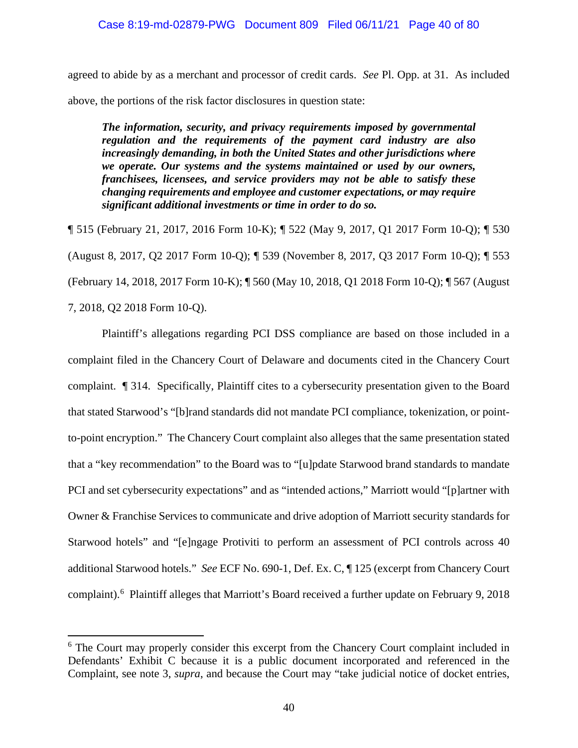agreed to abide by as a merchant and processor of credit cards. *See* Pl. Opp. at 31. As included above, the portions of the risk factor disclosures in question state:

> ***The information, security, and privacy requirements imposed by governmental regulation and the requirements of the payment card industry are also increasingly demanding, in both the United States and other jurisdictions where we operate. Our systems and the systems maintained or used by our owners, franchisees, licensees, and service providers may not be able to satisfy these changing requirements and employee and customer expectations, or may require significant additional investments or time in order to do so.***

¶ 515 (February 21, 2017, 2016 Form 10-K); ¶ 522 (May 9, 2017, Q1 2017 Form 10-Q); ¶ 530 (August 8, 2017, Q2 2017 Form 10-Q); ¶ 539 (November 8, 2017, Q3 2017 Form 10-Q); ¶ 553 (February 14, 2018, 2017 Form 10-K); ¶ 560 (May 10, 2018, Q1 2018 Form 10-Q); ¶ 567 (August 7, 2018, Q2 2018 Form 10-Q).

Plaintiff's allegations regarding PCI DSS compliance are based on those included in a complaint filed in the Chancery Court of Delaware and documents cited in the Chancery Court complaint. ¶ 314. Specifically, Plaintiff cites to a cybersecurity presentation given to the Board that stated Starwood's "[b]rand standards did not mandate PCI compliance, tokenization, or point-to-point encryption." The Chancery Court complaint also alleges that the same presentation stated that a "key recommendation" to the Board was to "[u]pdate Starwood brand standards to mandate PCI and set cybersecurity expectations" and as "intended actions," Marriott would "[p]artner with Owner & Franchise Services to communicate and drive adoption of Marriott security standards for Starwood hotels" and "[e]ngage Protiviti to perform an assessment of PCI controls across 40 additional Starwood hotels." *See* ECF No. 690-1, Def. Ex. C, ¶ 125 (excerpt from Chancery Court complaint).[6] Plaintiff alleges that Marriott's Board received a further update on February 9, 2018

[6] The Court may properly consider this excerpt from the Chancery Court complaint included in Defendants' Exhibit C because it is a public document incorporated and referenced in the Complaint, see note 3, *supra*, and because the Court may "take judicial notice of docket entries,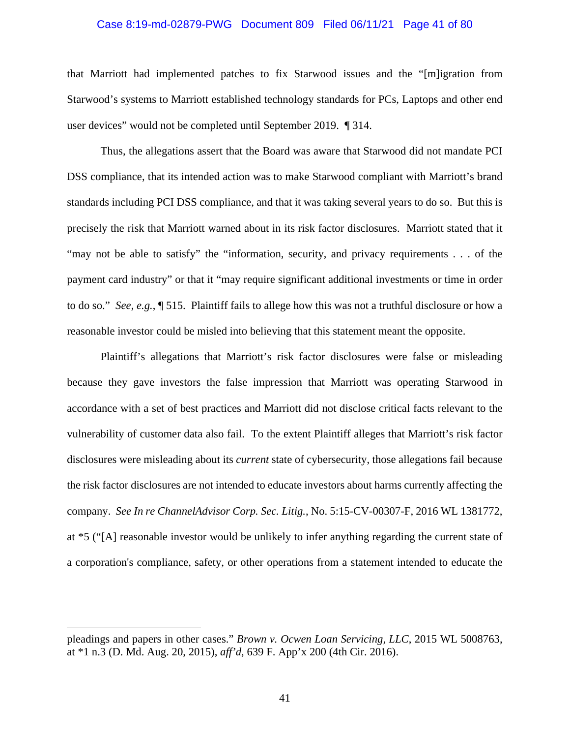that Marriott had implemented patches to fix Starwood issues and the "[m]igration from Starwood's systems to Marriott established technology standards for PCs, Laptops and other end user devices" would not be completed until September 2019. ¶ 314.

Thus, the allegations assert that the Board was aware that Starwood did not mandate PCI DSS compliance, that its intended action was to make Starwood compliant with Marriott's brand standards including PCI DSS compliance, and that it was taking several years to do so. But this is precisely the risk that Marriott warned about in its risk factor disclosures. Marriott stated that it "may not be able to satisfy" the "information, security, and privacy requirements . . . of the payment card industry" or that it "may require significant additional investments or time in order to do so." *See, e.g.*, ¶ 515. Plaintiff fails to allege how this was not a truthful disclosure or how a reasonable investor could be misled into believing that this statement meant the opposite.

Plaintiff's allegations that Marriott's risk factor disclosures were false or misleading because they gave investors the false impression that Marriott was operating Starwood in accordance with a set of best practices and Marriott did not disclose critical facts relevant to the vulnerability of customer data also fail. To the extent Plaintiff alleges that Marriott's risk factor disclosures were misleading about its *current* state of cybersecurity, those allegations fail because the risk factor disclosures are not intended to educate investors about harms currently affecting the company. *See In re ChannelAdvisor Corp. Sec. Litig.*, No. 5:15-CV-00307-F, 2016 WL 1381772, at *5 ("[A] reasonable investor would be unlikely to infer anything regarding the current state of a corporation's compliance, safety, or other operations from a statement intended to educate the

---

pleadings and papers in other cases." *Brown v. Ocwen Loan Servicing, LLC*, 2015 WL 5008763, at *1 n.3 (D. Md. Aug. 20, 2015), *aff'd*, 639 F. App'x 200 (4th Cir. 2016).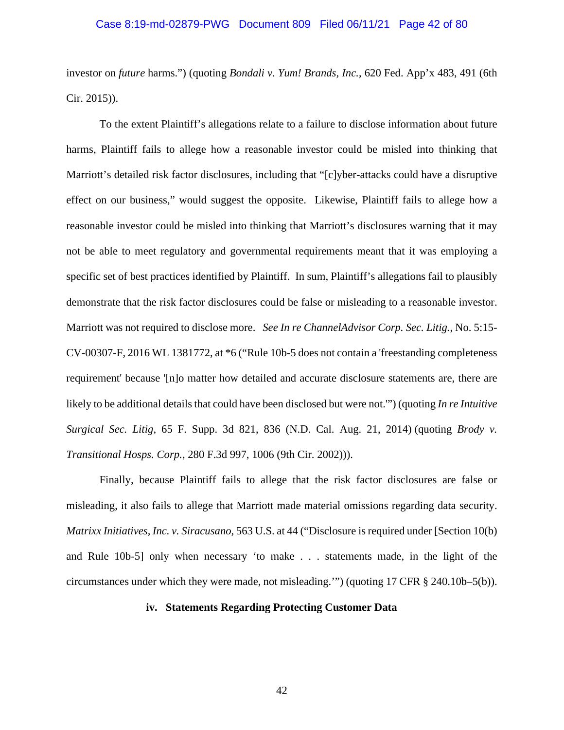investor on *future* harms.") (quoting *Bondali v. Yum! Brands, Inc.*, 620 Fed. App'x 483, 491 (6th Cir. 2015)).

To the extent Plaintiff's allegations relate to a failure to disclose information about future harms, Plaintiff fails to allege how a reasonable investor could be misled into thinking that Marriott's detailed risk factor disclosures, including that "[c]yber-attacks could have a disruptive effect on our business," would suggest the opposite. Likewise, Plaintiff fails to allege how a reasonable investor could be misled into thinking that Marriott's disclosures warning that it may not be able to meet regulatory and governmental requirements meant that it was employing a specific set of best practices identified by Plaintiff. In sum, Plaintiff's allegations fail to plausibly demonstrate that the risk factor disclosures could be false or misleading to a reasonable investor. Marriott was not required to disclose more. *See In re ChannelAdvisor Corp. Sec. Litig.*, No. 5:15-CV-00307-F, 2016 WL 1381772, at *6 ("Rule 10b-5 does not contain a 'freestanding completeness requirement' because '[n]o matter how detailed and accurate disclosure statements are, there are likely to be additional details that could have been disclosed but were not.'") (quoting *In re Intuitive Surgical Sec. Litig*, 65 F. Supp. 3d 821, 836 (N.D. Cal. Aug. 21, 2014) (quoting *Brody v. Transitional Hosps. Corp.*, 280 F.3d 997, 1006 (9th Cir. 2002))).

Finally, because Plaintiff fails to allege that the risk factor disclosures are false or misleading, it also fails to allege that Marriott made material omissions regarding data security. *Matrixx Initiatives, Inc. v. Siracusano*, 563 U.S. at 44 ("Disclosure is required under [Section 10(b) and Rule 10b-5] only when necessary 'to make . . . statements made, in the light of the circumstances under which they were made, not misleading.'") (quoting 17 CFR § 240.10b–5(b)).

#### iv. Statements Regarding Protecting Customer Data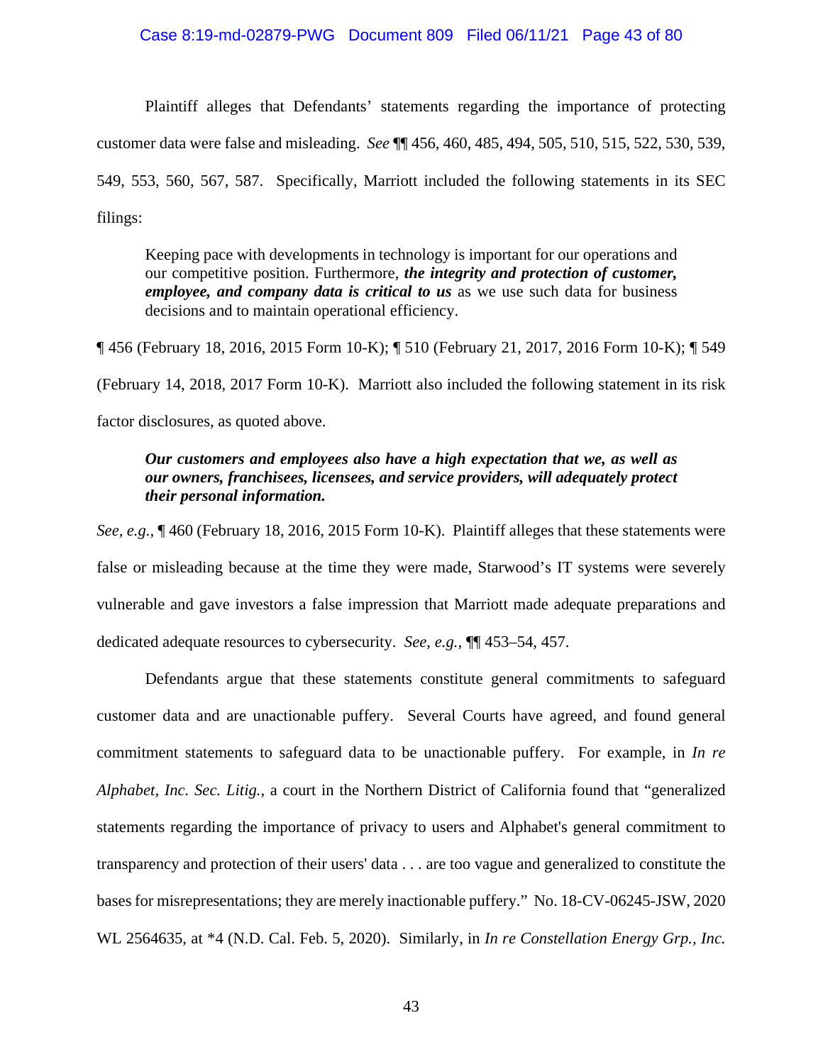Plaintiff alleges that Defendants' statements regarding the importance of protecting customer data were false and misleading. *See* ¶¶ 456, 460, 485, 494, 505, 510, 515, 522, 530, 539, 549, 553, 560, 567, 587. Specifically, Marriott included the following statements in its SEC filings:

> Keeping pace with developments in technology is important for our operations and our competitive position. Furthermore, ***the integrity and protection of customer, employee, and company data is critical to us*** as we use such data for business decisions and to maintain operational efficiency.

¶ 456 (February 18, 2016, 2015 Form 10-K); ¶ 510 (February 21, 2017, 2016 Form 10-K); ¶ 549 (February 14, 2018, 2017 Form 10-K). Marriott also included the following statement in its risk factor disclosures, as quoted above.

> ***Our customers and employees also have a high expectation that we, as well as our owners, franchisees, licensees, and service providers, will adequately protect their personal information.***

*See, e.g.*, ¶ 460 (February 18, 2016, 2015 Form 10-K). Plaintiff alleges that these statements were false or misleading because at the time they were made, Starwood's IT systems were severely vulnerable and gave investors a false impression that Marriott made adequate preparations and dedicated adequate resources to cybersecurity. *See, e.g.*, ¶¶ 453–54, 457.

Defendants argue that these statements constitute general commitments to safeguard customer data and are unactionable puffery. Several Courts have agreed, and found general commitment statements to safeguard data to be unactionable puffery. For example, in *In re Alphabet, Inc. Sec. Litig.*, a court in the Northern District of California found that "generalized statements regarding the importance of privacy to users and Alphabet's general commitment to transparency and protection of their users' data . . . are too vague and generalized to constitute the bases for misrepresentations; they are merely inactionable puffery." No. 18-CV-06245-JSW, 2020 WL 2564635, at *4 (N.D. Cal. Feb. 5, 2020). Similarly, in *In re Constellation Energy Grp., Inc.*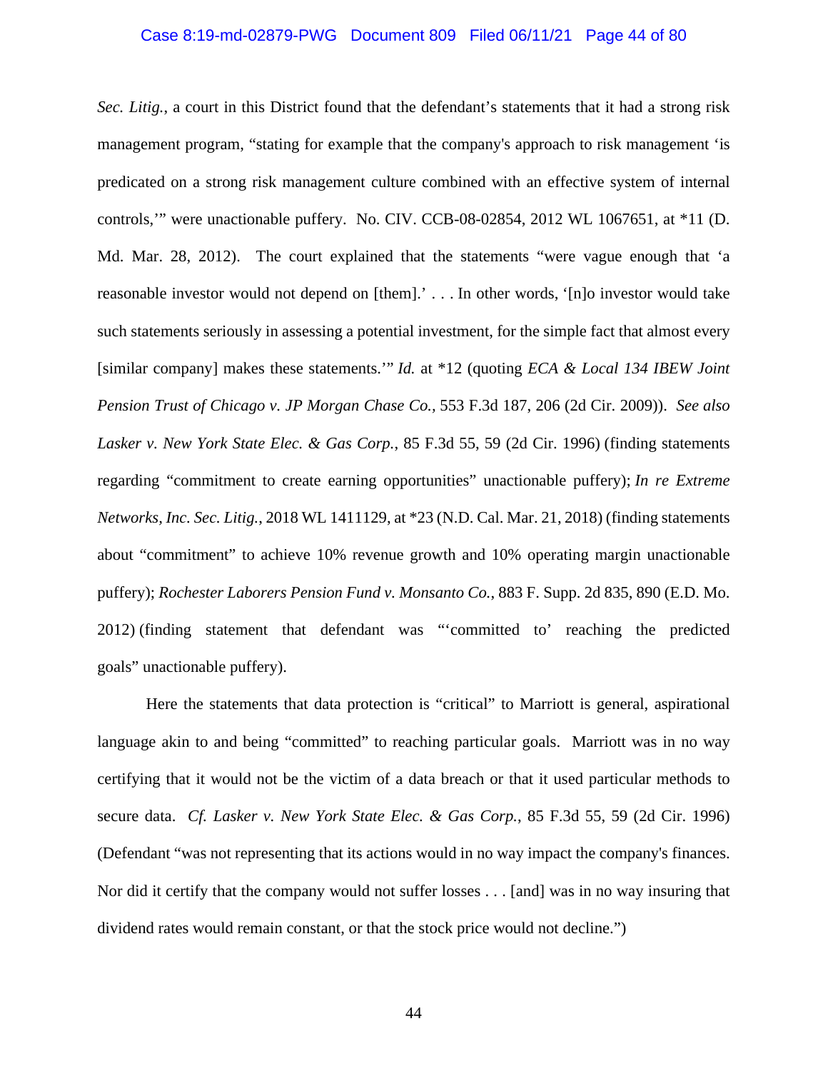*Sec. Litig.*, a court in this District found that the defendant's statements that it had a strong risk management program, "stating for example that the company's approach to risk management 'is predicated on a strong risk management culture combined with an effective system of internal controls,'" were unactionable puffery. No. CIV. CCB-08-02854, 2012 WL 1067651, at *11 (D. Md. Mar. 28, 2012). The court explained that the statements "were vague enough that 'a reasonable investor would not depend on [them].' . . . In other words, '[n]o investor would take such statements seriously in assessing a potential investment, for the simple fact that almost every [similar company] makes these statements.'" *Id.* at *12 (quoting *ECA & Local 134 IBEW Joint Pension Trust of Chicago v. JP Morgan Chase Co.*, 553 F.3d 187, 206 (2d Cir. 2009)). *See also Lasker v. New York State Elec. & Gas Corp.*, 85 F.3d 55, 59 (2d Cir. 1996) (finding statements regarding "commitment to create earning opportunities" unactionable puffery); *In re Extreme Networks, Inc. Sec. Litig.*, 2018 WL 1411129, at *23 (N.D. Cal. Mar. 21, 2018) (finding statements about "commitment" to achieve 10% revenue growth and 10% operating margin unactionable puffery); *Rochester Laborers Pension Fund v. Monsanto Co.*, 883 F. Supp. 2d 835, 890 (E.D. Mo. 2012) (finding statement that defendant was "'committed to' reaching the predicted goals" unactionable puffery).

Here the statements that data protection is "critical" to Marriott is general, aspirational language akin to and being "committed" to reaching particular goals. Marriott was in no way certifying that it would not be the victim of a data breach or that it used particular methods to secure data. *Cf. Lasker v. New York State Elec. & Gas Corp.*, 85 F.3d 55, 59 (2d Cir. 1996) (Defendant "was not representing that its actions would in no way impact the company's finances. Nor did it certify that the company would not suffer losses . . . [and] was in no way insuring that dividend rates would remain constant, or that the stock price would not decline.")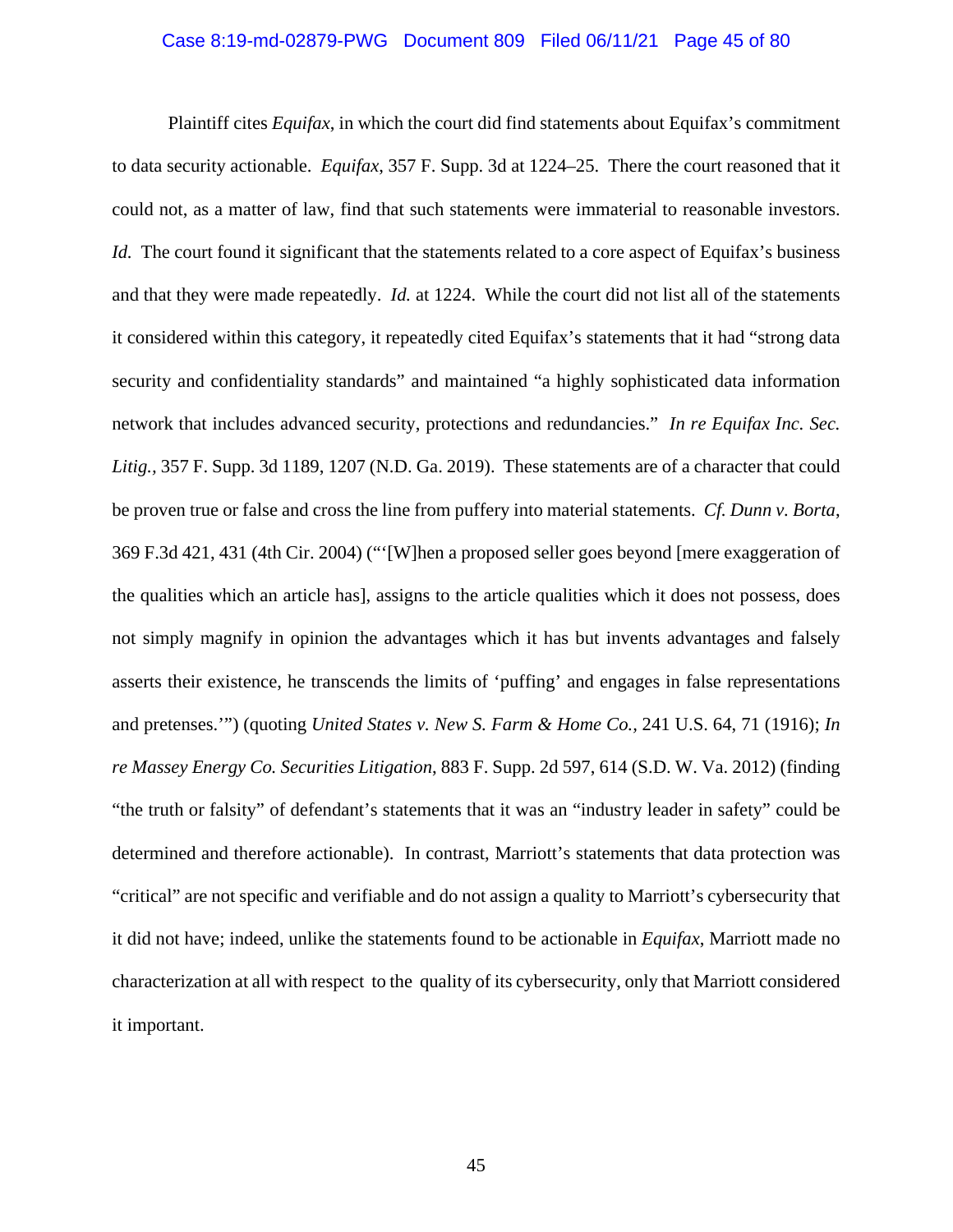Plaintiff cites *Equifax*, in which the court did find statements about Equifax's commitment to data security actionable. *Equifax*, 357 F. Supp. 3d at 1224–25. There the court reasoned that it could not, as a matter of law, find that such statements were immaterial to reasonable investors. *Id.* The court found it significant that the statements related to a core aspect of Equifax's business and that they were made repeatedly. *Id.* at 1224. While the court did not list all of the statements it considered within this category, it repeatedly cited Equifax's statements that it had "strong data security and confidentiality standards" and maintained "a highly sophisticated data information network that includes advanced security, protections and redundancies." *In re Equifax Inc. Sec. Litig.*, 357 F. Supp. 3d 1189, 1207 (N.D. Ga. 2019). These statements are of a character that could be proven true or false and cross the line from puffery into material statements. *Cf. Dunn v. Borta*, 369 F.3d 421, 431 (4th Cir. 2004) ("'[W]hen a proposed seller goes beyond [mere exaggeration of the qualities which an article has], assigns to the article qualities which it does not possess, does not simply magnify in opinion the advantages which it has but invents advantages and falsely asserts their existence, he transcends the limits of 'puffing' and engages in false representations and pretenses.'") (quoting *United States v. New S. Farm & Home Co.*, 241 U.S. 64, 71 (1916); *In re Massey Energy Co. Securities Litigation*, 883 F. Supp. 2d 597, 614 (S.D. W. Va. 2012) (finding "the truth or falsity" of defendant's statements that it was an "industry leader in safety" could be determined and therefore actionable). In contrast, Marriott's statements that data protection was "critical" are not specific and verifiable and do not assign a quality to Marriott's cybersecurity that it did not have; indeed, unlike the statements found to be actionable in *Equifax*, Marriott made no characterization at all with respect to the quality of its cybersecurity, only that Marriott considered it important.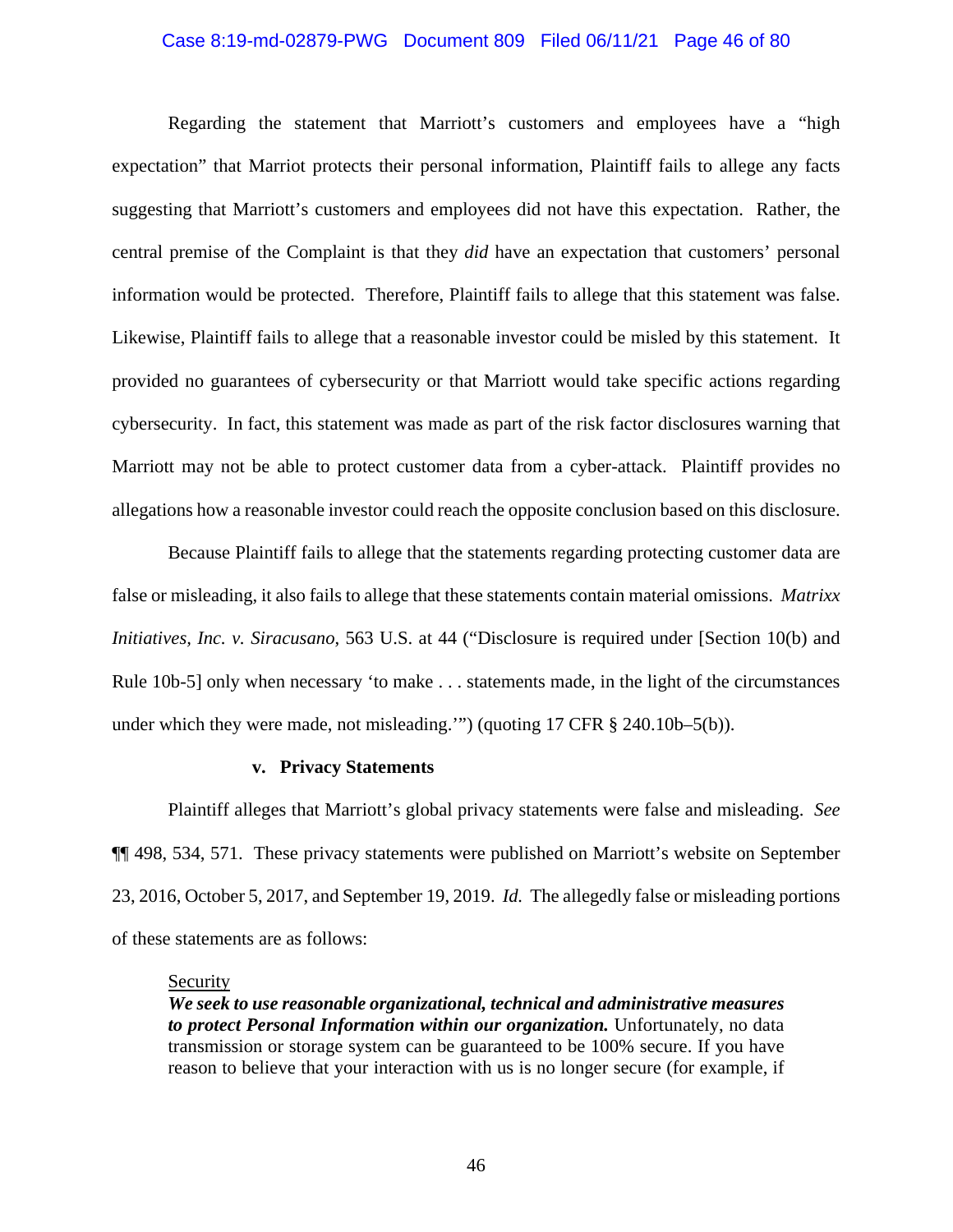Regarding the statement that Marriott's customers and employees have a "high expectation" that Marriot protects their personal information, Plaintiff fails to allege any facts suggesting that Marriott's customers and employees did not have this expectation. Rather, the central premise of the Complaint is that they *did* have an expectation that customers' personal information would be protected. Therefore, Plaintiff fails to allege that this statement was false. Likewise, Plaintiff fails to allege that a reasonable investor could be misled by this statement. It provided no guarantees of cybersecurity or that Marriott would take specific actions regarding cybersecurity. In fact, this statement was made as part of the risk factor disclosures warning that Marriott may not be able to protect customer data from a cyber-attack. Plaintiff provides no allegations how a reasonable investor could reach the opposite conclusion based on this disclosure.

Because Plaintiff fails to allege that the statements regarding protecting customer data are false or misleading, it also fails to allege that these statements contain material omissions. *Matrixx Initiatives, Inc. v. Siracusano*, 563 U.S. at 44 ("Disclosure is required under [Section 10(b) and Rule 10b-5] only when necessary 'to make . . . statements made, in the light of the circumstances under which they were made, not misleading.'") (quoting 17 CFR § 240.10b–5(b)).

**v. Privacy Statements**

Plaintiff alleges that Marriott's global privacy statements were false and misleading. *See* ¶¶ 498, 534, 571. These privacy statements were published on Marriott's website on September 23, 2016, October 5, 2017, and September 19, 2019. *Id.* The allegedly false or misleading portions of these statements are as follows:

> <u>Security</u>
> ***We seek to use reasonable organizational, technical and administrative measures to protect Personal Information within our organization.*** Unfortunately, no data transmission or storage system can be guaranteed to be 100% secure. If you have reason to believe that your interaction with us is no longer secure (for example, if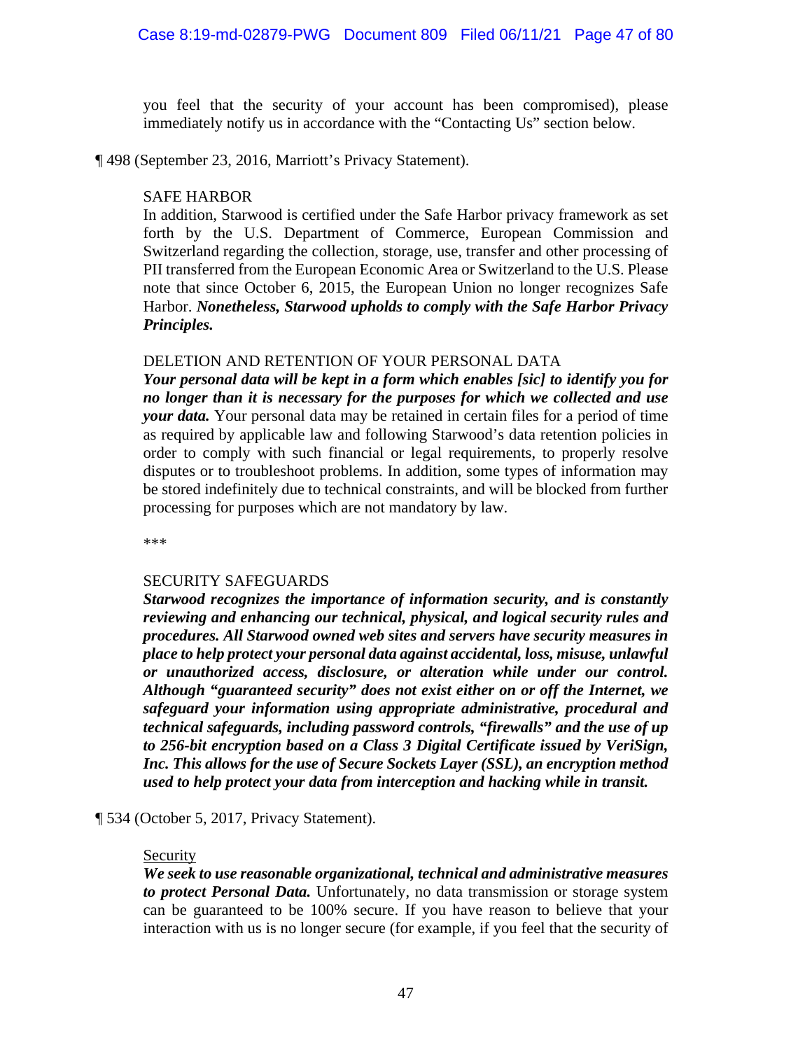you feel that the security of your account has been compromised), please immediately notify us in accordance with the "Contacting Us" section below.

¶ 498 (September 23, 2016, Marriott's Privacy Statement).

> SAFE HARBOR
> In addition, Starwood is certified under the Safe Harbor privacy framework as set forth by the U.S. Department of Commerce, European Commission and Switzerland regarding the collection, storage, use, transfer and other processing of PII transferred from the European Economic Area or Switzerland to the U.S. Please note that since October 6, 2015, the European Union no longer recognizes Safe Harbor. ***Nonetheless, Starwood upholds to comply with the Safe Harbor Privacy Principles.***
>
> DELETION AND RETENTION OF YOUR PERSONAL DATA
> ***Your personal data will be kept in a form which enables [sic] to identify you for no longer than it is necessary for the purposes for which we collected and use your data.*** Your personal data may be retained in certain files for a period of time as required by applicable law and following Starwood's data retention policies in order to comply with such financial or legal requirements, to properly resolve disputes or to troubleshoot problems. In addition, some types of information may be stored indefinitely due to technical constraints, and will be blocked from further processing for purposes which are not mandatory by law.
>
> \*\*\*
>
> SECURITY SAFEGUARDS
> ***Starwood recognizes the importance of information security, and is constantly reviewing and enhancing our technical, physical, and logical security rules and procedures. All Starwood owned web sites and servers have security measures in place to help protect your personal data against accidental, loss, misuse, unlawful or unauthorized access, disclosure, or alteration while under our control. Although "guaranteed security" does not exist either on or off the Internet, we safeguard your information using appropriate administrative, procedural and technical safeguards, including password controls, "firewalls" and the use of up to 256-bit encryption based on a Class 3 Digital Certificate issued by VeriSign, Inc. This allows for the use of Secure Sockets Layer (SSL), an encryption method used to help protect your data from interception and hacking while in transit.***

¶ 534 (October 5, 2017, Privacy Statement).

> <u>Security</u>
> ***We seek to use reasonable organizational, technical and administrative measures to protect Personal Data.*** Unfortunately, no data transmission or storage system can be guaranteed to be 100% secure. If you have reason to believe that your interaction with us is no longer secure (for example, if you feel that the security of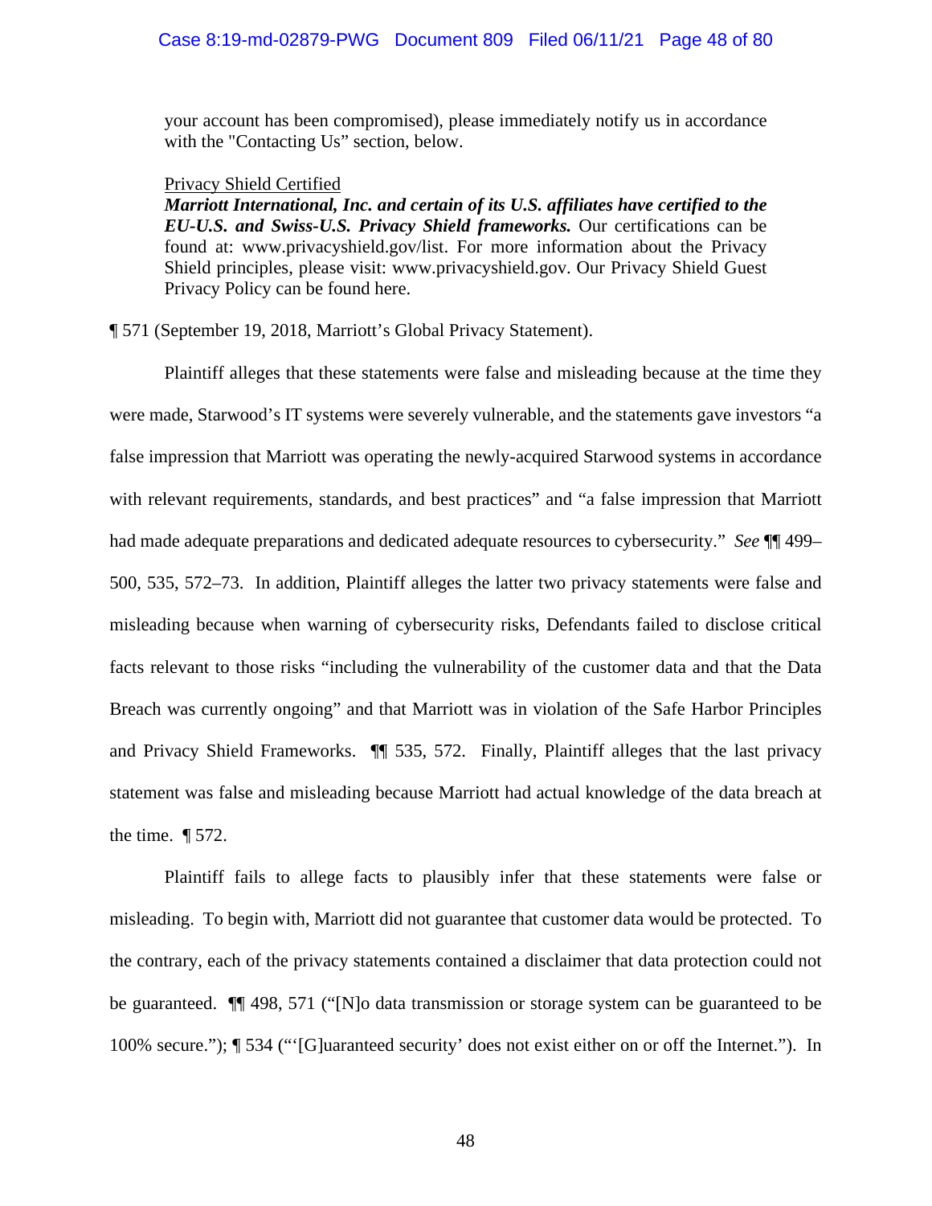> your account has been compromised), please immediately notify us in accordance with the "Contacting Us" section, below.
>
> Privacy Shield Certified
> ***Marriott International, Inc. and certain of its U.S. affiliates have certified to the EU-U.S. and Swiss-U.S. Privacy Shield frameworks.*** Our certifications can be found at: www.privacyshield.gov/list. For more information about the Privacy Shield principles, please visit: www.privacyshield.gov. Our Privacy Shield Guest Privacy Policy can be found here.

¶ 571 (September 19, 2018, Marriott's Global Privacy Statement).

Plaintiff alleges that these statements were false and misleading because at the time they were made, Starwood's IT systems were severely vulnerable, and the statements gave investors "a false impression that Marriott was operating the newly-acquired Starwood systems in accordance with relevant requirements, standards, and best practices" and "a false impression that Marriott had made adequate preparations and dedicated adequate resources to cybersecurity." *See* ¶¶ 499–500, 535, 572–73. In addition, Plaintiff alleges the latter two privacy statements were false and misleading because when warning of cybersecurity risks, Defendants failed to disclose critical facts relevant to those risks "including the vulnerability of the customer data and that the Data Breach was currently ongoing" and that Marriott was in violation of the Safe Harbor Principles and Privacy Shield Frameworks. ¶¶ 535, 572. Finally, Plaintiff alleges that the last privacy statement was false and misleading because Marriott had actual knowledge of the data breach at the time. ¶ 572.

Plaintiff fails to allege facts to plausibly infer that these statements were false or misleading. To begin with, Marriott did not guarantee that customer data would be protected. To the contrary, each of the privacy statements contained a disclaimer that data protection could not be guaranteed. ¶¶ 498, 571 ("[N]o data transmission or storage system can be guaranteed to be 100% secure."); ¶ 534 ("'[G]uaranteed security' does not exist either on or off the Internet."). In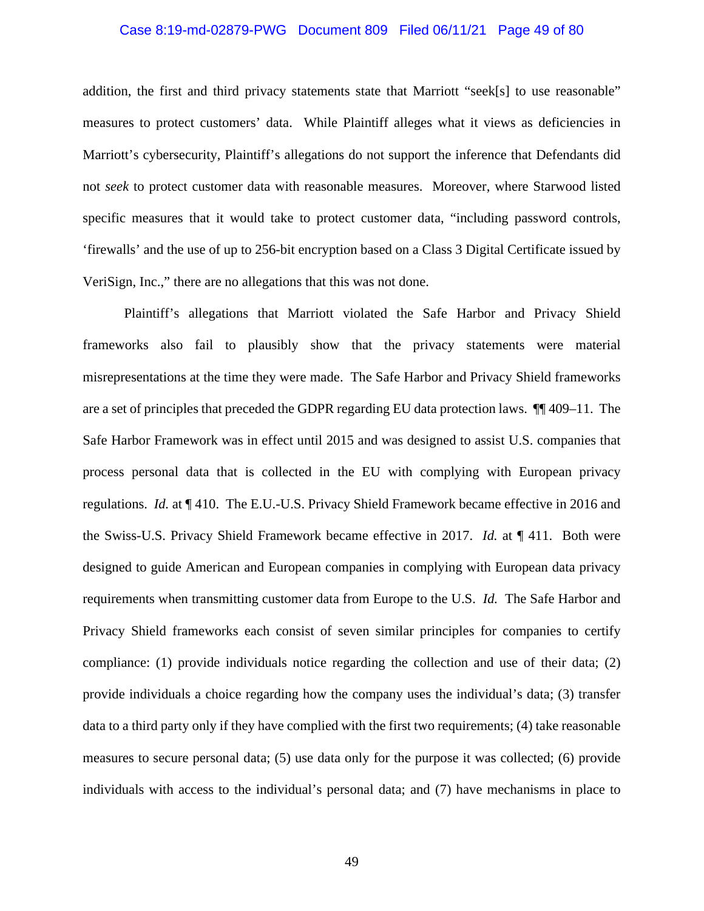addition, the first and third privacy statements state that Marriott "seek[s] to use reasonable" measures to protect customers' data. While Plaintiff alleges what it views as deficiencies in Marriott's cybersecurity, Plaintiff's allegations do not support the inference that Defendants did not *seek* to protect customer data with reasonable measures. Moreover, where Starwood listed specific measures that it would take to protect customer data, "including password controls, 'firewalls' and the use of up to 256-bit encryption based on a Class 3 Digital Certificate issued by VeriSign, Inc.," there are no allegations that this was not done.

Plaintiff's allegations that Marriott violated the Safe Harbor and Privacy Shield frameworks also fail to plausibly show that the privacy statements were material misrepresentations at the time they were made. The Safe Harbor and Privacy Shield frameworks are a set of principles that preceded the GDPR regarding EU data protection laws. ¶¶ 409–11. The Safe Harbor Framework was in effect until 2015 and was designed to assist U.S. companies that process personal data that is collected in the EU with complying with European privacy regulations. *Id.* at ¶ 410. The E.U.-U.S. Privacy Shield Framework became effective in 2016 and the Swiss-U.S. Privacy Shield Framework became effective in 2017. *Id.* at ¶ 411. Both were designed to guide American and European companies in complying with European data privacy requirements when transmitting customer data from Europe to the U.S. *Id.* The Safe Harbor and Privacy Shield frameworks each consist of seven similar principles for companies to certify compliance: (1) provide individuals notice regarding the collection and use of their data; (2) provide individuals a choice regarding how the company uses the individual's data; (3) transfer data to a third party only if they have complied with the first two requirements; (4) take reasonable measures to secure personal data; (5) use data only for the purpose it was collected; (6) provide individuals with access to the individual's personal data; and (7) have mechanisms in place to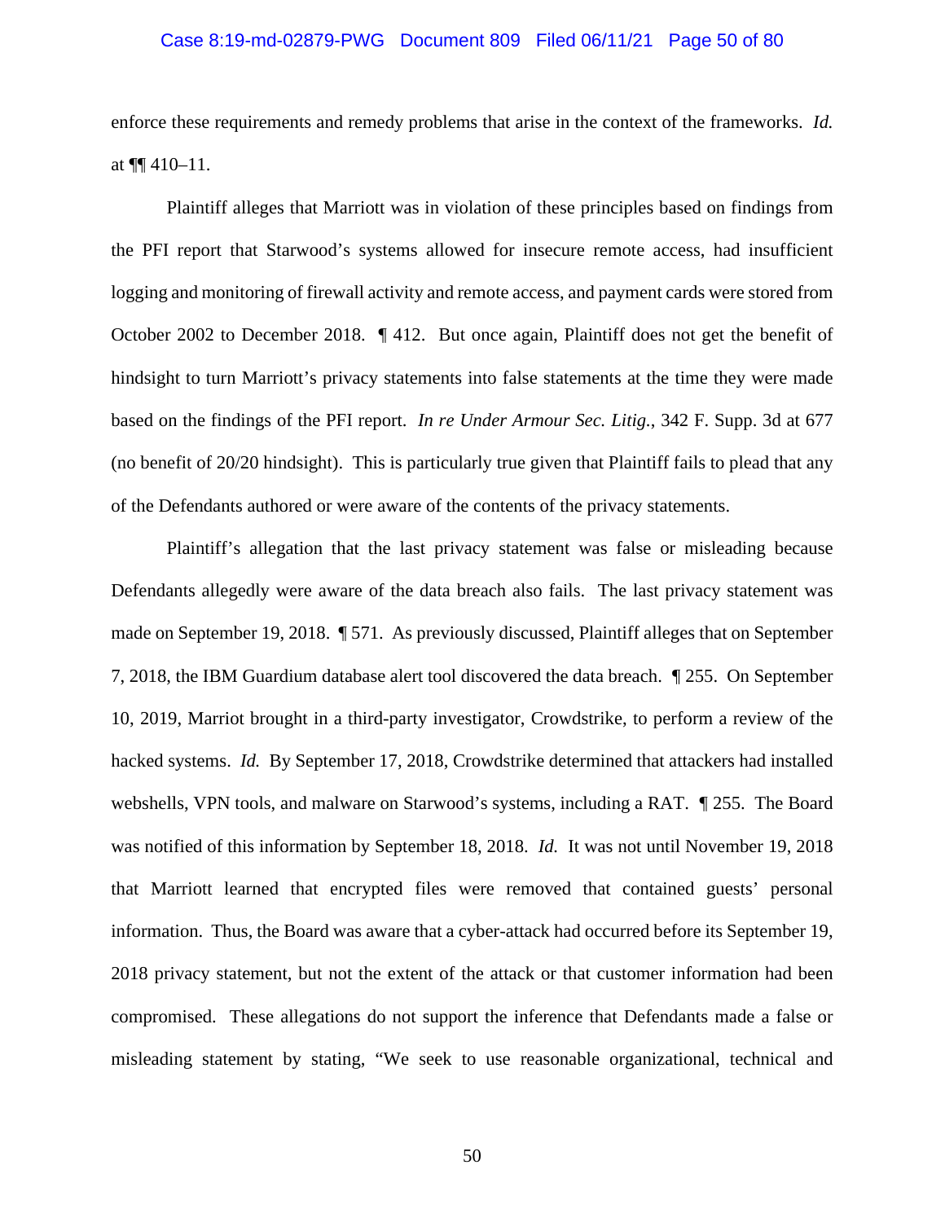enforce these requirements and remedy problems that arise in the context of the frameworks. *Id.* at ¶¶ 410–11.

Plaintiff alleges that Marriott was in violation of these principles based on findings from the PFI report that Starwood's systems allowed for insecure remote access, had insufficient logging and monitoring of firewall activity and remote access, and payment cards were stored from October 2002 to December 2018. ¶ 412. But once again, Plaintiff does not get the benefit of hindsight to turn Marriott's privacy statements into false statements at the time they were made based on the findings of the PFI report. *In re Under Armour Sec. Litig.*, 342 F. Supp. 3d at 677 (no benefit of 20/20 hindsight). This is particularly true given that Plaintiff fails to plead that any of the Defendants authored or were aware of the contents of the privacy statements.

Plaintiff's allegation that the last privacy statement was false or misleading because Defendants allegedly were aware of the data breach also fails. The last privacy statement was made on September 19, 2018. ¶ 571. As previously discussed, Plaintiff alleges that on September 7, 2018, the IBM Guardium database alert tool discovered the data breach. ¶ 255. On September 10, 2019, Marriot brought in a third-party investigator, Crowdstrike, to perform a review of the hacked systems. *Id.* By September 17, 2018, Crowdstrike determined that attackers had installed webshells, VPN tools, and malware on Starwood's systems, including a RAT. ¶ 255. The Board was notified of this information by September 18, 2018. *Id.* It was not until November 19, 2018 that Marriott learned that encrypted files were removed that contained guests' personal information. Thus, the Board was aware that a cyber-attack had occurred before its September 19, 2018 privacy statement, but not the extent of the attack or that customer information had been compromised. These allegations do not support the inference that Defendants made a false or misleading statement by stating, "We seek to use reasonable organizational, technical and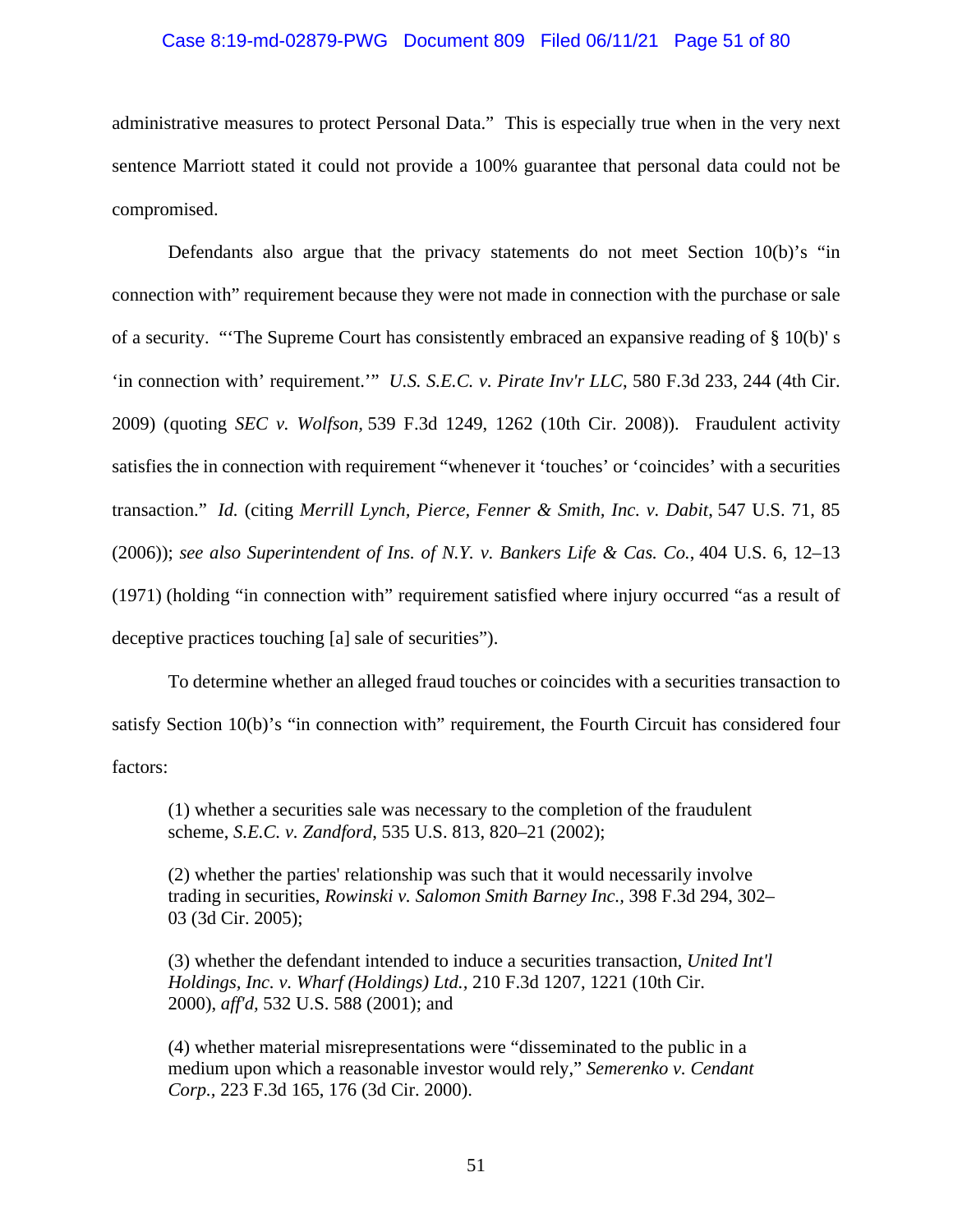administrative measures to protect Personal Data." This is especially true when in the very next sentence Marriott stated it could not provide a 100% guarantee that personal data could not be compromised.

Defendants also argue that the privacy statements do not meet Section 10(b)'s "in connection with" requirement because they were not made in connection with the purchase or sale of a security. "'The Supreme Court has consistently embraced an expansive reading of § 10(b)' s 'in connection with' requirement.'" *U.S. S.E.C. v. Pirate Inv'r LLC*, 580 F.3d 233, 244 (4th Cir. 2009) (quoting *SEC v. Wolfson,* 539 F.3d 1249, 1262 (10th Cir. 2008)). Fraudulent activity satisfies the in connection with requirement "whenever it 'touches' or 'coincides' with a securities transaction." *Id.* (citing *Merrill Lynch, Pierce, Fenner & Smith, Inc. v. Dabit*, 547 U.S. 71, 85 (2006)); *see also Superintendent of Ins. of N.Y. v. Bankers Life & Cas. Co.*, 404 U.S. 6, 12–13 (1971) (holding "in connection with" requirement satisfied where injury occurred "as a result of deceptive practices touching [a] sale of securities").

To determine whether an alleged fraud touches or coincides with a securities transaction to satisfy Section 10(b)'s "in connection with" requirement, the Fourth Circuit has considered four factors:

> (1) whether a securities sale was necessary to the completion of the fraudulent scheme, *S.E.C. v. Zandford*, 535 U.S. 813, 820–21 (2002);
>
> (2) whether the parties' relationship was such that it would necessarily involve trading in securities, *Rowinski v. Salomon Smith Barney Inc.*, 398 F.3d 294, 302–03 (3d Cir. 2005);
>
> (3) whether the defendant intended to induce a securities transaction, *United Int'l Holdings, Inc. v. Wharf (Holdings) Ltd.*, 210 F.3d 1207, 1221 (10th Cir. 2000), *aff'd*, 532 U.S. 588 (2001); and
>
> (4) whether material misrepresentations were "disseminated to the public in a medium upon which a reasonable investor would rely," *Semerenko v. Cendant Corp.*, 223 F.3d 165, 176 (3d Cir. 2000).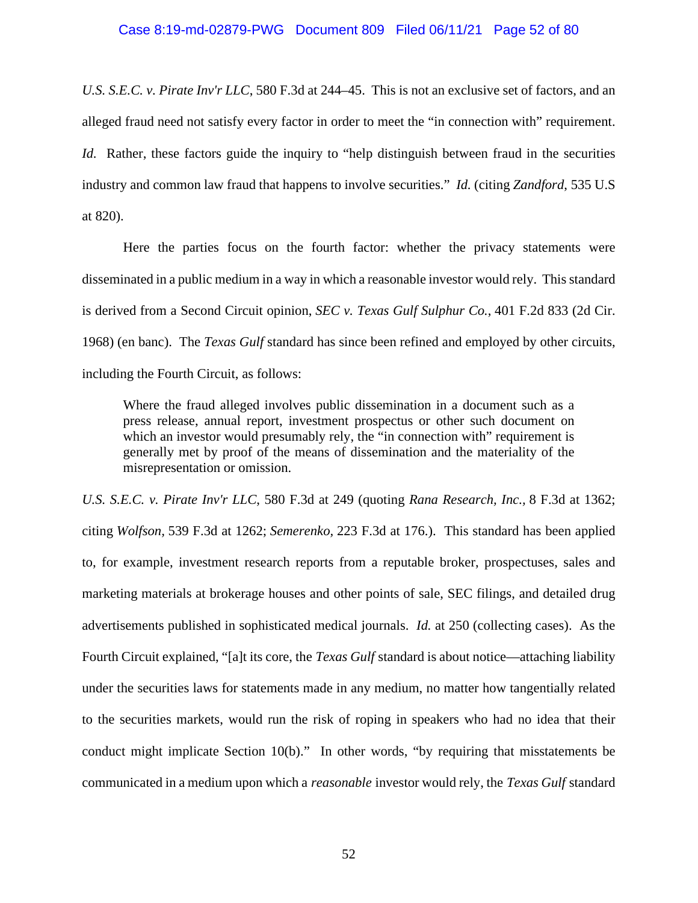*U.S. S.E.C. v. Pirate Inv'r LLC*, 580 F.3d at 244–45. This is not an exclusive set of factors, and an alleged fraud need not satisfy every factor in order to meet the "in connection with" requirement. *Id.* Rather, these factors guide the inquiry to "help distinguish between fraud in the securities industry and common law fraud that happens to involve securities." *Id.* (citing *Zandford*, 535 U.S at 820).

Here the parties focus on the fourth factor: whether the privacy statements were disseminated in a public medium in a way in which a reasonable investor would rely. This standard is derived from a Second Circuit opinion, *SEC v. Texas Gulf Sulphur Co.*, 401 F.2d 833 (2d Cir. 1968) (en banc). The *Texas Gulf* standard has since been refined and employed by other circuits, including the Fourth Circuit, as follows:

> Where the fraud alleged involves public dissemination in a document such as a press release, annual report, investment prospectus or other such document on which an investor would presumably rely, the "in connection with" requirement is generally met by proof of the means of dissemination and the materiality of the misrepresentation or omission.

*U.S. S.E.C. v. Pirate Inv'r LLC*, 580 F.3d at 249 (quoting *Rana Research, Inc.*, 8 F.3d at 1362; citing *Wolfson*, 539 F.3d at 1262; *Semerenko*, 223 F.3d at 176.). This standard has been applied to, for example, investment research reports from a reputable broker, prospectuses, sales and marketing materials at brokerage houses and other points of sale, SEC filings, and detailed drug advertisements published in sophisticated medical journals. *Id.* at 250 (collecting cases). As the Fourth Circuit explained, "[a]t its core, the *Texas Gulf* standard is about notice—attaching liability under the securities laws for statements made in any medium, no matter how tangentially related to the securities markets, would run the risk of roping in speakers who had no idea that their conduct might implicate Section 10(b)." In other words, "by requiring that misstatements be communicated in a medium upon which a *reasonable* investor would rely, the *Texas Gulf* standard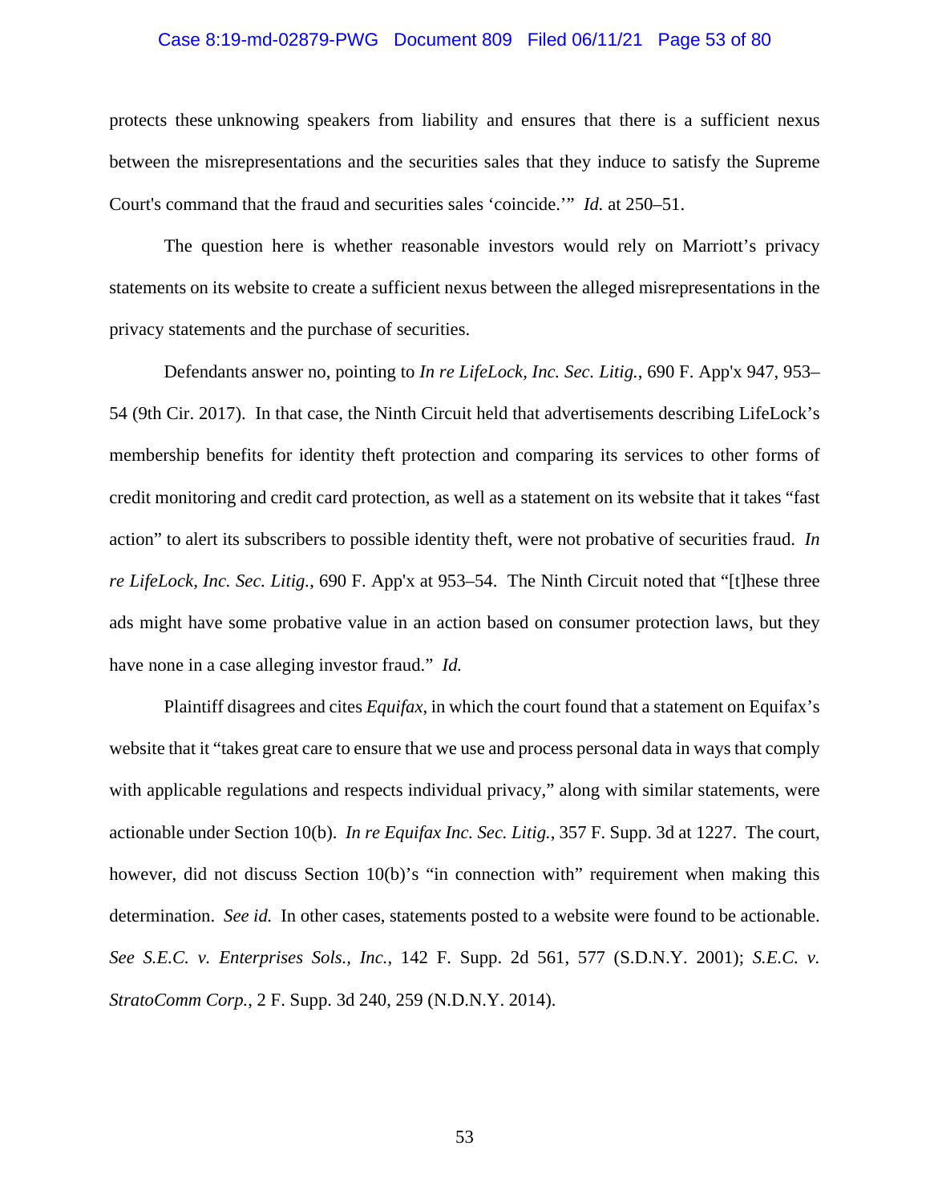protects these unknowing speakers from liability and ensures that there is a sufficient nexus between the misrepresentations and the securities sales that they induce to satisfy the Supreme Court's command that the fraud and securities sales 'coincide.'" *Id.* at 250–51.

The question here is whether reasonable investors would rely on Marriott's privacy statements on its website to create a sufficient nexus between the alleged misrepresentations in the privacy statements and the purchase of securities.

Defendants answer no, pointing to *In re LifeLock, Inc. Sec. Litig.*, 690 F. App'x 947, 953–54 (9th Cir. 2017). In that case, the Ninth Circuit held that advertisements describing LifeLock's membership benefits for identity theft protection and comparing its services to other forms of credit monitoring and credit card protection, as well as a statement on its website that it takes "fast action" to alert its subscribers to possible identity theft, were not probative of securities fraud. *In re LifeLock, Inc. Sec. Litig.*, 690 F. App'x at 953–54. The Ninth Circuit noted that "[t]hese three ads might have some probative value in an action based on consumer protection laws, but they have none in a case alleging investor fraud." *Id.*

Plaintiff disagrees and cites *Equifax*, in which the court found that a statement on Equifax's website that it "takes great care to ensure that we use and process personal data in ways that comply with applicable regulations and respects individual privacy," along with similar statements, were actionable under Section 10(b). *In re Equifax Inc. Sec. Litig.*, 357 F. Supp. 3d at 1227. The court, however, did not discuss Section 10(b)'s "in connection with" requirement when making this determination. *See id.* In other cases, statements posted to a website were found to be actionable. *See S.E.C. v. Enterprises Sols., Inc.*, 142 F. Supp. 2d 561, 577 (S.D.N.Y. 2001); *S.E.C. v. StratoComm Corp.*, 2 F. Supp. 3d 240, 259 (N.D.N.Y. 2014).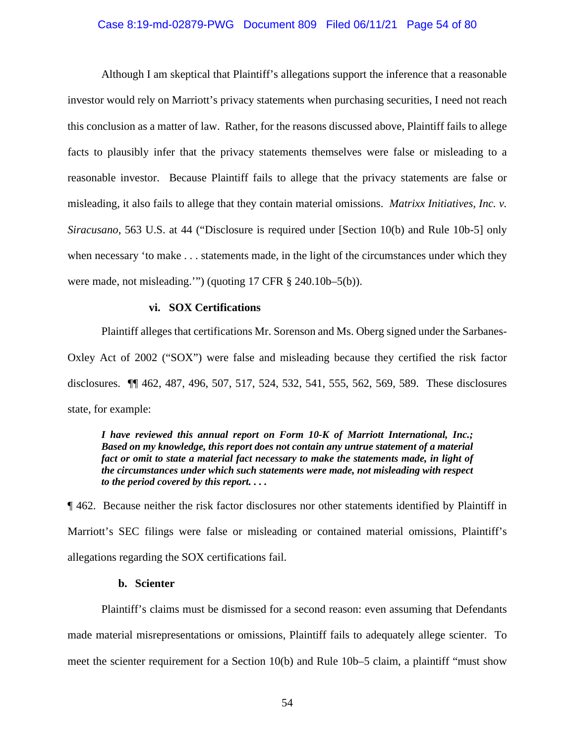Although I am skeptical that Plaintiff's allegations support the inference that a reasonable investor would rely on Marriott's privacy statements when purchasing securities, I need not reach this conclusion as a matter of law. Rather, for the reasons discussed above, Plaintiff fails to allege facts to plausibly infer that the privacy statements themselves were false or misleading to a reasonable investor. Because Plaintiff fails to allege that the privacy statements are false or misleading, it also fails to allege that they contain material omissions. *Matrixx Initiatives, Inc. v. Siracusano*, 563 U.S. at 44 ("Disclosure is required under [Section 10(b) and Rule 10b-5] only when necessary 'to make . . . statements made, in the light of the circumstances under which they were made, not misleading.'") (quoting 17 CFR § 240.10b–5(b)).

#### vi. SOX Certifications

Plaintiff alleges that certifications Mr. Sorenson and Ms. Oberg signed under the Sarbanes-Oxley Act of 2002 ("SOX") were false and misleading because they certified the risk factor disclosures. ¶¶ 462, 487, 496, 507, 517, 524, 532, 541, 555, 562, 569, 589. These disclosures state, for example:

> ***I have reviewed this annual report on Form 10-K of Marriott International, Inc.; Based on my knowledge, this report does not contain any untrue statement of a material fact or omit to state a material fact necessary to make the statements made, in light of the circumstances under which such statements were made, not misleading with respect to the period covered by this report. . . .***

¶ 462. Because neither the risk factor disclosures nor other statements identified by Plaintiff in Marriott's SEC filings were false or misleading or contained material omissions, Plaintiff's allegations regarding the SOX certifications fail.

### b. Scienter

Plaintiff's claims must be dismissed for a second reason: even assuming that Defendants made material misrepresentations or omissions, Plaintiff fails to adequately allege scienter. To meet the scienter requirement for a Section 10(b) and Rule 10b–5 claim, a plaintiff "must show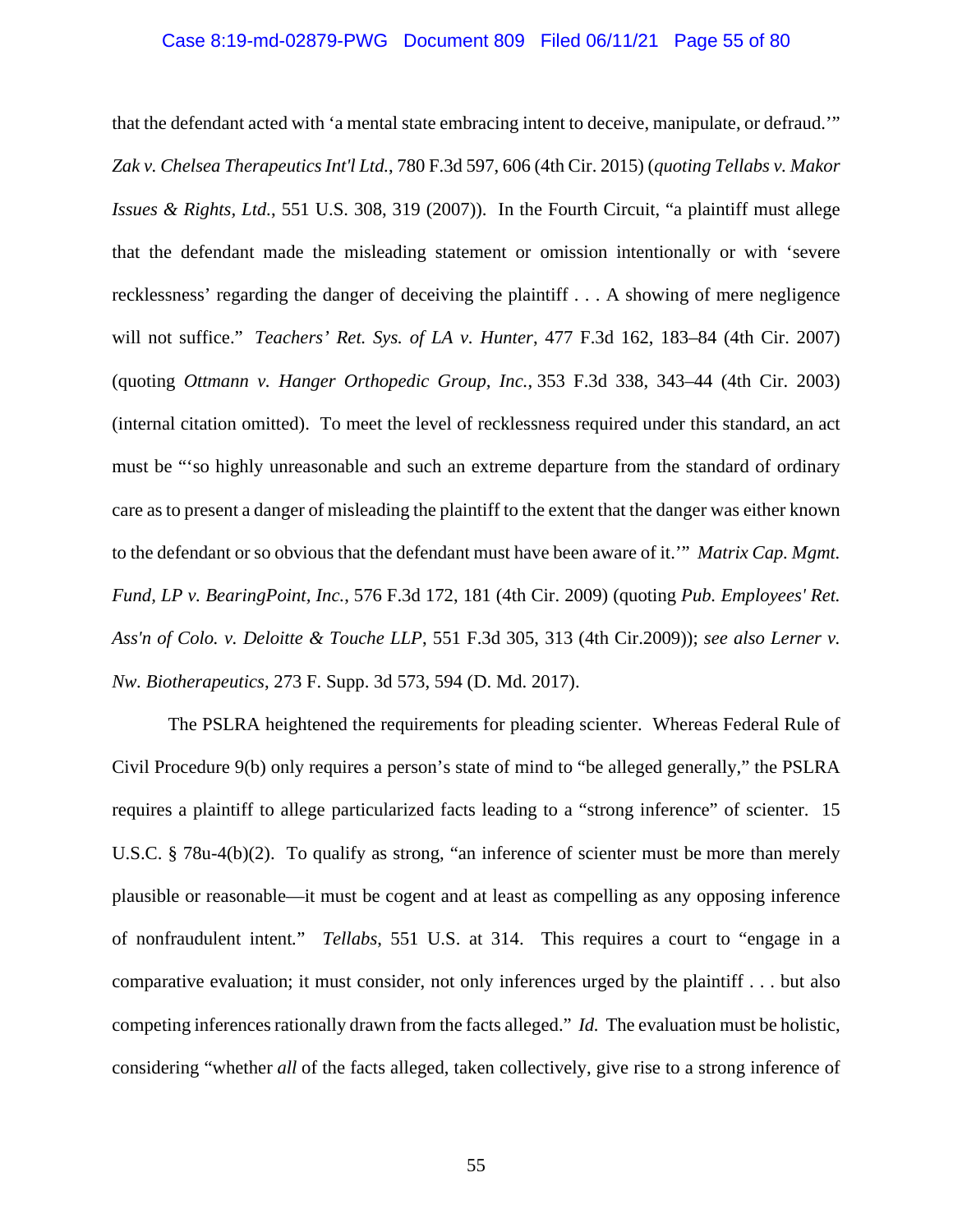that the defendant acted with 'a mental state embracing intent to deceive, manipulate, or defraud.'" *Zak v. Chelsea Therapeutics Int'l Ltd.*, 780 F.3d 597, 606 (4th Cir. 2015) (*quoting Tellabs v. Makor Issues & Rights, Ltd.*, 551 U.S. 308, 319 (2007)). In the Fourth Circuit, "a plaintiff must allege that the defendant made the misleading statement or omission intentionally or with 'severe recklessness' regarding the danger of deceiving the plaintiff . . . A showing of mere negligence will not suffice." *Teachers' Ret. Sys. of LA v. Hunter*, 477 F.3d 162, 183–84 (4th Cir. 2007) (quoting *Ottmann v. Hanger Orthopedic Group, Inc.*, 353 F.3d 338, 343–44 (4th Cir. 2003) (internal citation omitted). To meet the level of recklessness required under this standard, an act must be "'so highly unreasonable and such an extreme departure from the standard of ordinary care as to present a danger of misleading the plaintiff to the extent that the danger was either known to the defendant or so obvious that the defendant must have been aware of it.'" *Matrix Cap. Mgmt. Fund, LP v. BearingPoint, Inc.*, 576 F.3d 172, 181 (4th Cir. 2009) (quoting *Pub. Employees' Ret. Ass'n of Colo. v. Deloitte & Touche LLP*, 551 F.3d 305, 313 (4th Cir.2009)); *see also Lerner v. Nw. Biotherapeutics*, 273 F. Supp. 3d 573, 594 (D. Md. 2017).

The PSLRA heightened the requirements for pleading scienter. Whereas Federal Rule of Civil Procedure 9(b) only requires a person's state of mind to "be alleged generally," the PSLRA requires a plaintiff to allege particularized facts leading to a "strong inference" of scienter. 15 U.S.C. § 78u-4(b)(2). To qualify as strong, "an inference of scienter must be more than merely plausible or reasonable—it must be cogent and at least as compelling as any opposing inference of nonfraudulent intent." *Tellabs*, 551 U.S. at 314. This requires a court to "engage in a comparative evaluation; it must consider, not only inferences urged by the plaintiff . . . but also competing inferences rationally drawn from the facts alleged." *Id.* The evaluation must be holistic, considering "whether *all* of the facts alleged, taken collectively, give rise to a strong inference of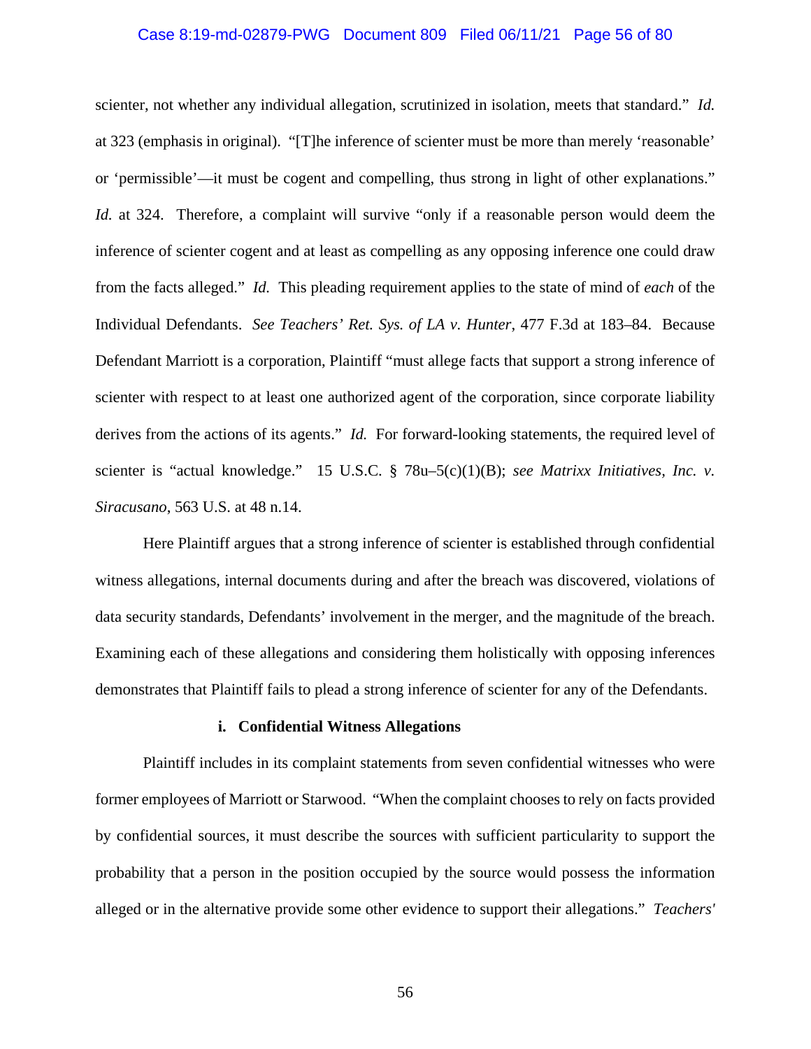scienter, not whether any individual allegation, scrutinized in isolation, meets that standard." *Id.* at 323 (emphasis in original). "[T]he inference of scienter must be more than merely 'reasonable' or 'permissible'—it must be cogent and compelling, thus strong in light of other explanations." *Id.* at 324. Therefore, a complaint will survive "only if a reasonable person would deem the inference of scienter cogent and at least as compelling as any opposing inference one could draw from the facts alleged." *Id.* This pleading requirement applies to the state of mind of *each* of the Individual Defendants. *See Teachers' Ret. Sys. of LA v. Hunter*, 477 F.3d at 183–84. Because Defendant Marriott is a corporation, Plaintiff "must allege facts that support a strong inference of scienter with respect to at least one authorized agent of the corporation, since corporate liability derives from the actions of its agents." *Id.* For forward-looking statements, the required level of scienter is "actual knowledge." 15 U.S.C. § 78u–5(c)(1)(B); *see Matrixx Initiatives, Inc. v. Siracusano*, 563 U.S. at 48 n.14.

Here Plaintiff argues that a strong inference of scienter is established through confidential witness allegations, internal documents during and after the breach was discovered, violations of data security standards, Defendants' involvement in the merger, and the magnitude of the breach. Examining each of these allegations and considering them holistically with opposing inferences demonstrates that Plaintiff fails to plead a strong inference of scienter for any of the Defendants.

**i. Confidential Witness Allegations**

Plaintiff includes in its complaint statements from seven confidential witnesses who were former employees of Marriott or Starwood. "When the complaint chooses to rely on facts provided by confidential sources, it must describe the sources with sufficient particularity to support the probability that a person in the position occupied by the source would possess the information alleged or in the alternative provide some other evidence to support their allegations." *Teachers'*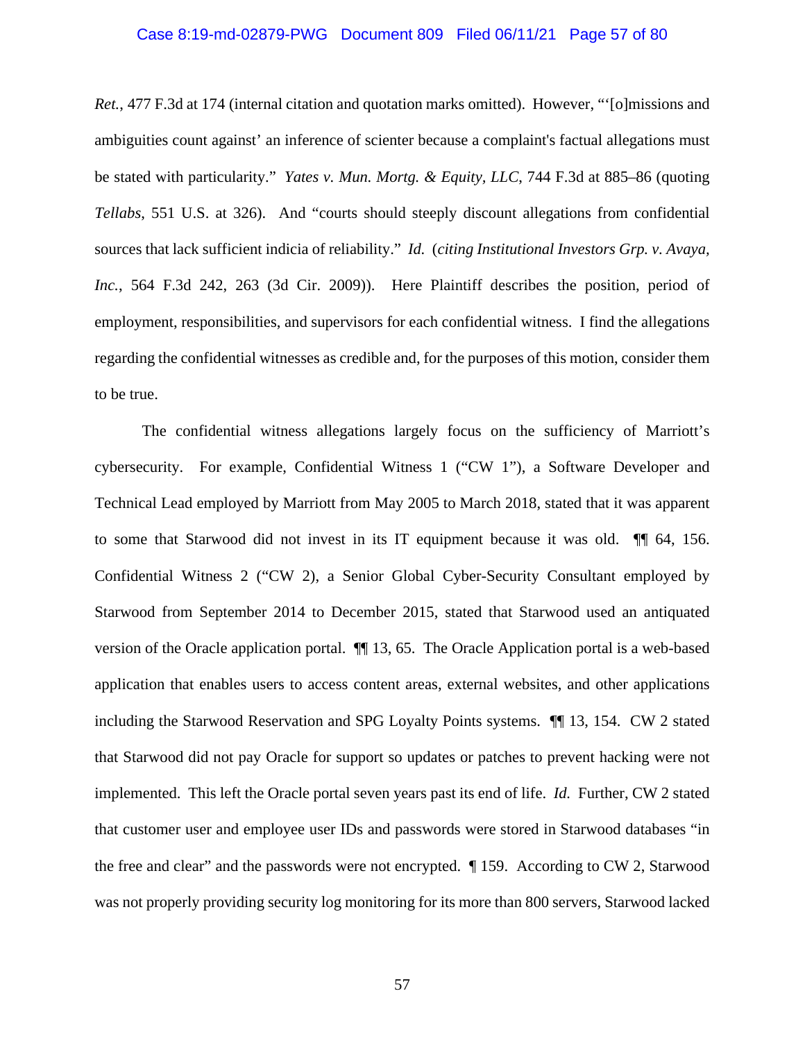*Ret.*, 477 F.3d at 174 (internal citation and quotation marks omitted). However, "'[o]missions and ambiguities count against' an inference of scienter because a complaint's factual allegations must be stated with particularity." *Yates v. Mun. Mortg. & Equity, LLC*, 744 F.3d at 885–86 (quoting *Tellabs*, 551 U.S. at 326). And "courts should steeply discount allegations from confidential sources that lack sufficient indicia of reliability." *Id.* (*citing Institutional Investors Grp. v. Avaya, Inc.*, 564 F.3d 242, 263 (3d Cir. 2009)). Here Plaintiff describes the position, period of employment, responsibilities, and supervisors for each confidential witness. I find the allegations regarding the confidential witnesses as credible and, for the purposes of this motion, consider them to be true.

The confidential witness allegations largely focus on the sufficiency of Marriott's cybersecurity. For example, Confidential Witness 1 ("CW 1"), a Software Developer and Technical Lead employed by Marriott from May 2005 to March 2018, stated that it was apparent to some that Starwood did not invest in its IT equipment because it was old. ¶¶ 64, 156. Confidential Witness 2 ("CW 2), a Senior Global Cyber-Security Consultant employed by Starwood from September 2014 to December 2015, stated that Starwood used an antiquated version of the Oracle application portal. ¶¶ 13, 65. The Oracle Application portal is a web-based application that enables users to access content areas, external websites, and other applications including the Starwood Reservation and SPG Loyalty Points systems. ¶¶ 13, 154. CW 2 stated that Starwood did not pay Oracle for support so updates or patches to prevent hacking were not implemented. This left the Oracle portal seven years past its end of life. *Id.* Further, CW 2 stated that customer user and employee user IDs and passwords were stored in Starwood databases "in the free and clear" and the passwords were not encrypted. ¶ 159. According to CW 2, Starwood was not properly providing security log monitoring for its more than 800 servers, Starwood lacked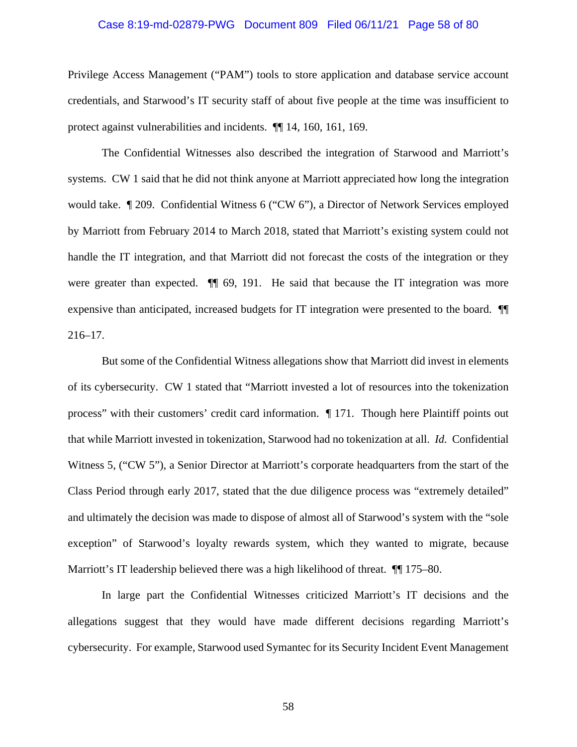Privilege Access Management ("PAM") tools to store application and database service account credentials, and Starwood's IT security staff of about five people at the time was insufficient to protect against vulnerabilities and incidents. ¶¶ 14, 160, 161, 169.

The Confidential Witnesses also described the integration of Starwood and Marriott's systems. CW 1 said that he did not think anyone at Marriott appreciated how long the integration would take. ¶ 209. Confidential Witness 6 ("CW 6"), a Director of Network Services employed by Marriott from February 2014 to March 2018, stated that Marriott's existing system could not handle the IT integration, and that Marriott did not forecast the costs of the integration or they were greater than expected. ¶¶ 69, 191. He said that because the IT integration was more expensive than anticipated, increased budgets for IT integration were presented to the board. ¶¶ 216–17.

But some of the Confidential Witness allegations show that Marriott did invest in elements of its cybersecurity. CW 1 stated that "Marriott invested a lot of resources into the tokenization process" with their customers' credit card information. ¶ 171. Though here Plaintiff points out that while Marriott invested in tokenization, Starwood had no tokenization at all. *Id.* Confidential Witness 5, ("CW 5"), a Senior Director at Marriott's corporate headquarters from the start of the Class Period through early 2017, stated that the due diligence process was "extremely detailed" and ultimately the decision was made to dispose of almost all of Starwood's system with the "sole exception" of Starwood's loyalty rewards system, which they wanted to migrate, because Marriott's IT leadership believed there was a high likelihood of threat. ¶¶ 175–80.

In large part the Confidential Witnesses criticized Marriott's IT decisions and the allegations suggest that they would have made different decisions regarding Marriott's cybersecurity. For example, Starwood used Symantec for its Security Incident Event Management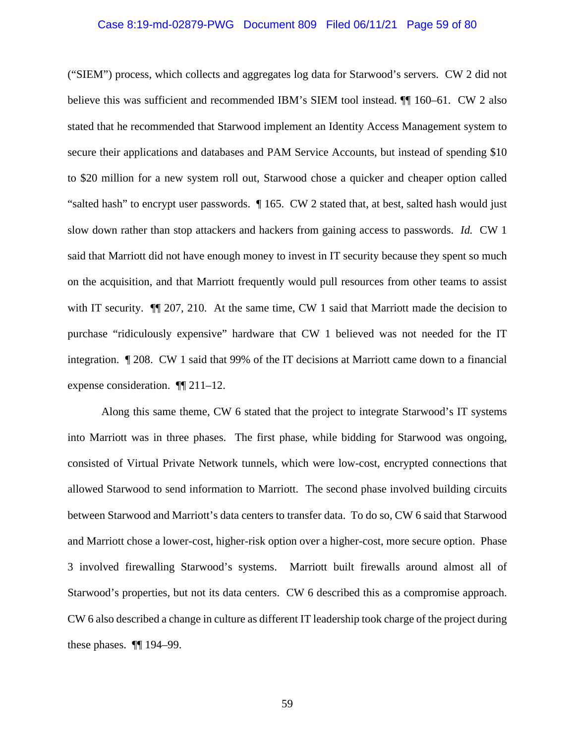("SIEM") process, which collects and aggregates log data for Starwood's servers. CW 2 did not believe this was sufficient and recommended IBM's SIEM tool instead. ¶¶ 160–61. CW 2 also stated that he recommended that Starwood implement an Identity Access Management system to secure their applications and databases and PAM Service Accounts, but instead of spending $10 to $20 million for a new system roll out, Starwood chose a quicker and cheaper option called "salted hash" to encrypt user passwords. ¶ 165. CW 2 stated that, at best, salted hash would just slow down rather than stop attackers and hackers from gaining access to passwords. *Id.* CW 1 said that Marriott did not have enough money to invest in IT security because they spent so much on the acquisition, and that Marriott frequently would pull resources from other teams to assist with IT security. ¶¶ 207, 210. At the same time, CW 1 said that Marriott made the decision to purchase "ridiculously expensive" hardware that CW 1 believed was not needed for the IT integration. ¶ 208. CW 1 said that 99% of the IT decisions at Marriott came down to a financial expense consideration. ¶¶ 211–12.

Along this same theme, CW 6 stated that the project to integrate Starwood's IT systems into Marriott was in three phases. The first phase, while bidding for Starwood was ongoing, consisted of Virtual Private Network tunnels, which were low-cost, encrypted connections that allowed Starwood to send information to Marriott. The second phase involved building circuits between Starwood and Marriott's data centers to transfer data. To do so, CW 6 said that Starwood and Marriott chose a lower-cost, higher-risk option over a higher-cost, more secure option. Phase 3 involved firewalling Starwood's systems. Marriott built firewalls around almost all of Starwood's properties, but not its data centers. CW 6 described this as a compromise approach. CW 6 also described a change in culture as different IT leadership took charge of the project during these phases. ¶¶ 194–99.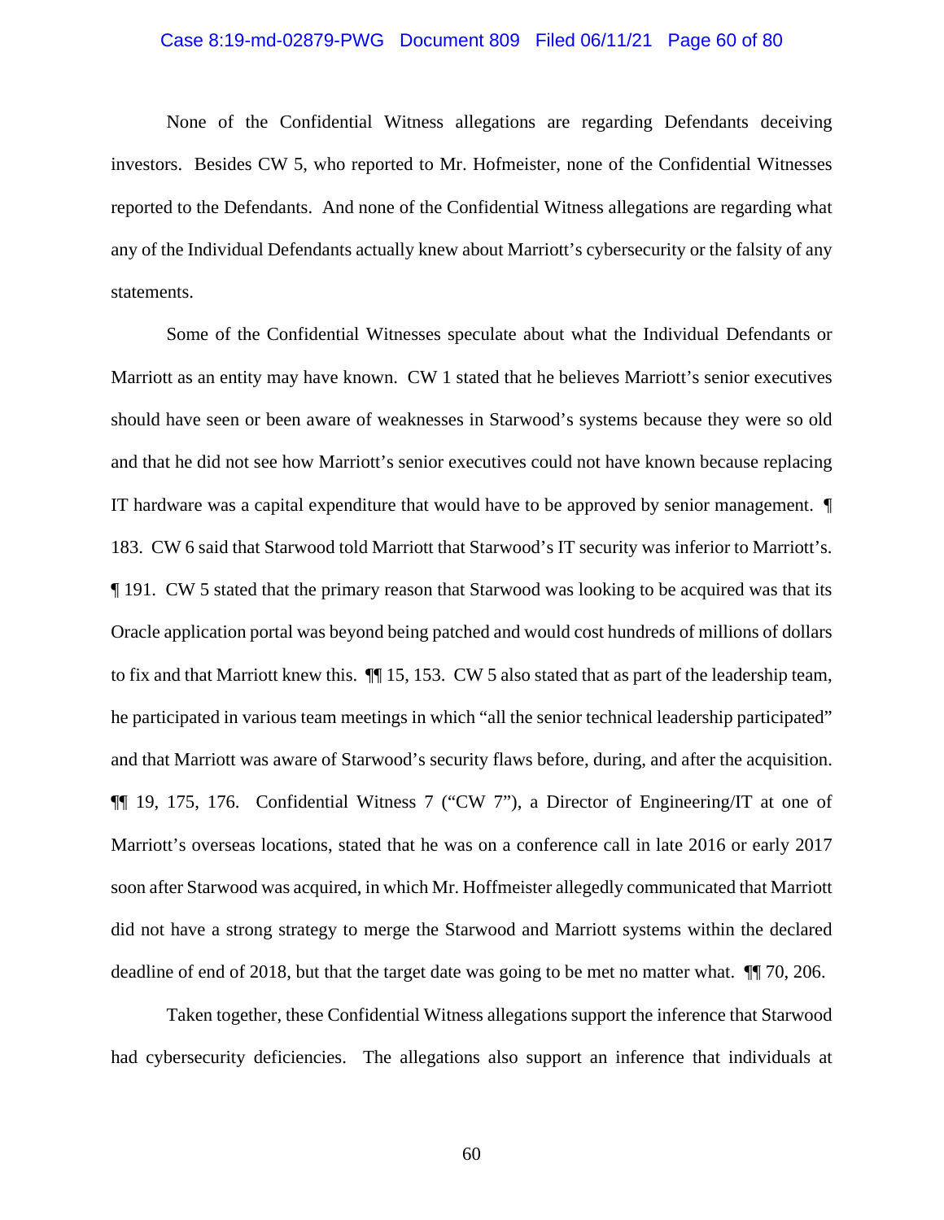None of the Confidential Witness allegations are regarding Defendants deceiving investors. Besides CW 5, who reported to Mr. Hofmeister, none of the Confidential Witnesses reported to the Defendants. And none of the Confidential Witness allegations are regarding what any of the Individual Defendants actually knew about Marriott's cybersecurity or the falsity of any statements.

Some of the Confidential Witnesses speculate about what the Individual Defendants or Marriott as an entity may have known. CW 1 stated that he believes Marriott's senior executives should have seen or been aware of weaknesses in Starwood's systems because they were so old and that he did not see how Marriott's senior executives could not have known because replacing IT hardware was a capital expenditure that would have to be approved by senior management. ¶ 183. CW 6 said that Starwood told Marriott that Starwood's IT security was inferior to Marriott's. ¶ 191. CW 5 stated that the primary reason that Starwood was looking to be acquired was that its Oracle application portal was beyond being patched and would cost hundreds of millions of dollars to fix and that Marriott knew this. ¶¶ 15, 153. CW 5 also stated that as part of the leadership team, he participated in various team meetings in which "all the senior technical leadership participated" and that Marriott was aware of Starwood's security flaws before, during, and after the acquisition. ¶¶ 19, 175, 176. Confidential Witness 7 ("CW 7"), a Director of Engineering/IT at one of Marriott's overseas locations, stated that he was on a conference call in late 2016 or early 2017 soon after Starwood was acquired, in which Mr. Hoffmeister allegedly communicated that Marriott did not have a strong strategy to merge the Starwood and Marriott systems within the declared deadline of end of 2018, but that the target date was going to be met no matter what. ¶¶ 70, 206.

Taken together, these Confidential Witness allegations support the inference that Starwood had cybersecurity deficiencies. The allegations also support an inference that individuals at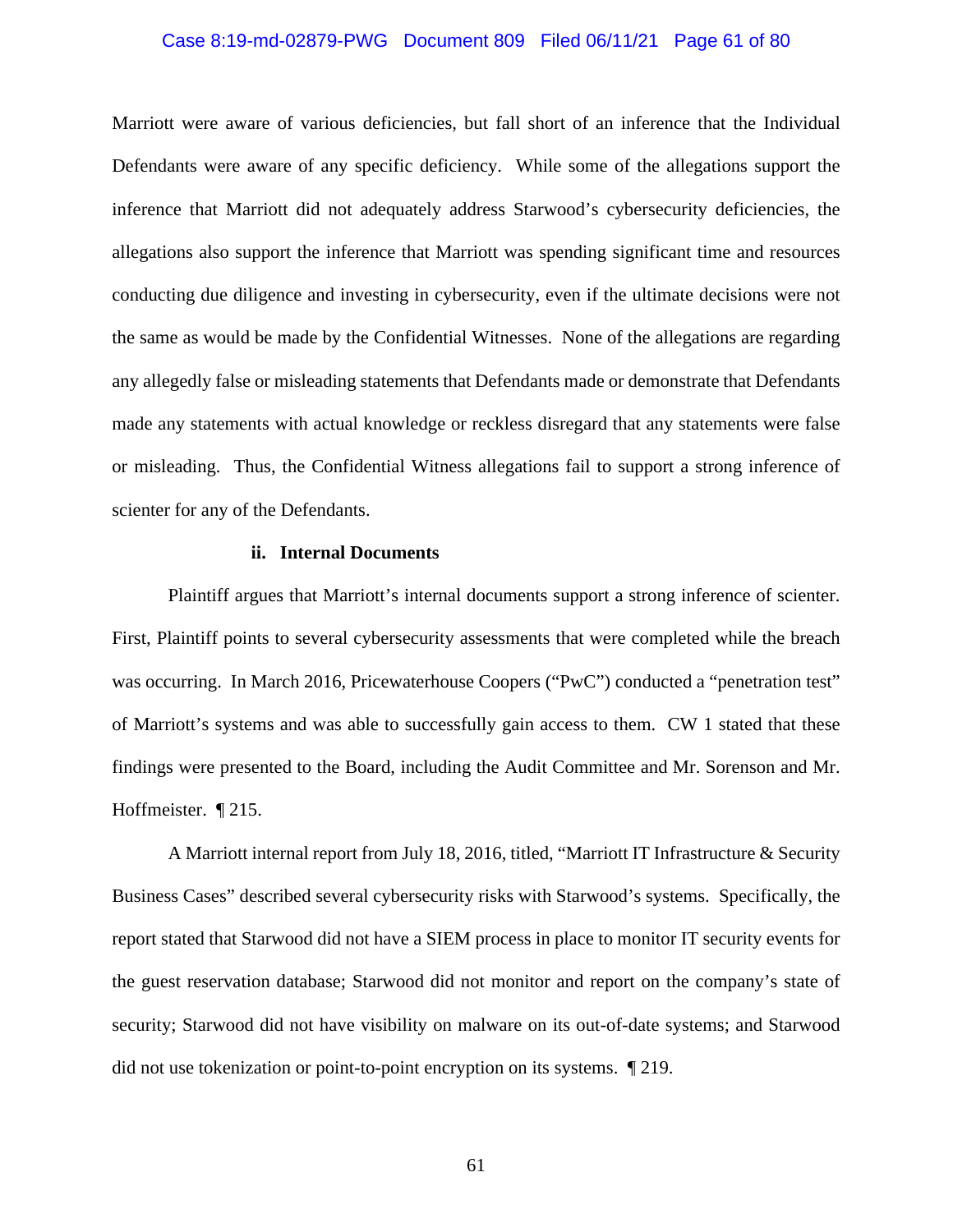Marriott were aware of various deficiencies, but fall short of an inference that the Individual Defendants were aware of any specific deficiency. While some of the allegations support the inference that Marriott did not adequately address Starwood's cybersecurity deficiencies, the allegations also support the inference that Marriott was spending significant time and resources conducting due diligence and investing in cybersecurity, even if the ultimate decisions were not the same as would be made by the Confidential Witnesses. None of the allegations are regarding any allegedly false or misleading statements that Defendants made or demonstrate that Defendants made any statements with actual knowledge or reckless disregard that any statements were false or misleading. Thus, the Confidential Witness allegations fail to support a strong inference of scienter for any of the Defendants.

**ii. Internal Documents**

Plaintiff argues that Marriott's internal documents support a strong inference of scienter. First, Plaintiff points to several cybersecurity assessments that were completed while the breach was occurring. In March 2016, Pricewaterhouse Coopers ("PwC") conducted a "penetration test" of Marriott's systems and was able to successfully gain access to them. CW 1 stated that these findings were presented to the Board, including the Audit Committee and Mr. Sorenson and Mr. Hoffmeister. ¶ 215.

A Marriott internal report from July 18, 2016, titled, "Marriott IT Infrastructure & Security Business Cases" described several cybersecurity risks with Starwood's systems. Specifically, the report stated that Starwood did not have a SIEM process in place to monitor IT security events for the guest reservation database; Starwood did not monitor and report on the company's state of security; Starwood did not have visibility on malware on its out-of-date systems; and Starwood did not use tokenization or point-to-point encryption on its systems. ¶ 219.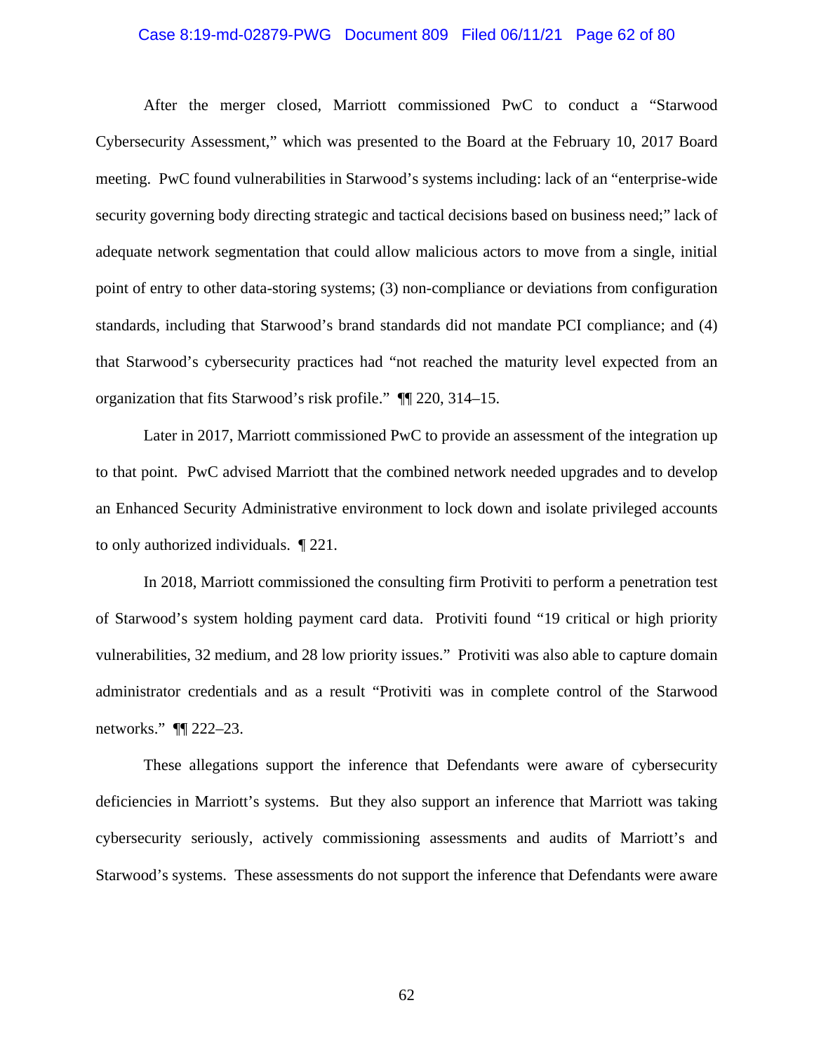After the merger closed, Marriott commissioned PwC to conduct a "Starwood Cybersecurity Assessment," which was presented to the Board at the February 10, 2017 Board meeting. PwC found vulnerabilities in Starwood's systems including: lack of an "enterprise-wide security governing body directing strategic and tactical decisions based on business need;" lack of adequate network segmentation that could allow malicious actors to move from a single, initial point of entry to other data-storing systems; (3) non-compliance or deviations from configuration standards, including that Starwood's brand standards did not mandate PCI compliance; and (4) that Starwood's cybersecurity practices had "not reached the maturity level expected from an organization that fits Starwood's risk profile." ¶¶ 220, 314–15.

Later in 2017, Marriott commissioned PwC to provide an assessment of the integration up to that point. PwC advised Marriott that the combined network needed upgrades and to develop an Enhanced Security Administrative environment to lock down and isolate privileged accounts to only authorized individuals. ¶ 221.

In 2018, Marriott commissioned the consulting firm Protiviti to perform a penetration test of Starwood's system holding payment card data. Protiviti found "19 critical or high priority vulnerabilities, 32 medium, and 28 low priority issues." Protiviti was also able to capture domain administrator credentials and as a result "Protiviti was in complete control of the Starwood networks." ¶¶ 222–23.

These allegations support the inference that Defendants were aware of cybersecurity deficiencies in Marriott's systems. But they also support an inference that Marriott was taking cybersecurity seriously, actively commissioning assessments and audits of Marriott's and Starwood's systems. These assessments do not support the inference that Defendants were aware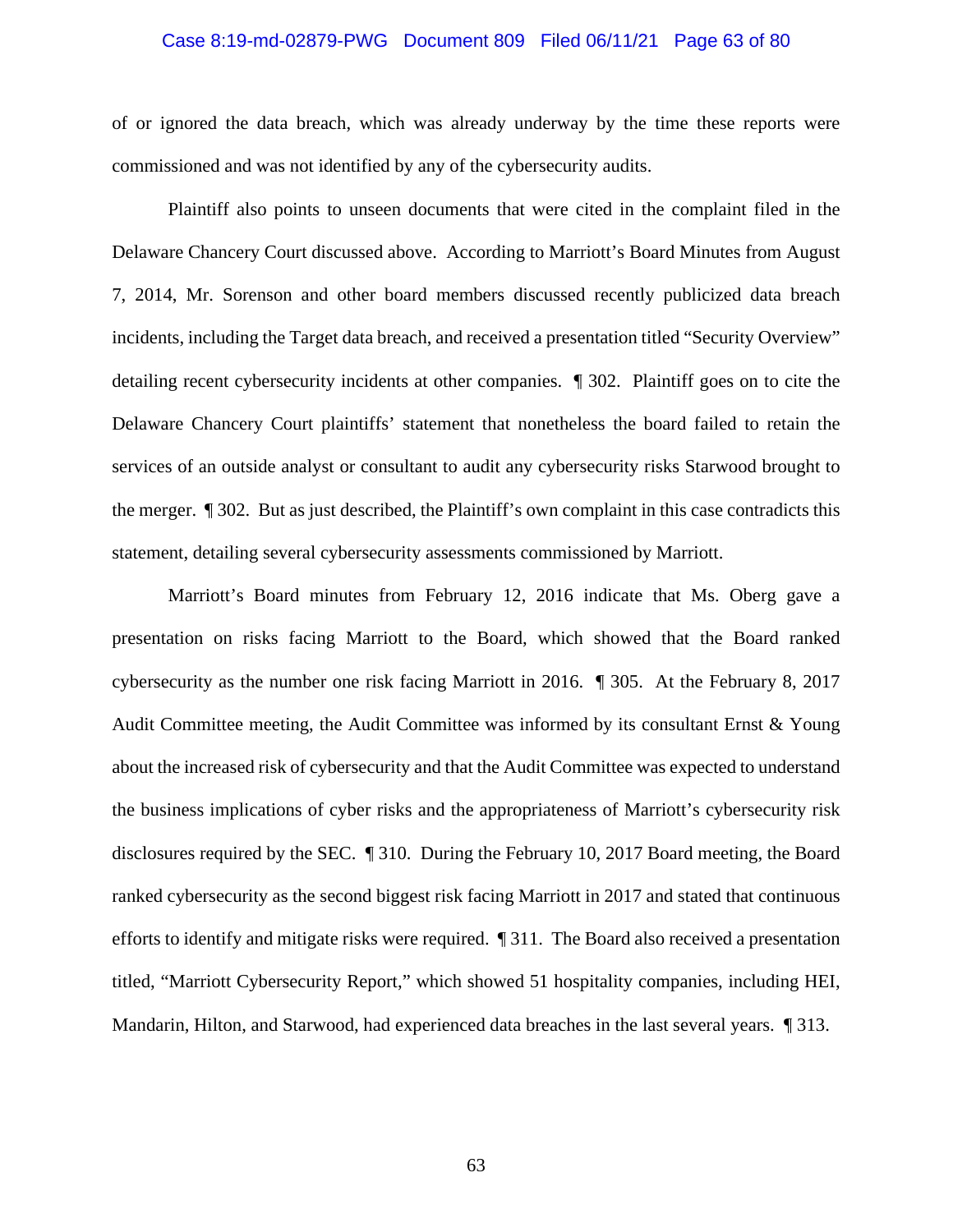of or ignored the data breach, which was already underway by the time these reports were commissioned and was not identified by any of the cybersecurity audits.

Plaintiff also points to unseen documents that were cited in the complaint filed in the Delaware Chancery Court discussed above. According to Marriott's Board Minutes from August 7, 2014, Mr. Sorenson and other board members discussed recently publicized data breach incidents, including the Target data breach, and received a presentation titled "Security Overview" detailing recent cybersecurity incidents at other companies. ¶ 302. Plaintiff goes on to cite the Delaware Chancery Court plaintiffs' statement that nonetheless the board failed to retain the services of an outside analyst or consultant to audit any cybersecurity risks Starwood brought to the merger. ¶ 302. But as just described, the Plaintiff's own complaint in this case contradicts this statement, detailing several cybersecurity assessments commissioned by Marriott.

Marriott's Board minutes from February 12, 2016 indicate that Ms. Oberg gave a presentation on risks facing Marriott to the Board, which showed that the Board ranked cybersecurity as the number one risk facing Marriott in 2016. ¶ 305. At the February 8, 2017 Audit Committee meeting, the Audit Committee was informed by its consultant Ernst & Young about the increased risk of cybersecurity and that the Audit Committee was expected to understand the business implications of cyber risks and the appropriateness of Marriott's cybersecurity risk disclosures required by the SEC. ¶ 310. During the February 10, 2017 Board meeting, the Board ranked cybersecurity as the second biggest risk facing Marriott in 2017 and stated that continuous efforts to identify and mitigate risks were required. ¶ 311. The Board also received a presentation titled, "Marriott Cybersecurity Report," which showed 51 hospitality companies, including HEI, Mandarin, Hilton, and Starwood, had experienced data breaches in the last several years. ¶ 313.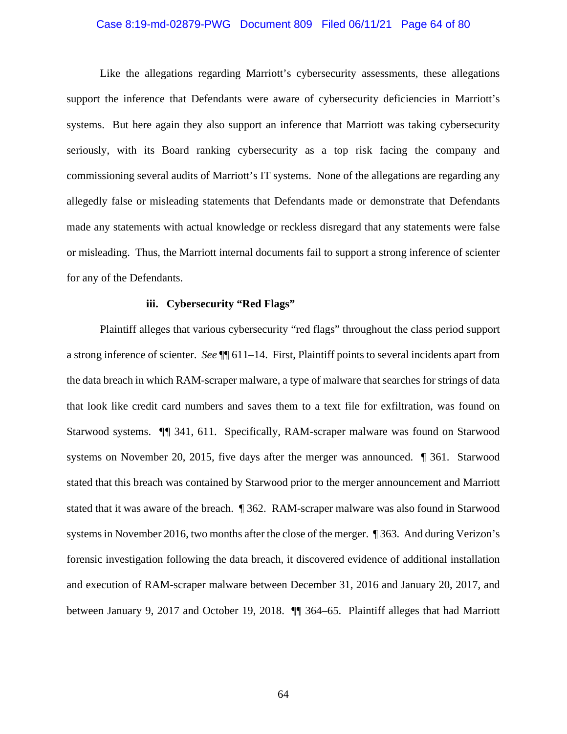Like the allegations regarding Marriott's cybersecurity assessments, these allegations support the inference that Defendants were aware of cybersecurity deficiencies in Marriott's systems. But here again they also support an inference that Marriott was taking cybersecurity seriously, with its Board ranking cybersecurity as a top risk facing the company and commissioning several audits of Marriott's IT systems. None of the allegations are regarding any allegedly false or misleading statements that Defendants made or demonstrate that Defendants made any statements with actual knowledge or reckless disregard that any statements were false or misleading. Thus, the Marriott internal documents fail to support a strong inference of scienter for any of the Defendants.

**iii. Cybersecurity "Red Flags"**

Plaintiff alleges that various cybersecurity "red flags" throughout the class period support a strong inference of scienter. *See* ¶¶ 611–14. First, Plaintiff points to several incidents apart from the data breach in which RAM-scraper malware, a type of malware that searches for strings of data that look like credit card numbers and saves them to a text file for exfiltration, was found on Starwood systems. ¶¶ 341, 611. Specifically, RAM-scraper malware was found on Starwood systems on November 20, 2015, five days after the merger was announced. ¶ 361. Starwood stated that this breach was contained by Starwood prior to the merger announcement and Marriott stated that it was aware of the breach. ¶ 362. RAM-scraper malware was also found in Starwood systems in November 2016, two months after the close of the merger. ¶ 363. And during Verizon's forensic investigation following the data breach, it discovered evidence of additional installation and execution of RAM-scraper malware between December 31, 2016 and January 20, 2017, and between January 9, 2017 and October 19, 2018. ¶¶ 364–65. Plaintiff alleges that had Marriott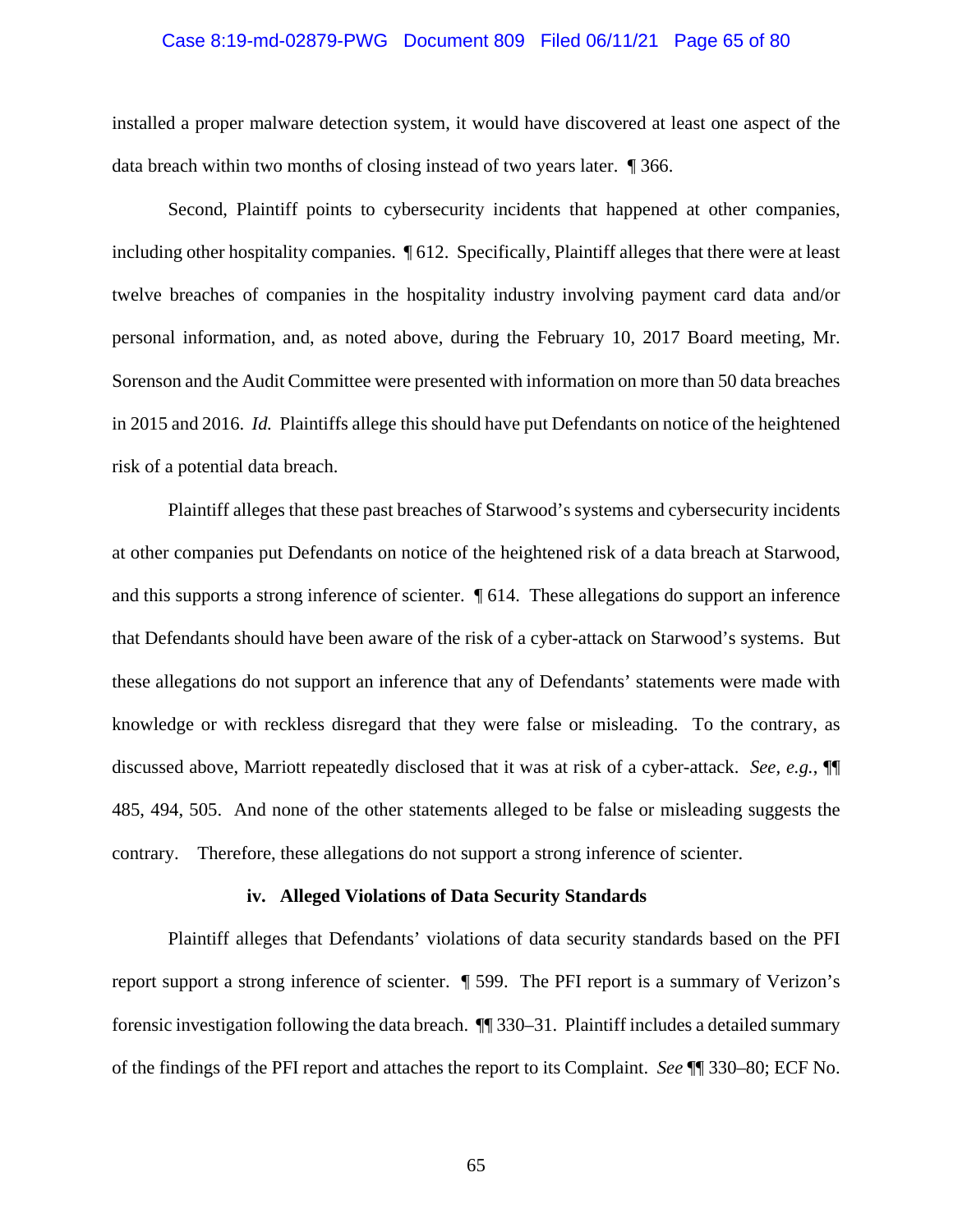installed a proper malware detection system, it would have discovered at least one aspect of the data breach within two months of closing instead of two years later. ¶ 366.

Second, Plaintiff points to cybersecurity incidents that happened at other companies, including other hospitality companies. ¶ 612. Specifically, Plaintiff alleges that there were at least twelve breaches of companies in the hospitality industry involving payment card data and/or personal information, and, as noted above, during the February 10, 2017 Board meeting, Mr. Sorenson and the Audit Committee were presented with information on more than 50 data breaches in 2015 and 2016. *Id.* Plaintiffs allege this should have put Defendants on notice of the heightened risk of a potential data breach.

Plaintiff alleges that these past breaches of Starwood's systems and cybersecurity incidents at other companies put Defendants on notice of the heightened risk of a data breach at Starwood, and this supports a strong inference of scienter. ¶ 614. These allegations do support an inference that Defendants should have been aware of the risk of a cyber-attack on Starwood's systems. But these allegations do not support an inference that any of Defendants' statements were made with knowledge or with reckless disregard that they were false or misleading. To the contrary, as discussed above, Marriott repeatedly disclosed that it was at risk of a cyber-attack. *See, e.g.*, ¶¶ 485, 494, 505. And none of the other statements alleged to be false or misleading suggests the contrary. Therefore, these allegations do not support a strong inference of scienter.

**iv. Alleged Violations of Data Security Standards**

Plaintiff alleges that Defendants' violations of data security standards based on the PFI report support a strong inference of scienter. ¶ 599. The PFI report is a summary of Verizon's forensic investigation following the data breach. ¶¶ 330–31. Plaintiff includes a detailed summary of the findings of the PFI report and attaches the report to its Complaint. *See* ¶¶ 330–80; ECF No.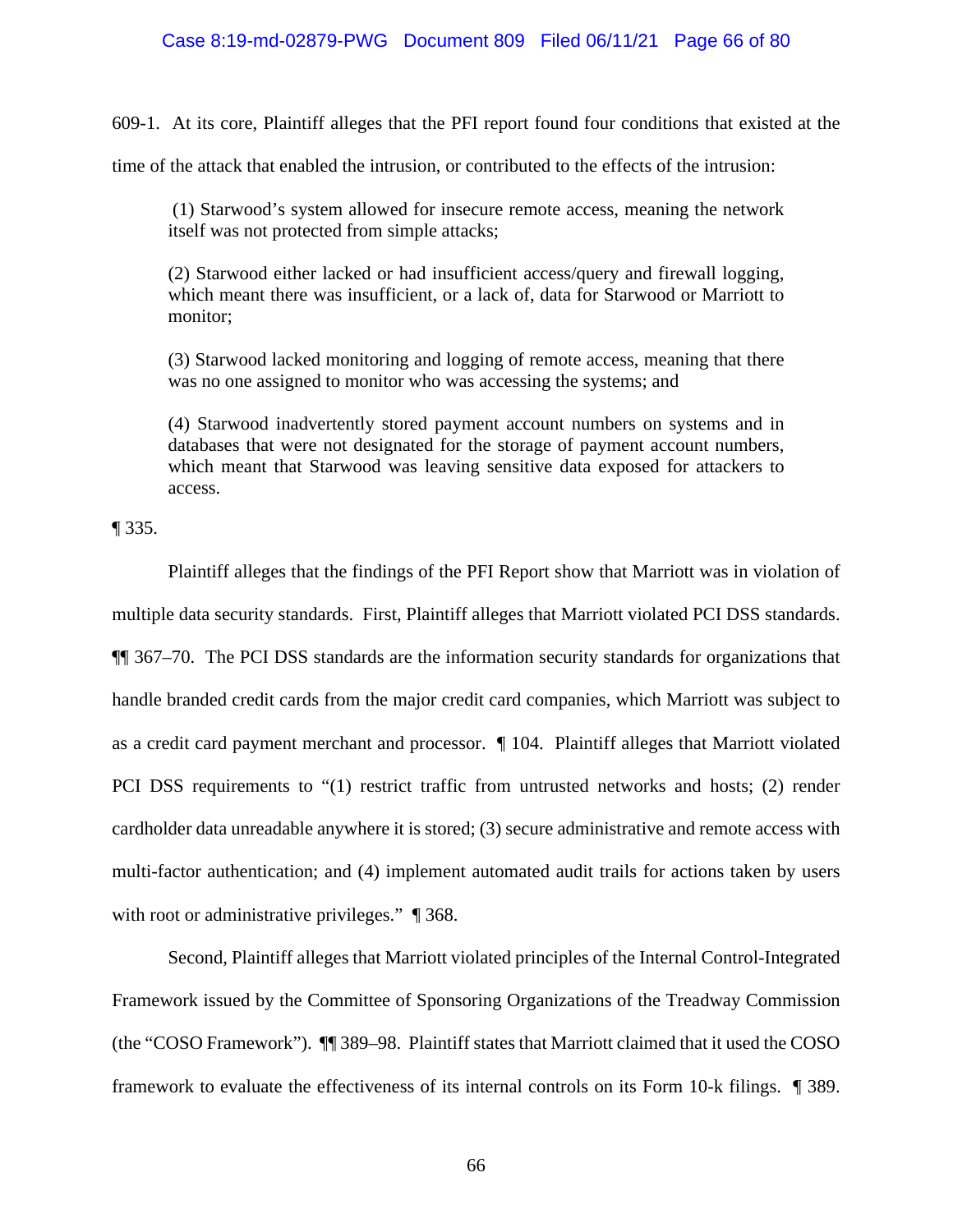609-1. At its core, Plaintiff alleges that the PFI report found four conditions that existed at the time of the attack that enabled the intrusion, or contributed to the effects of the intrusion:

> (1) Starwood's system allowed for insecure remote access, meaning the network itself was not protected from simple attacks;
>
> (2) Starwood either lacked or had insufficient access/query and firewall logging, which meant there was insufficient, or a lack of, data for Starwood or Marriott to monitor;
>
> (3) Starwood lacked monitoring and logging of remote access, meaning that there was no one assigned to monitor who was accessing the systems; and
>
> (4) Starwood inadvertently stored payment account numbers on systems and in databases that were not designated for the storage of payment account numbers, which meant that Starwood was leaving sensitive data exposed for attackers to access.

¶ 335.

Plaintiff alleges that the findings of the PFI Report show that Marriott was in violation of multiple data security standards. First, Plaintiff alleges that Marriott violated PCI DSS standards. ¶¶ 367–70. The PCI DSS standards are the information security standards for organizations that handle branded credit cards from the major credit card companies, which Marriott was subject to as a credit card payment merchant and processor. ¶ 104. Plaintiff alleges that Marriott violated PCI DSS requirements to "(1) restrict traffic from untrusted networks and hosts; (2) render cardholder data unreadable anywhere it is stored; (3) secure administrative and remote access with multi-factor authentication; and (4) implement automated audit trails for actions taken by users with root or administrative privileges." ¶ 368.

Second, Plaintiff alleges that Marriott violated principles of the Internal Control-Integrated Framework issued by the Committee of Sponsoring Organizations of the Treadway Commission (the "COSO Framework"). ¶¶ 389–98. Plaintiff states that Marriott claimed that it used the COSO framework to evaluate the effectiveness of its internal controls on its Form 10-k filings. ¶ 389.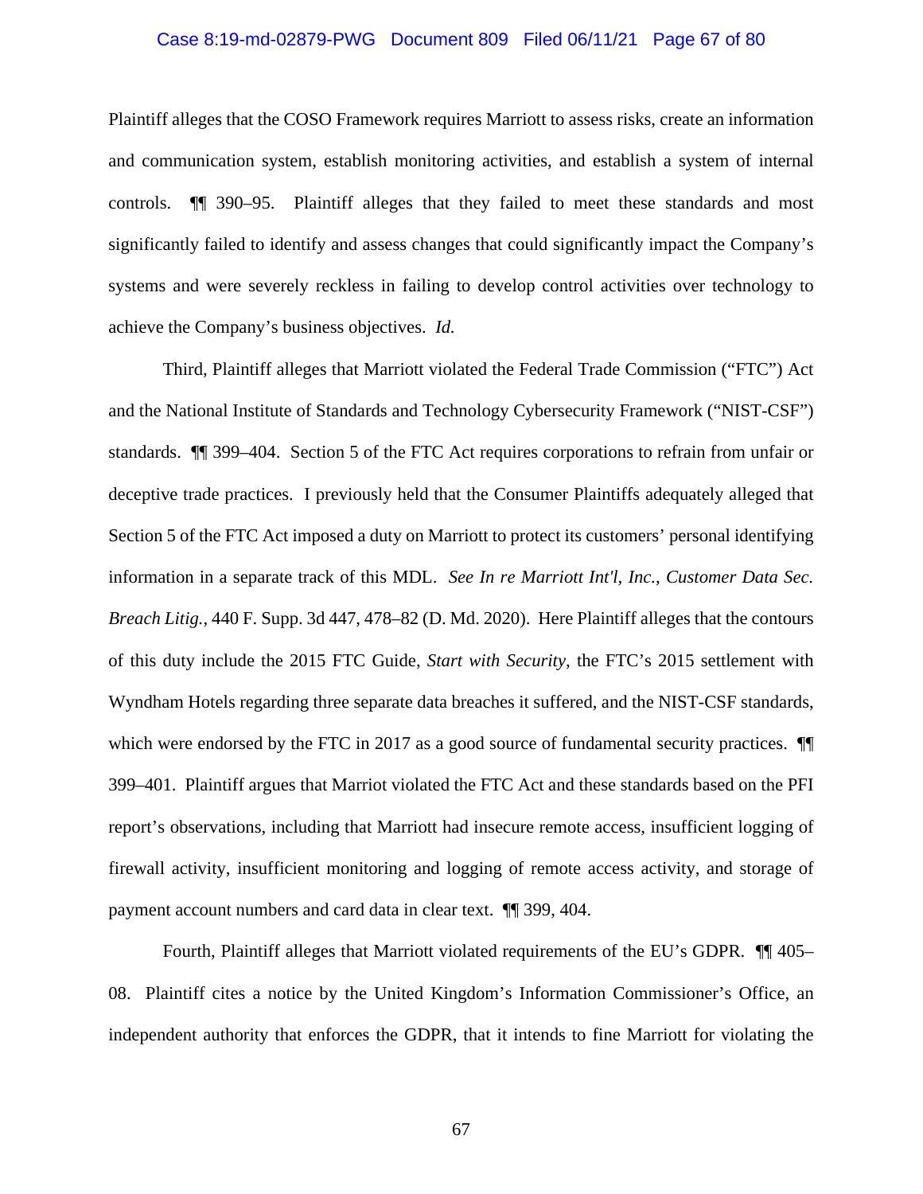Plaintiff alleges that the COSO Framework requires Marriott to assess risks, create an information and communication system, establish monitoring activities, and establish a system of internal controls. ¶¶ 390–95. Plaintiff alleges that they failed to meet these standards and most significantly failed to identify and assess changes that could significantly impact the Company's systems and were severely reckless in failing to develop control activities over technology to achieve the Company's business objectives. *Id.*

Third, Plaintiff alleges that Marriott violated the Federal Trade Commission ("FTC") Act and the National Institute of Standards and Technology Cybersecurity Framework ("NIST-CSF") standards. ¶¶ 399–404. Section 5 of the FTC Act requires corporations to refrain from unfair or deceptive trade practices. I previously held that the Consumer Plaintiffs adequately alleged that Section 5 of the FTC Act imposed a duty on Marriott to protect its customers' personal identifying information in a separate track of this MDL. *See In re Marriott Int'l, Inc., Customer Data Sec. Breach Litig.*, 440 F. Supp. 3d 447, 478–82 (D. Md. 2020). Here Plaintiff alleges that the contours of this duty include the 2015 FTC Guide, *Start with Security*, the FTC's 2015 settlement with Wyndham Hotels regarding three separate data breaches it suffered, and the NIST-CSF standards, which were endorsed by the FTC in 2017 as a good source of fundamental security practices. ¶¶ 399–401. Plaintiff argues that Marriot violated the FTC Act and these standards based on the PFI report's observations, including that Marriott had insecure remote access, insufficient logging of firewall activity, insufficient monitoring and logging of remote access activity, and storage of payment account numbers and card data in clear text. ¶¶ 399, 404.

Fourth, Plaintiff alleges that Marriott violated requirements of the EU's GDPR. ¶¶ 405–08. Plaintiff cites a notice by the United Kingdom's Information Commissioner's Office, an independent authority that enforces the GDPR, that it intends to fine Marriott for violating the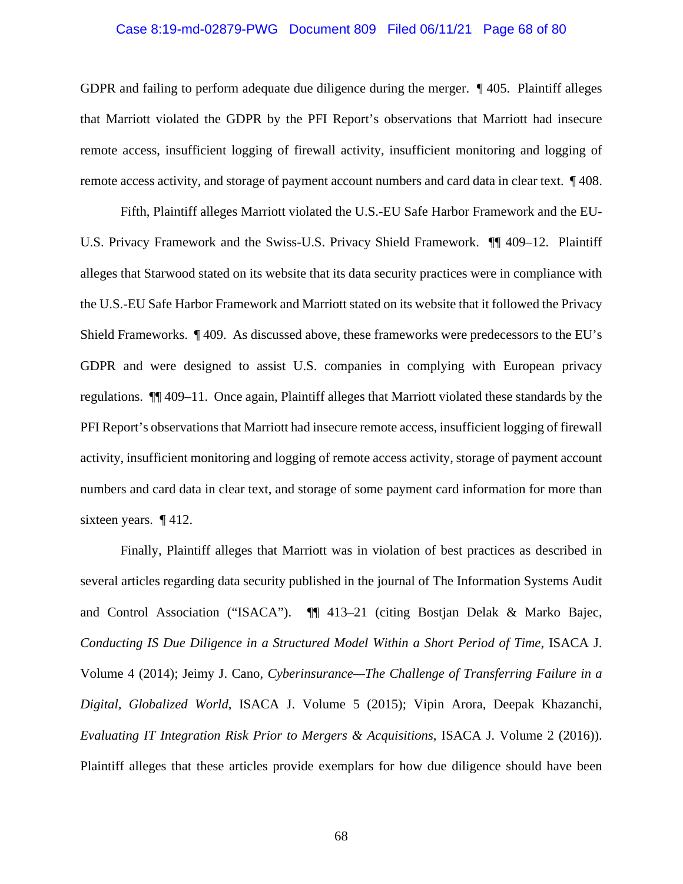GDPR and failing to perform adequate due diligence during the merger. ¶ 405. Plaintiff alleges that Marriott violated the GDPR by the PFI Report's observations that Marriott had insecure remote access, insufficient logging of firewall activity, insufficient monitoring and logging of remote access activity, and storage of payment account numbers and card data in clear text. ¶ 408.

Fifth, Plaintiff alleges Marriott violated the U.S.-EU Safe Harbor Framework and the EU-U.S. Privacy Framework and the Swiss-U.S. Privacy Shield Framework. ¶¶ 409–12. Plaintiff alleges that Starwood stated on its website that its data security practices were in compliance with the U.S.-EU Safe Harbor Framework and Marriott stated on its website that it followed the Privacy Shield Frameworks. ¶ 409. As discussed above, these frameworks were predecessors to the EU's GDPR and were designed to assist U.S. companies in complying with European privacy regulations. ¶¶ 409–11. Once again, Plaintiff alleges that Marriott violated these standards by the PFI Report's observations that Marriott had insecure remote access, insufficient logging of firewall activity, insufficient monitoring and logging of remote access activity, storage of payment account numbers and card data in clear text, and storage of some payment card information for more than sixteen years. ¶ 412.

Finally, Plaintiff alleges that Marriott was in violation of best practices as described in several articles regarding data security published in the journal of The Information Systems Audit and Control Association ("ISACA"). ¶¶ 413–21 (citing Bostjan Delak & Marko Bajec, *Conducting IS Due Diligence in a Structured Model Within a Short Period of Time*, ISACA J. Volume 4 (2014); Jeimy J. Cano, *Cyberinsurance—The Challenge of Transferring Failure in a Digital, Globalized World*, ISACA J. Volume 5 (2015); Vipin Arora, Deepak Khazanchi, *Evaluating IT Integration Risk Prior to Mergers & Acquisitions*, ISACA J. Volume 2 (2016)). Plaintiff alleges that these articles provide exemplars for how due diligence should have been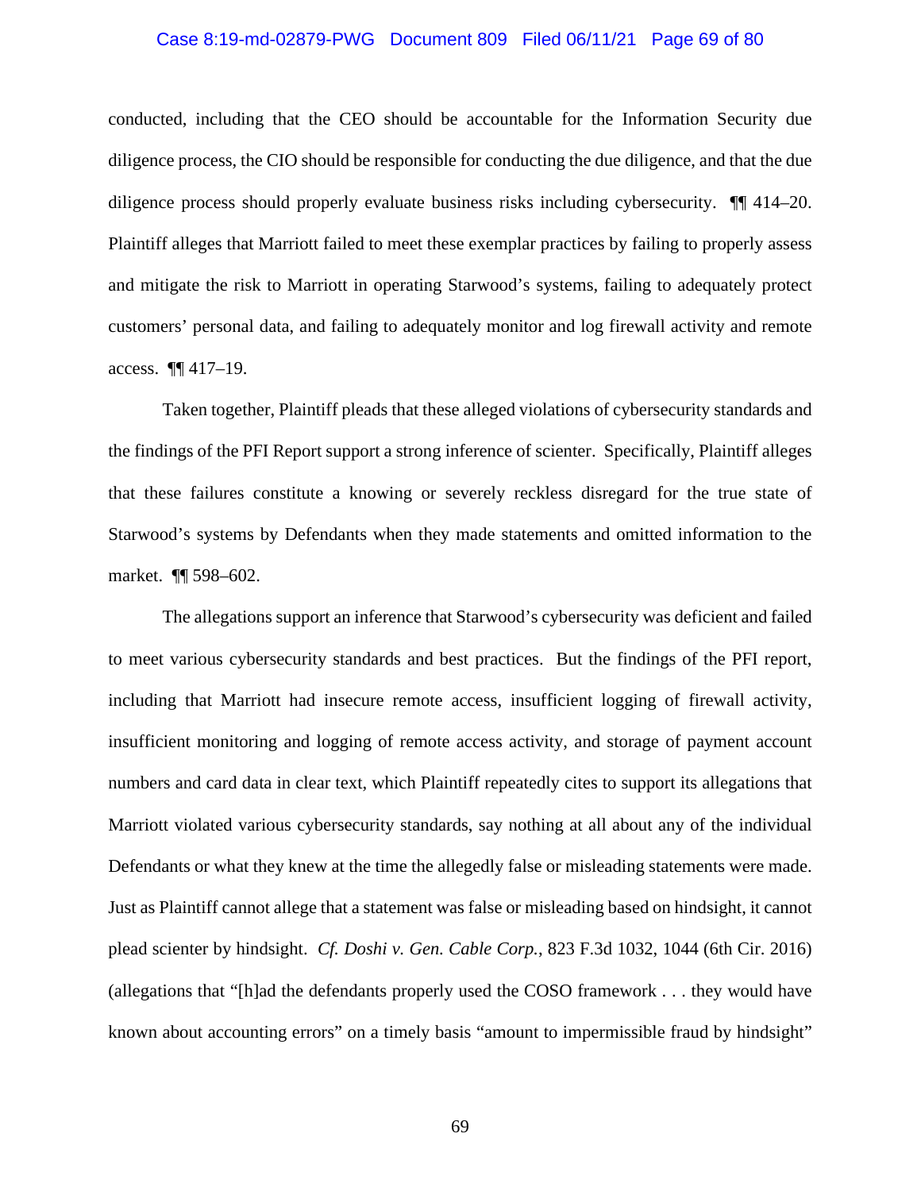conducted, including that the CEO should be accountable for the Information Security due diligence process, the CIO should be responsible for conducting the due diligence, and that the due diligence process should properly evaluate business risks including cybersecurity. ¶¶ 414–20. Plaintiff alleges that Marriott failed to meet these exemplar practices by failing to properly assess and mitigate the risk to Marriott in operating Starwood's systems, failing to adequately protect customers' personal data, and failing to adequately monitor and log firewall activity and remote access. ¶¶ 417–19.

Taken together, Plaintiff pleads that these alleged violations of cybersecurity standards and the findings of the PFI Report support a strong inference of scienter. Specifically, Plaintiff alleges that these failures constitute a knowing or severely reckless disregard for the true state of Starwood's systems by Defendants when they made statements and omitted information to the market. ¶¶ 598–602.

The allegations support an inference that Starwood's cybersecurity was deficient and failed to meet various cybersecurity standards and best practices. But the findings of the PFI report, including that Marriott had insecure remote access, insufficient logging of firewall activity, insufficient monitoring and logging of remote access activity, and storage of payment account numbers and card data in clear text, which Plaintiff repeatedly cites to support its allegations that Marriott violated various cybersecurity standards, say nothing at all about any of the individual Defendants or what they knew at the time the allegedly false or misleading statements were made. Just as Plaintiff cannot allege that a statement was false or misleading based on hindsight, it cannot plead scienter by hindsight. *Cf. Doshi v. Gen. Cable Corp.*, 823 F.3d 1032, 1044 (6th Cir. 2016) (allegations that "[h]ad the defendants properly used the COSO framework . . . they would have known about accounting errors" on a timely basis "amount to impermissible fraud by hindsight"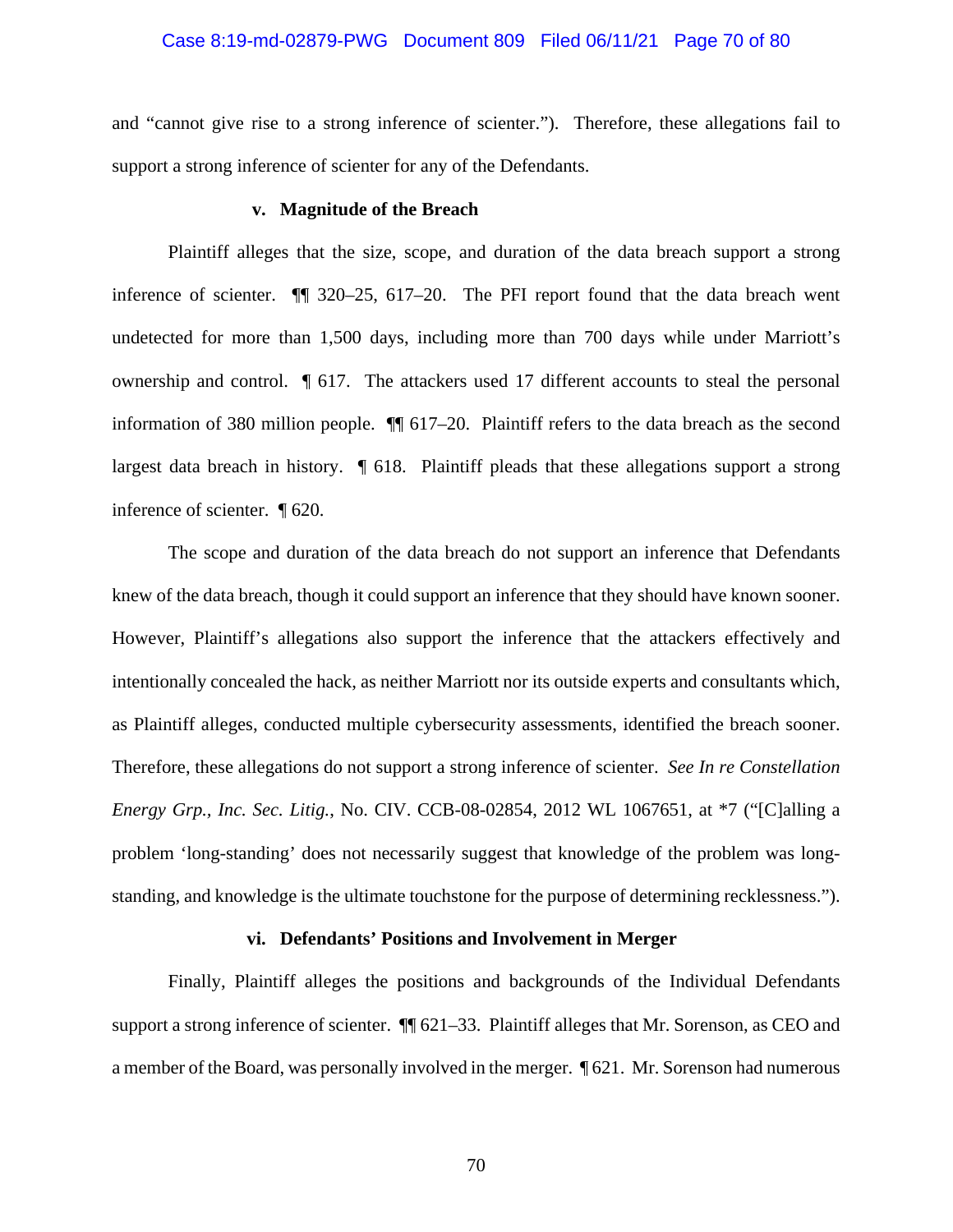and "cannot give rise to a strong inference of scienter."). Therefore, these allegations fail to support a strong inference of scienter for any of the Defendants.

#### v. Magnitude of the Breach

Plaintiff alleges that the size, scope, and duration of the data breach support a strong inference of scienter. ¶¶ 320–25, 617–20. The PFI report found that the data breach went undetected for more than 1,500 days, including more than 700 days while under Marriott's ownership and control. ¶ 617. The attackers used 17 different accounts to steal the personal information of 380 million people. ¶¶ 617–20. Plaintiff refers to the data breach as the second largest data breach in history. ¶ 618. Plaintiff pleads that these allegations support a strong inference of scienter. ¶ 620.

The scope and duration of the data breach do not support an inference that Defendants knew of the data breach, though it could support an inference that they should have known sooner. However, Plaintiff's allegations also support the inference that the attackers effectively and intentionally concealed the hack, as neither Marriott nor its outside experts and consultants which, as Plaintiff alleges, conducted multiple cybersecurity assessments, identified the breach sooner. Therefore, these allegations do not support a strong inference of scienter. *See In re Constellation Energy Grp., Inc. Sec. Litig.*, No. CIV. CCB-08-02854, 2012 WL 1067651, at \*7 ("[C]alling a problem 'long-standing' does not necessarily suggest that knowledge of the problem was long-standing, and knowledge is the ultimate touchstone for the purpose of determining recklessness.").

#### vi. Defendants' Positions and Involvement in Merger

Finally, Plaintiff alleges the positions and backgrounds of the Individual Defendants support a strong inference of scienter. ¶¶ 621–33. Plaintiff alleges that Mr. Sorenson, as CEO and a member of the Board, was personally involved in the merger. ¶ 621. Mr. Sorenson had numerous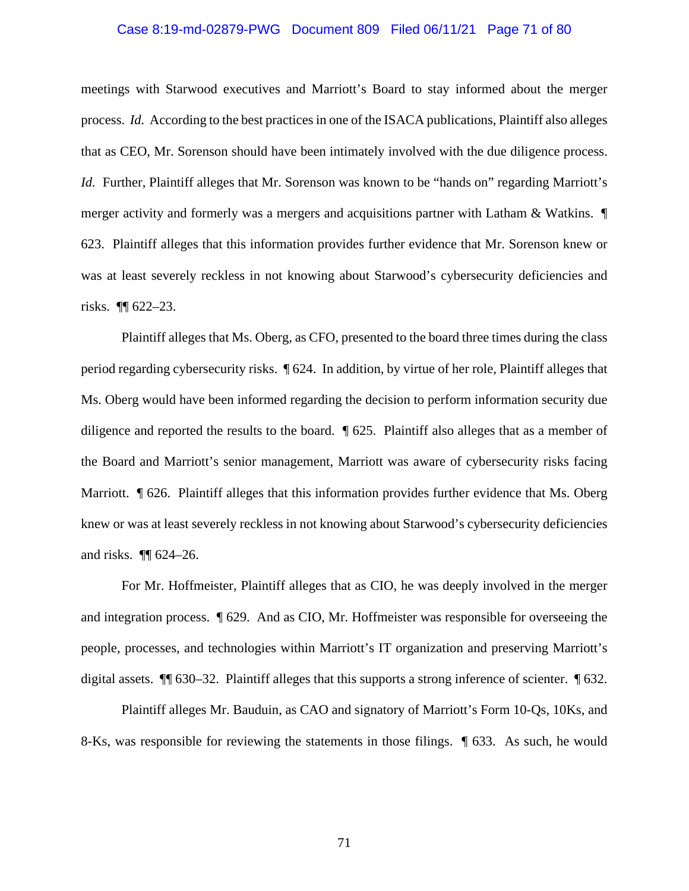meetings with Starwood executives and Marriott's Board to stay informed about the merger process. *Id.* According to the best practices in one of the ISACA publications, Plaintiff also alleges that as CEO, Mr. Sorenson should have been intimately involved with the due diligence process. *Id.* Further, Plaintiff alleges that Mr. Sorenson was known to be "hands on" regarding Marriott's merger activity and formerly was a mergers and acquisitions partner with Latham & Watkins. ¶ 623. Plaintiff alleges that this information provides further evidence that Mr. Sorenson knew or was at least severely reckless in not knowing about Starwood's cybersecurity deficiencies and risks. ¶¶ 622–23.

Plaintiff alleges that Ms. Oberg, as CFO, presented to the board three times during the class period regarding cybersecurity risks. ¶ 624. In addition, by virtue of her role, Plaintiff alleges that Ms. Oberg would have been informed regarding the decision to perform information security due diligence and reported the results to the board. ¶ 625. Plaintiff also alleges that as a member of the Board and Marriott's senior management, Marriott was aware of cybersecurity risks facing Marriott. ¶ 626. Plaintiff alleges that this information provides further evidence that Ms. Oberg knew or was at least severely reckless in not knowing about Starwood's cybersecurity deficiencies and risks. ¶¶ 624–26.

For Mr. Hoffmeister, Plaintiff alleges that as CIO, he was deeply involved in the merger and integration process. ¶ 629. And as CIO, Mr. Hoffmeister was responsible for overseeing the people, processes, and technologies within Marriott's IT organization and preserving Marriott's digital assets. ¶¶ 630–32. Plaintiff alleges that this supports a strong inference of scienter. ¶ 632.

Plaintiff alleges Mr. Bauduin, as CAO and signatory of Marriott's Form 10-Qs, 10Ks, and 8-Ks, was responsible for reviewing the statements in those filings. ¶ 633. As such, he would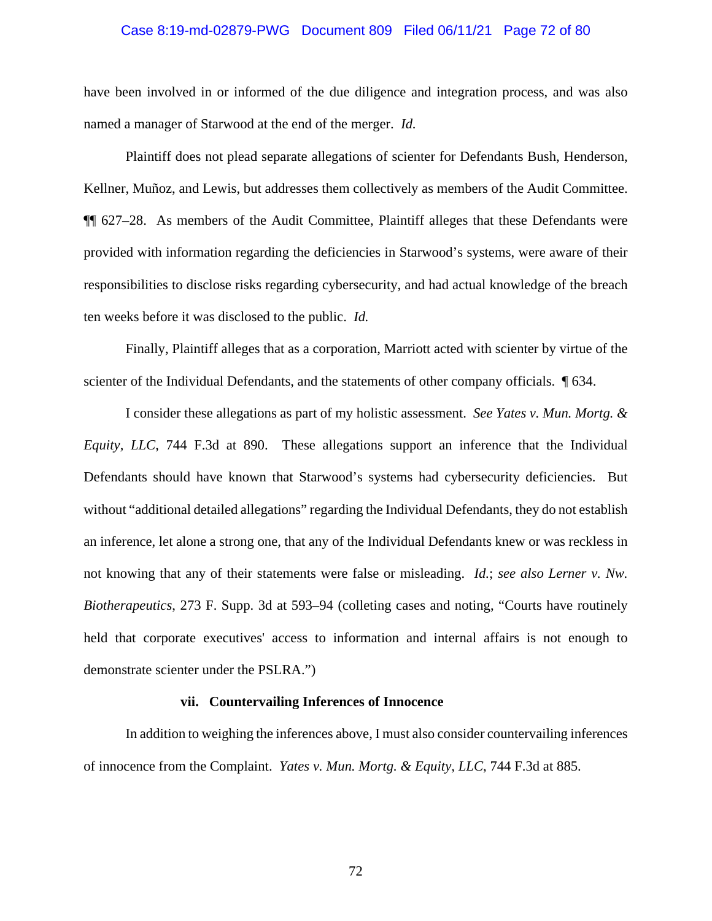have been involved in or informed of the due diligence and integration process, and was also named a manager of Starwood at the end of the merger. *Id.*

Plaintiff does not plead separate allegations of scienter for Defendants Bush, Henderson, Kellner, Muñoz, and Lewis, but addresses them collectively as members of the Audit Committee. ¶¶ 627–28. As members of the Audit Committee, Plaintiff alleges that these Defendants were provided with information regarding the deficiencies in Starwood's systems, were aware of their responsibilities to disclose risks regarding cybersecurity, and had actual knowledge of the breach ten weeks before it was disclosed to the public. *Id.*

Finally, Plaintiff alleges that as a corporation, Marriott acted with scienter by virtue of the scienter of the Individual Defendants, and the statements of other company officials. ¶ 634.

I consider these allegations as part of my holistic assessment. *See Yates v. Mun. Mortg. & Equity, LLC*, 744 F.3d at 890. These allegations support an inference that the Individual Defendants should have known that Starwood's systems had cybersecurity deficiencies. But without "additional detailed allegations" regarding the Individual Defendants, they do not establish an inference, let alone a strong one, that any of the Individual Defendants knew or was reckless in not knowing that any of their statements were false or misleading. *Id.*; *see also Lerner v. Nw. Biotherapeutics*, 273 F. Supp. 3d at 593–94 (colleting cases and noting, "Courts have routinely held that corporate executives' access to information and internal affairs is not enough to demonstrate scienter under the PSLRA.")

#### vii. Countervailing Inferences of Innocence

In addition to weighing the inferences above, I must also consider countervailing inferences of innocence from the Complaint. *Yates v. Mun. Mortg. & Equity, LLC*, 744 F.3d at 885.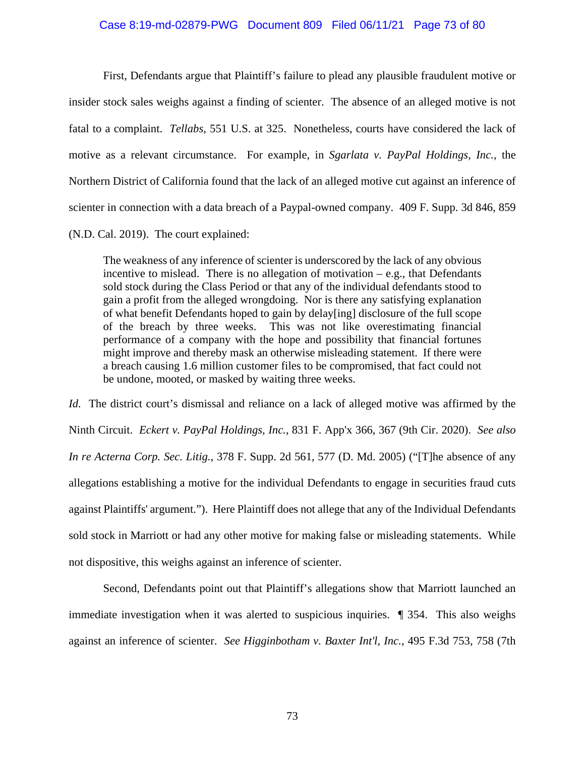First, Defendants argue that Plaintiff's failure to plead any plausible fraudulent motive or insider stock sales weighs against a finding of scienter. The absence of an alleged motive is not fatal to a complaint. *Tellabs*, 551 U.S. at 325. Nonetheless, courts have considered the lack of motive as a relevant circumstance. For example, in *Sgarlata v. PayPal Holdings, Inc.*, the Northern District of California found that the lack of an alleged motive cut against an inference of scienter in connection with a data breach of a Paypal-owned company. 409 F. Supp. 3d 846, 859 (N.D. Cal. 2019). The court explained:

> The weakness of any inference of scienter is underscored by the lack of any obvious incentive to mislead. There is no allegation of motivation – e.g., that Defendants sold stock during the Class Period or that any of the individual defendants stood to gain a profit from the alleged wrongdoing. Nor is there any satisfying explanation of what benefit Defendants hoped to gain by delay[ing] disclosure of the full scope of the breach by three weeks. This was not like overestimating financial performance of a company with the hope and possibility that financial fortunes might improve and thereby mask an otherwise misleading statement. If there were a breach causing 1.6 million customer files to be compromised, that fact could not be undone, mooted, or masked by waiting three weeks.

*Id.* The district court's dismissal and reliance on a lack of alleged motive was affirmed by the Ninth Circuit. *Eckert v. PayPal Holdings, Inc.*, 831 F. App'x 366, 367 (9th Cir. 2020). *See also In re Acterna Corp. Sec. Litig.*, 378 F. Supp. 2d 561, 577 (D. Md. 2005) ("[T]he absence of any allegations establishing a motive for the individual Defendants to engage in securities fraud cuts against Plaintiffs' argument."). Here Plaintiff does not allege that any of the Individual Defendants sold stock in Marriott or had any other motive for making false or misleading statements. While not dispositive, this weighs against an inference of scienter.

Second, Defendants point out that Plaintiff's allegations show that Marriott launched an immediate investigation when it was alerted to suspicious inquiries. ¶ 354. This also weighs against an inference of scienter. *See Higginbotham v. Baxter Int'l, Inc.*, 495 F.3d 753, 758 (7th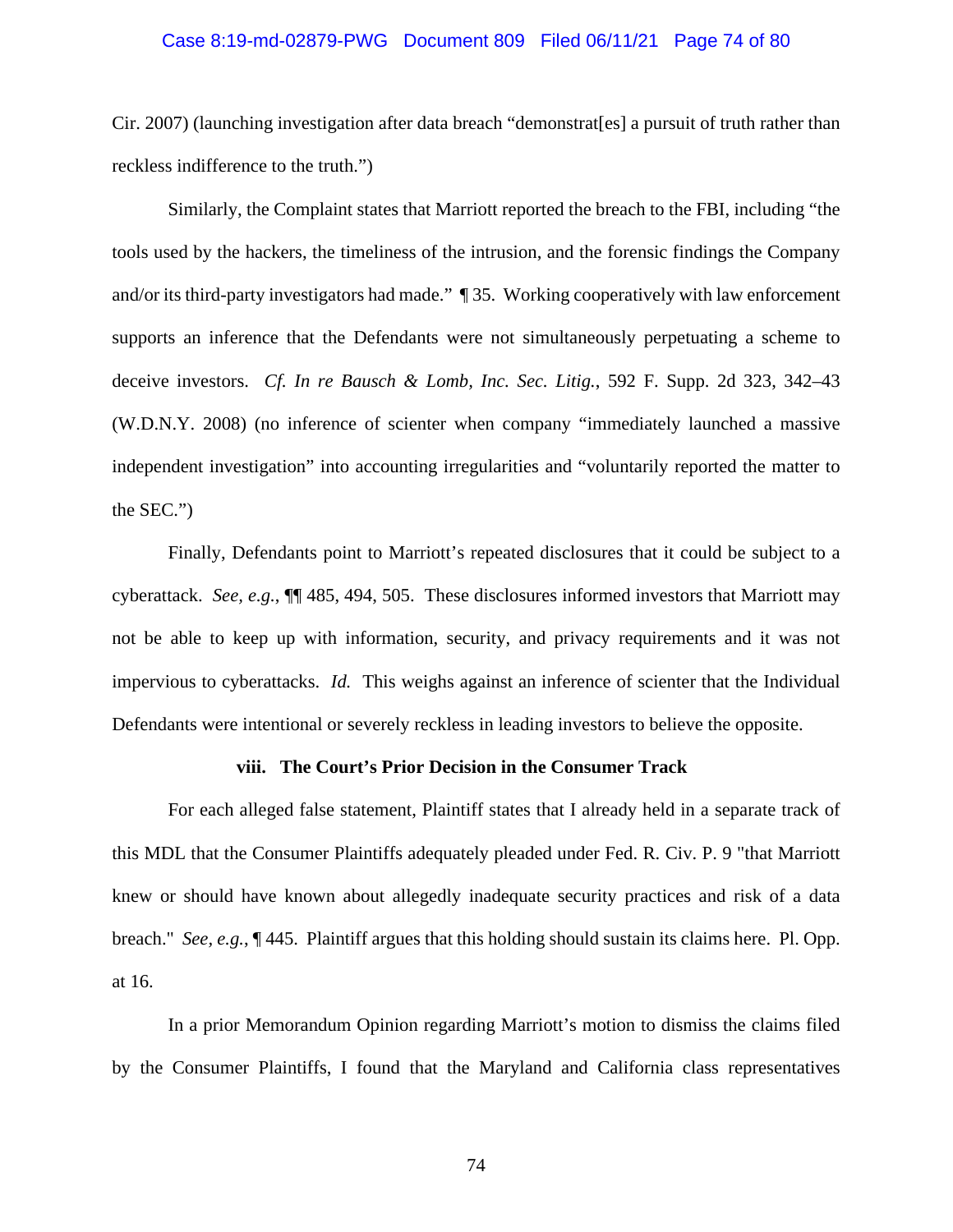Cir. 2007) (launching investigation after data breach "demonstrat[es] a pursuit of truth rather than reckless indifference to the truth.")

Similarly, the Complaint states that Marriott reported the breach to the FBI, including "the tools used by the hackers, the timeliness of the intrusion, and the forensic findings the Company and/or its third-party investigators had made." ¶ 35. Working cooperatively with law enforcement supports an inference that the Defendants were not simultaneously perpetuating a scheme to deceive investors. *Cf. In re Bausch & Lomb, Inc. Sec. Litig.*, 592 F. Supp. 2d 323, 342–43 (W.D.N.Y. 2008) (no inference of scienter when company "immediately launched a massive independent investigation" into accounting irregularities and "voluntarily reported the matter to the SEC.")

Finally, Defendants point to Marriott's repeated disclosures that it could be subject to a cyberattack. *See, e.g.*, ¶¶ 485, 494, 505. These disclosures informed investors that Marriott may not be able to keep up with information, security, and privacy requirements and it was not impervious to cyberattacks. *Id.* This weighs against an inference of scienter that the Individual Defendants were intentional or severely reckless in leading investors to believe the opposite.

**viii. The Court's Prior Decision in the Consumer Track**

For each alleged false statement, Plaintiff states that I already held in a separate track of this MDL that the Consumer Plaintiffs adequately pleaded under Fed. R. Civ. P. 9 "that Marriott knew or should have known about allegedly inadequate security practices and risk of a data breach." *See, e.g.*, ¶ 445. Plaintiff argues that this holding should sustain its claims here. Pl. Opp. at 16.

In a prior Memorandum Opinion regarding Marriott's motion to dismiss the claims filed by the Consumer Plaintiffs, I found that the Maryland and California class representatives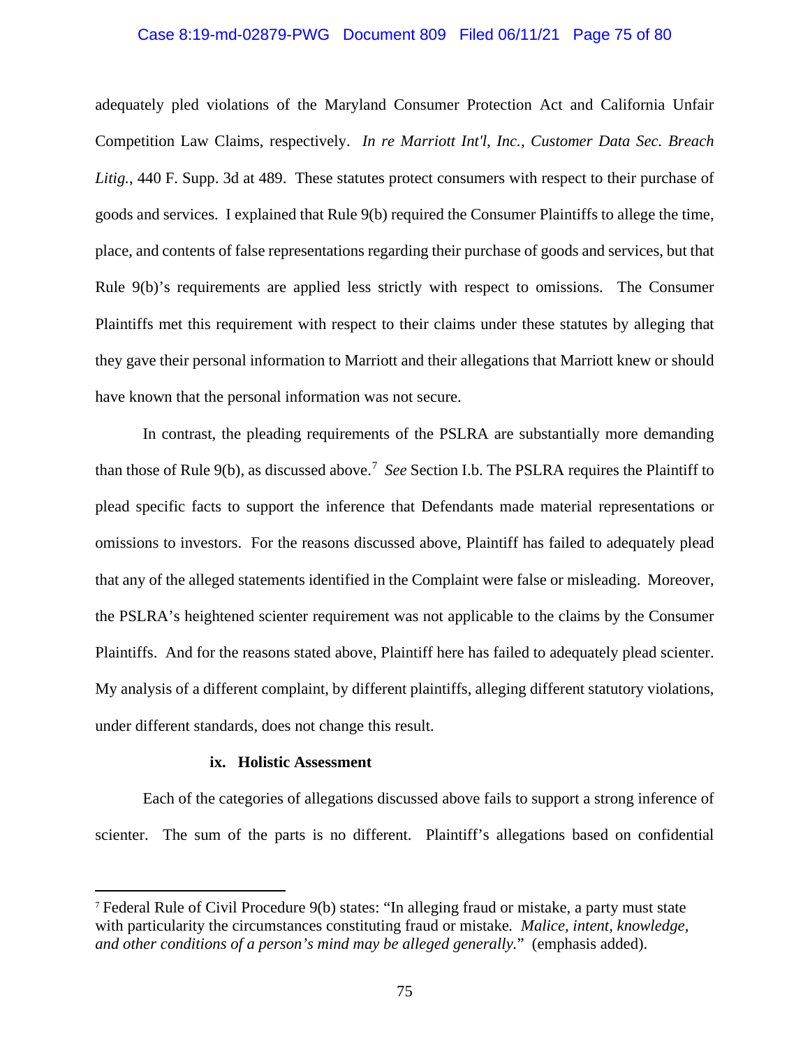adequately pled violations of the Maryland Consumer Protection Act and California Unfair Competition Law Claims, respectively. *In re Marriott Int'l, Inc., Customer Data Sec. Breach Litig.*, 440 F. Supp. 3d at 489. These statutes protect consumers with respect to their purchase of goods and services. I explained that Rule 9(b) required the Consumer Plaintiffs to allege the time, place, and contents of false representations regarding their purchase of goods and services, but that Rule 9(b)'s requirements are applied less strictly with respect to omissions. The Consumer Plaintiffs met this requirement with respect to their claims under these statutes by alleging that they gave their personal information to Marriott and their allegations that Marriott knew or should have known that the personal information was not secure.

In contrast, the pleading requirements of the PSLRA are substantially more demanding than those of Rule 9(b), as discussed above.[7] *See* Section I.b. The PSLRA requires the Plaintiff to plead specific facts to support the inference that Defendants made material representations or omissions to investors. For the reasons discussed above, Plaintiff has failed to adequately plead that any of the alleged statements identified in the Complaint were false or misleading. Moreover, the PSLRA's heightened scienter requirement was not applicable to the claims by the Consumer Plaintiffs. And for the reasons stated above, Plaintiff here has failed to adequately plead scienter. My analysis of a different complaint, by different plaintiffs, alleging different statutory violations, under different standards, does not change this result.

**ix. Holistic Assessment**

Each of the categories of allegations discussed above fails to support a strong inference of scienter. The sum of the parts is no different. Plaintiff's allegations based on confidential

---

[7] Federal Rule of Civil Procedure 9(b) states: "In alleging fraud or mistake, a party must state with particularity the circumstances constituting fraud or mistake. *Malice, intent, knowledge, and other conditions of a person's mind may be alleged generally.*" (emphasis added).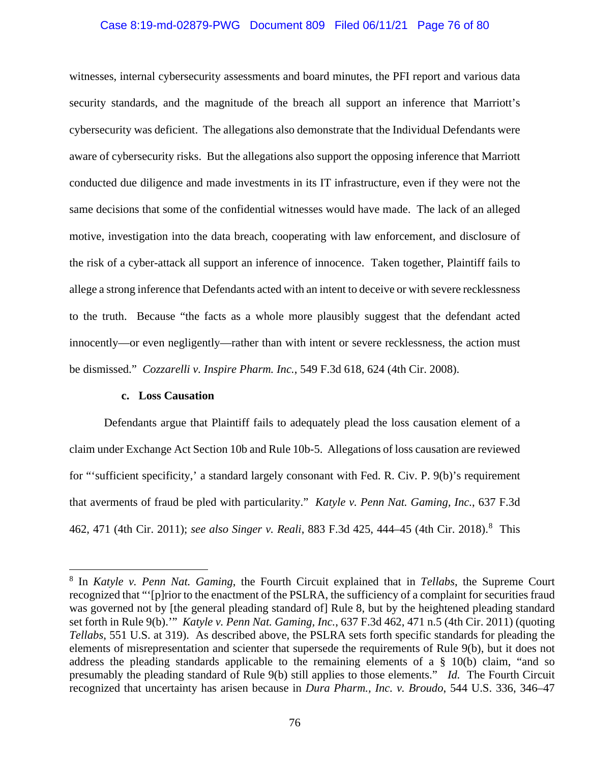witnesses, internal cybersecurity assessments and board minutes, the PFI report and various data security standards, and the magnitude of the breach all support an inference that Marriott's cybersecurity was deficient. The allegations also demonstrate that the Individual Defendants were aware of cybersecurity risks. But the allegations also support the opposing inference that Marriott conducted due diligence and made investments in its IT infrastructure, even if they were not the same decisions that some of the confidential witnesses would have made. The lack of an alleged motive, investigation into the data breach, cooperating with law enforcement, and disclosure of the risk of a cyber-attack all support an inference of innocence. Taken together, Plaintiff fails to allege a strong inference that Defendants acted with an intent to deceive or with severe recklessness to the truth. Because "the facts as a whole more plausibly suggest that the defendant acted innocently—or even negligently—rather than with intent or severe recklessness, the action must be dismissed." *Cozzarelli v. Inspire Pharm. Inc.*, 549 F.3d 618, 624 (4th Cir. 2008).

**c. Loss Causation**

Defendants argue that Plaintiff fails to adequately plead the loss causation element of a claim under Exchange Act Section 10b and Rule 10b-5. Allegations of loss causation are reviewed for "'sufficient specificity,' a standard largely consonant with Fed. R. Civ. P. 9(b)'s requirement that averments of fraud be pled with particularity." *Katyle v. Penn Nat. Gaming, Inc.*, 637 F.3d 462, 471 (4th Cir. 2011); *see also Singer v. Reali*, 883 F.3d 425, 444–45 (4th Cir. 2018).[8] This

[8] In *Katyle v. Penn Nat. Gaming*, the Fourth Circuit explained that in *Tellabs*, the Supreme Court recognized that "'[p]rior to the enactment of the PSLRA, the sufficiency of a complaint for securities fraud was governed not by [the general pleading standard of] Rule 8, but by the heightened pleading standard set forth in Rule 9(b).'" *Katyle v. Penn Nat. Gaming, Inc.*, 637 F.3d 462, 471 n.5 (4th Cir. 2011) (quoting *Tellabs*, 551 U.S. at 319). As described above, the PSLRA sets forth specific standards for pleading the elements of misrepresentation and scienter that supersede the requirements of Rule 9(b), but it does not address the pleading standards applicable to the remaining elements of a § 10(b) claim, "and so presumably the pleading standard of Rule 9(b) still applies to those elements." *Id.* The Fourth Circuit recognized that uncertainty has arisen because in *Dura Pharm., Inc. v. Broudo*, 544 U.S. 336, 346–47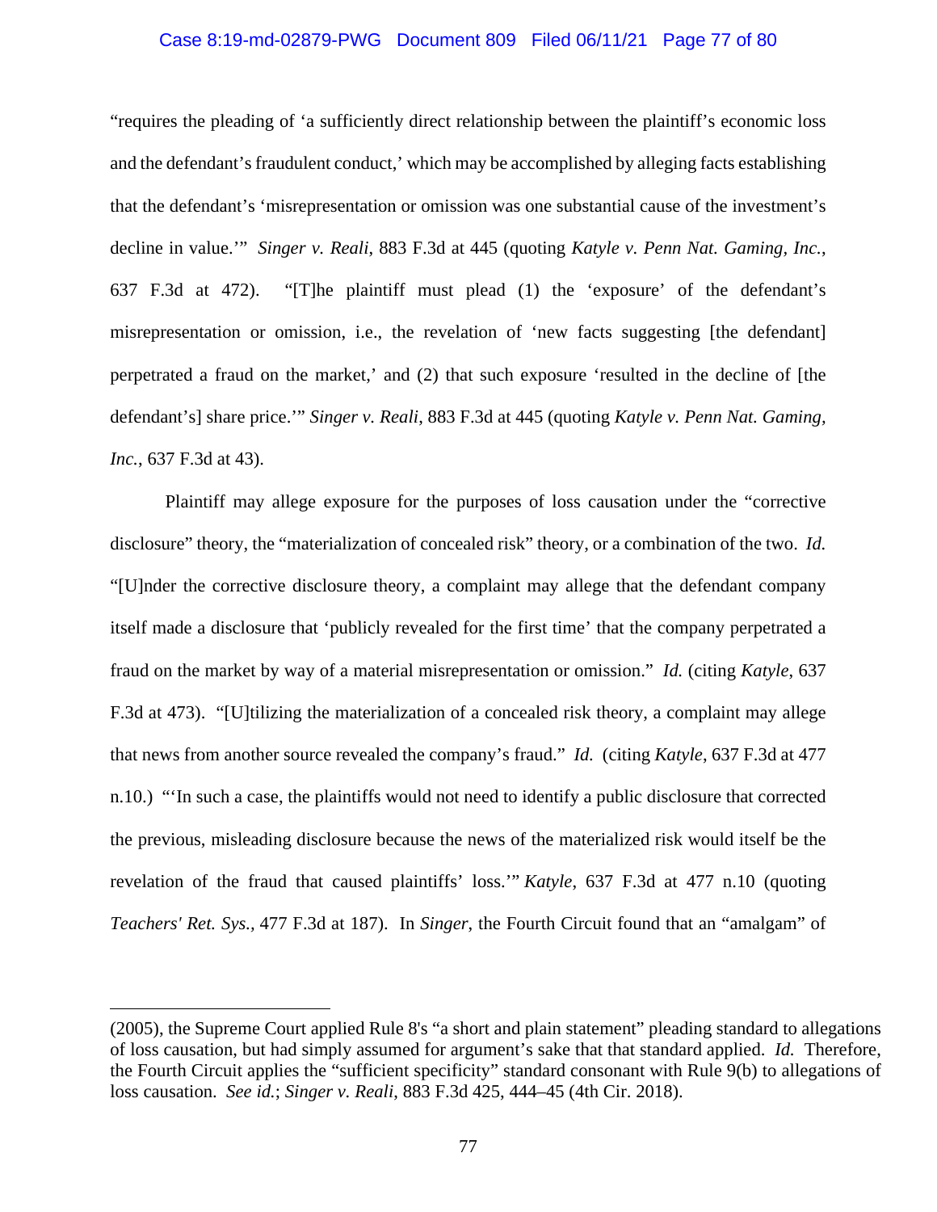"requires the pleading of 'a sufficiently direct relationship between the plaintiff's economic loss and the defendant's fraudulent conduct,' which may be accomplished by alleging facts establishing that the defendant's 'misrepresentation or omission was one substantial cause of the investment's decline in value.'" *Singer v. Reali*, 883 F.3d at 445 (quoting *Katyle v. Penn Nat. Gaming, Inc.*, 637 F.3d at 472). "[T]he plaintiff must plead (1) the 'exposure' of the defendant's misrepresentation or omission, i.e., the revelation of 'new facts suggesting [the defendant] perpetrated a fraud on the market,' and (2) that such exposure 'resulted in the decline of [the defendant's] share price.'" *Singer v. Reali*, 883 F.3d at 445 (quoting *Katyle v. Penn Nat. Gaming, Inc.*, 637 F.3d at 43).

Plaintiff may allege exposure for the purposes of loss causation under the "corrective disclosure" theory, the "materialization of concealed risk" theory, or a combination of the two. *Id.* "[U]nder the corrective disclosure theory, a complaint may allege that the defendant company itself made a disclosure that 'publicly revealed for the first time' that the company perpetrated a fraud on the market by way of a material misrepresentation or omission." *Id.* (citing *Katyle*, 637 F.3d at 473). "[U]tilizing the materialization of a concealed risk theory, a complaint may allege that news from another source revealed the company's fraud." *Id.* (citing *Katyle*, 637 F.3d at 477 n.10.) "'In such a case, the plaintiffs would not need to identify a public disclosure that corrected the previous, misleading disclosure because the news of the materialized risk would itself be the revelation of the fraud that caused plaintiffs' loss.'" *Katyle*, 637 F.3d at 477 n.10 (quoting *Teachers' Ret. Sys.*, 477 F.3d at 187). In *Singer*, the Fourth Circuit found that an "amalgam" of

---

(2005), the Supreme Court applied Rule 8's "a short and plain statement" pleading standard to allegations of loss causation, but had simply assumed for argument's sake that that standard applied. *Id.* Therefore, the Fourth Circuit applies the "sufficient specificity" standard consonant with Rule 9(b) to allegations of loss causation. *See id.*; *Singer v. Reali*, 883 F.3d 425, 444–45 (4th Cir. 2018).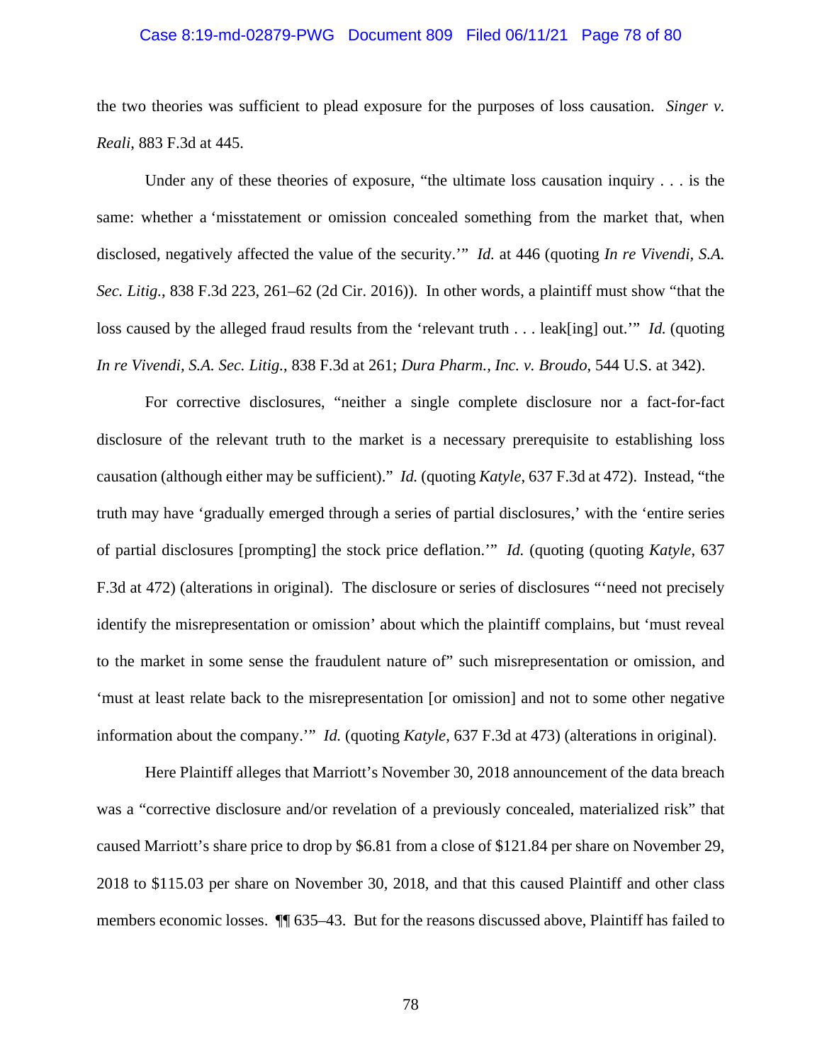the two theories was sufficient to plead exposure for the purposes of loss causation. *Singer v. Reali*, 883 F.3d at 445.

Under any of these theories of exposure, "the ultimate loss causation inquiry . . . is the same: whether a 'misstatement or omission concealed something from the market that, when disclosed, negatively affected the value of the security.'" *Id.* at 446 (quoting *In re Vivendi, S.A. Sec. Litig.*, 838 F.3d 223, 261–62 (2d Cir. 2016)). In other words, a plaintiff must show "that the loss caused by the alleged fraud results from the 'relevant truth . . . leak[ing] out.'" *Id.* (quoting *In re Vivendi, S.A. Sec. Litig.*, 838 F.3d at 261; *Dura Pharm., Inc. v. Broudo*, 544 U.S. at 342).

For corrective disclosures, "neither a single complete disclosure nor a fact-for-fact disclosure of the relevant truth to the market is a necessary prerequisite to establishing loss causation (although either may be sufficient)." *Id.* (quoting *Katyle*, 637 F.3d at 472). Instead, "the truth may have 'gradually emerged through a series of partial disclosures,' with the 'entire series of partial disclosures [prompting] the stock price deflation.'" *Id.* (quoting (quoting *Katyle*, 637 F.3d at 472) (alterations in original). The disclosure or series of disclosures "'need not precisely identify the misrepresentation or omission' about which the plaintiff complains, but 'must reveal to the market in some sense the fraudulent nature of" such misrepresentation or omission, and 'must at least relate back to the misrepresentation [or omission] and not to some other negative information about the company.'" *Id.* (quoting *Katyle*, 637 F.3d at 473) (alterations in original).

Here Plaintiff alleges that Marriott's November 30, 2018 announcement of the data breach was a "corrective disclosure and/or revelation of a previously concealed, materialized risk" that caused Marriott's share price to drop by $6.81 from a close of $121.84 per share on November 29, 2018 to $115.03 per share on November 30, 2018, and that this caused Plaintiff and other class members economic losses. ¶¶ 635–43. But for the reasons discussed above, Plaintiff has failed to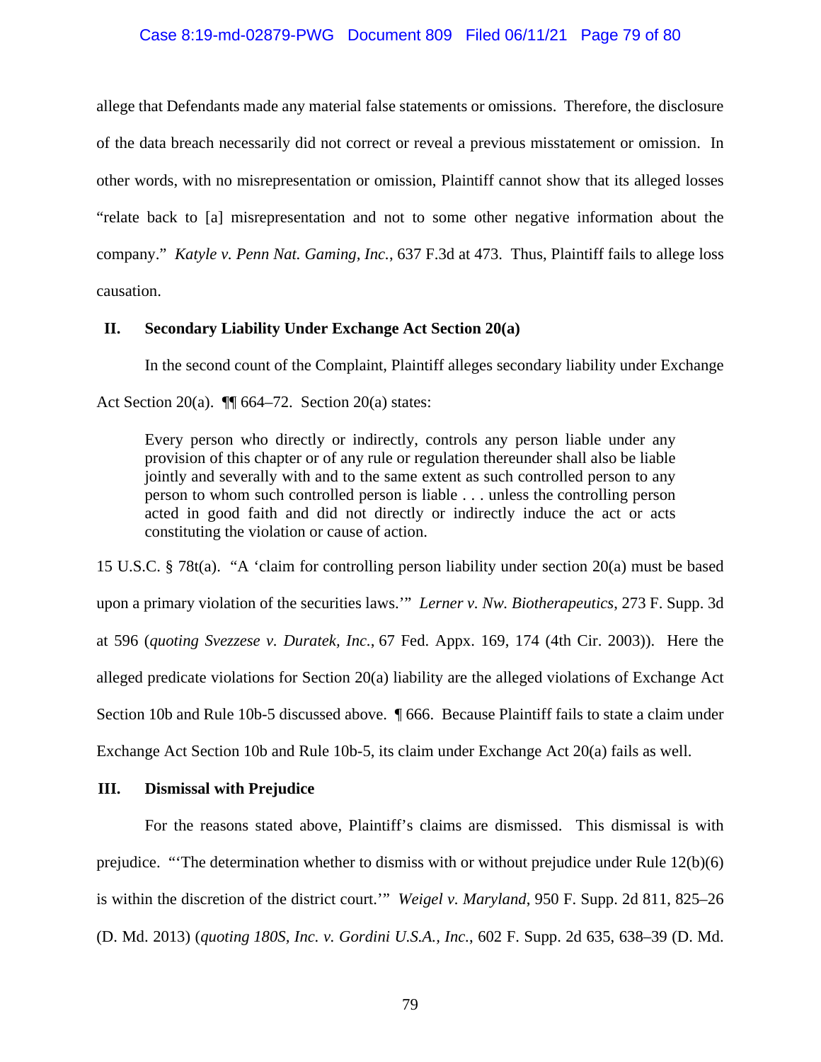allege that Defendants made any material false statements or omissions. Therefore, the disclosure of the data breach necessarily did not correct or reveal a previous misstatement or omission. In other words, with no misrepresentation or omission, Plaintiff cannot show that its alleged losses "relate back to [a] misrepresentation and not to some other negative information about the company." *Katyle v. Penn Nat. Gaming, Inc.*, 637 F.3d at 473. Thus, Plaintiff fails to allege loss causation.

## II. Secondary Liability Under Exchange Act Section 20(a)

In the second count of the Complaint, Plaintiff alleges secondary liability under Exchange Act Section 20(a). ¶¶ 664–72. Section 20(a) states:

> Every person who directly or indirectly, controls any person liable under any provision of this chapter or of any rule or regulation thereunder shall also be liable jointly and severally with and to the same extent as such controlled person to any person to whom such controlled person is liable . . . unless the controlling person acted in good faith and did not directly or indirectly induce the act or acts constituting the violation or cause of action.

15 U.S.C. § 78t(a). "A 'claim for controlling person liability under section 20(a) must be based upon a primary violation of the securities laws.'" *Lerner v. Nw. Biotherapeutics*, 273 F. Supp. 3d at 596 (*quoting Svezzese v. Duratek, Inc.*, 67 Fed. Appx. 169, 174 (4th Cir. 2003)). Here the alleged predicate violations for Section 20(a) liability are the alleged violations of Exchange Act Section 10b and Rule 10b-5 discussed above. ¶ 666. Because Plaintiff fails to state a claim under Exchange Act Section 10b and Rule 10b-5, its claim under Exchange Act 20(a) fails as well.

## III. Dismissal with Prejudice

For the reasons stated above, Plaintiff's claims are dismissed. This dismissal is with prejudice. "'The determination whether to dismiss with or without prejudice under Rule 12(b)(6) is within the discretion of the district court.'" *Weigel v. Maryland*, 950 F. Supp. 2d 811, 825–26 (D. Md. 2013) (*quoting 180S, Inc. v. Gordini U.S.A., Inc.*, 602 F. Supp. 2d 635, 638–39 (D. Md.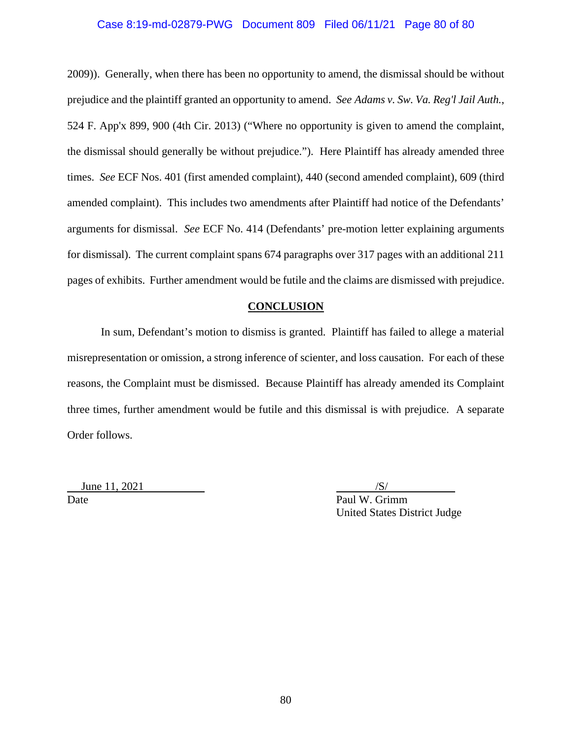2009)). Generally, when there has been no opportunity to amend, the dismissal should be without prejudice and the plaintiff granted an opportunity to amend. *See Adams v. Sw. Va. Reg'l Jail Auth.*, 524 F. App'x 899, 900 (4th Cir. 2013) ("Where no opportunity is given to amend the complaint, the dismissal should generally be without prejudice."). Here Plaintiff has already amended three times. *See* ECF Nos. 401 (first amended complaint), 440 (second amended complaint), 609 (third amended complaint). This includes two amendments after Plaintiff had notice of the Defendants' arguments for dismissal. *See* ECF No. 414 (Defendants' pre-motion letter explaining arguments for dismissal). The current complaint spans 674 paragraphs over 317 pages with an additional 211 pages of exhibits. Further amendment would be futile and the claims are dismissed with prejudice.

## CONCLUSION

In sum, Defendant's motion to dismiss is granted. Plaintiff has failed to allege a material misrepresentation or omission, a strong inference of scienter, and loss causation. For each of these reasons, the Complaint must be dismissed. Because Plaintiff has already amended its Complaint three times, further amendment would be futile and this dismissal is with prejudice. A separate Order follows.

June 11, 2021
Date

/S/
Paul W. Grimm
United States District Judge